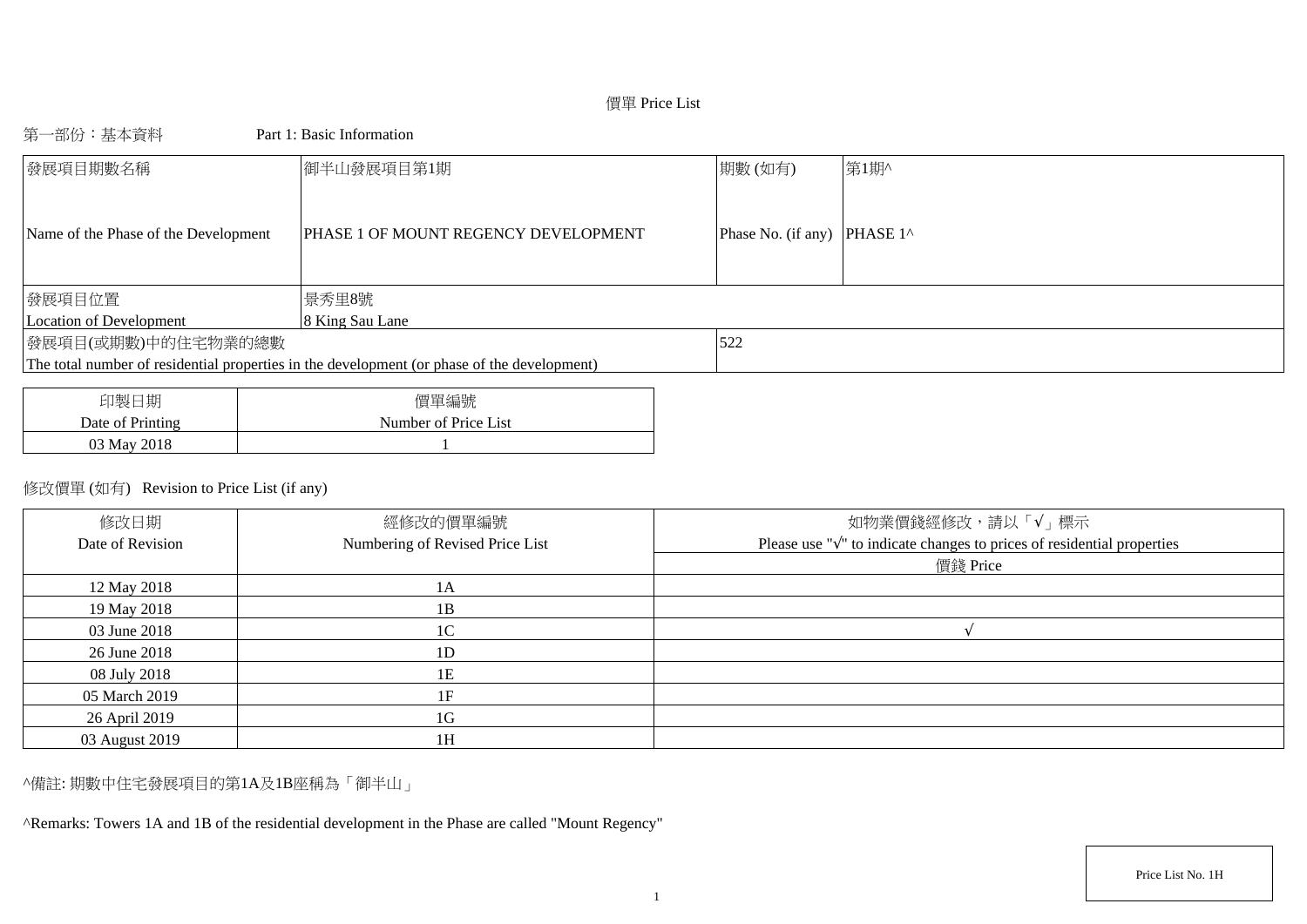# 價單 Price List

## 第一部份：基本資料　Part 1: Basic Information

| 發展項目期數名稱<br>Name of the Phase of the Development | 御半山發展項目第1期<br>PHASE 1 OF MOUNT REGENCY DEVELOPMENT | 期數 (如有)<br>Phase No. (if any) | 第1期^<br>PHASE 1^ |
|---|---|---|---|
| 發展項目位置<br>Location of Development | 景秀里8號<br>8 King Sau Lane | | |
| 發展項目(或期數)中的住宅物業的總數<br>The total number of residential properties in the development (or phase of the development) | | 522 | |

| 印製日期<br>Date of Printing | 價單編號<br>Number of Price List |
|---|---|
| 03 May 2018 | 1 |

修改價單 (如有)　Revision to Price List (if any)

| 修改日期<br>Date of Revision | 經修改的價單編號<br>Numbering of Revised Price List | 如物業價錢經修改，請以「√」標示<br>Please use "√" to indicate changes to prices of residential properties<br>價錢 Price |
|---|---|---|
| 12 May 2018 | 1A | |
| 19 May 2018 | 1B | |
| 03 June 2018 | 1C | √ |
| 26 June 2018 | 1D | |
| 08 July 2018 | 1E | |
| 05 March 2019 | 1F | |
| 26 April 2019 | 1G | |
| 03 August 2019 | 1H | |

^備註: 期數中住宅發展項目的第1A及1B座稱為「御半山」

^Remarks: Towers 1A and 1B of the residential development in the Phase are called "Mount Regency"

Price List No. 1H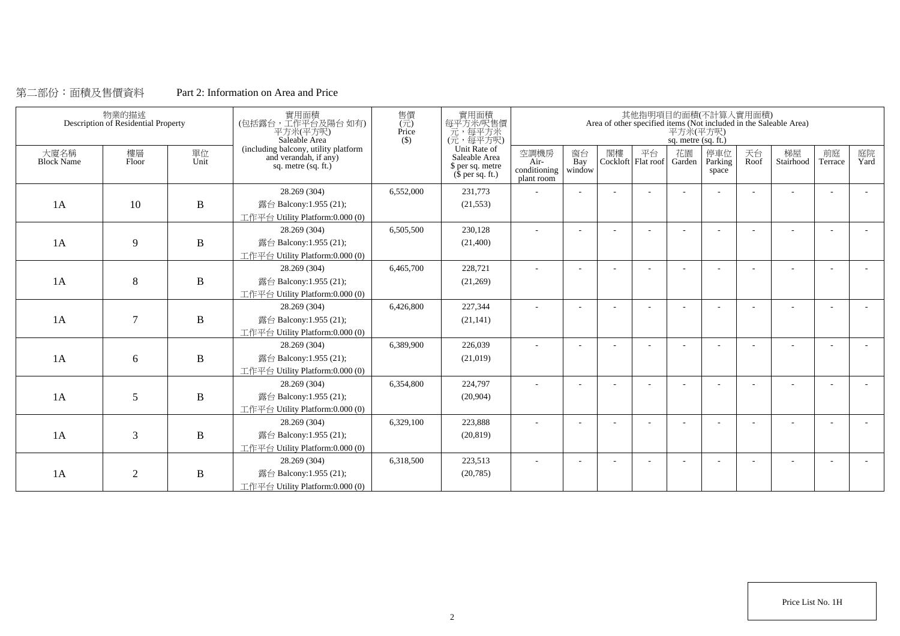第二部份：面積及售價資料　　　Part 2: Information on Area and Price

| 物業的描述 Description of Residential Property | | | 實用面積 (包括露台，工作平台及陽台 如有) 平方米(平方呎) Saleable Area (including balcony, utility platform and verandah, if any) sq. metre (sq. ft.) | 售價 (元) Price ($) | 實用面積 每平方米/呎售價 元，每平方米 (元，每平方呎) Unit Rate of Saleable Area $ per sq. metre ($ per sq. ft.) | 其他指明項目的面積(不計算入實用面積) Area of other specified items (Not included in the Saleable Area) 平方米(平方呎) sq. metre (sq. ft.) | | | | | | | | | |
|---|---|---|---|---|---|---|---|---|---|---|---|---|---|---|---|
| 大廈名稱 Block Name | 樓層 Floor | 單位 Unit | | | | 空調機房 Air-conditioning plant room | 窗台 Bay window | 閣樓 Cockloft | 平台 Flat roof | 花園 Garden | 停車位 Parking space | 天台 Roof | 梯屋 Stairhood | 前庭 Terrace | 庭院 Yard |
| 1A | 10 | B | 28.269 (304) 露台 Balcony:1.955 (21); 工作平台 Utility Platform:0.000 (0) | 6,552,000 | 231,773 (21,553) | - | - | - | - | - | - | - | - | - | - |
| 1A | 9 | B | 28.269 (304) 露台 Balcony:1.955 (21); 工作平台 Utility Platform:0.000 (0) | 6,505,500 | 230,128 (21,400) | - | - | - | - | - | - | - | - | - | - |
| 1A | 8 | B | 28.269 (304) 露台 Balcony:1.955 (21); 工作平台 Utility Platform:0.000 (0) | 6,465,700 | 228,721 (21,269) | - | - | - | - | - | - | - | - | - | - |
| 1A | 7 | B | 28.269 (304) 露台 Balcony:1.955 (21); 工作平台 Utility Platform:0.000 (0) | 6,426,800 | 227,344 (21,141) | - | - | - | - | - | - | - | - | - | - |
| 1A | 6 | B | 28.269 (304) 露台 Balcony:1.955 (21); 工作平台 Utility Platform:0.000 (0) | 6,389,900 | 226,039 (21,019) | - | - | - | - | - | - | - | - | - | - |
| 1A | 5 | B | 28.269 (304) 露台 Balcony:1.955 (21); 工作平台 Utility Platform:0.000 (0) | 6,354,800 | 224,797 (20,904) | - | - | - | - | - | - | - | - | - | - |
| 1A | 3 | B | 28.269 (304) 露台 Balcony:1.955 (21); 工作平台 Utility Platform:0.000 (0) | 6,329,100 | 223,888 (20,819) | - | - | - | - | - | - | - | - | - | - |
| 1A | 2 | B | 28.269 (304) 露台 Balcony:1.955 (21); 工作平台 Utility Platform:0.000 (0) | 6,318,500 | 223,513 (20,785) | - | - | - | - | - | - | - | - | - | - |

Price List No. 1H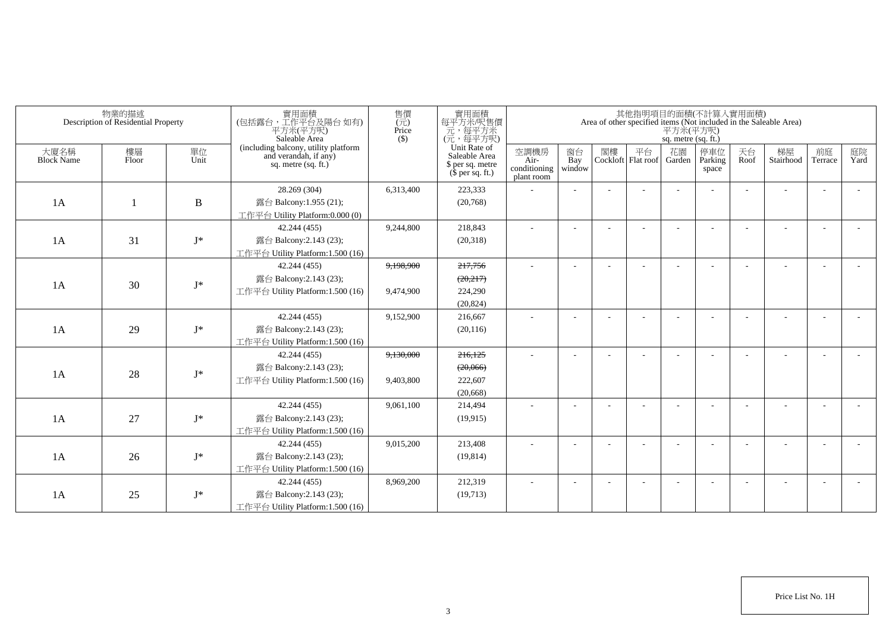| 物業的描述 Description of Residential Property | | | 實用面積 (包括露台，工作平台及陽台 如有) 平方米(平方呎) Saleable Area (including balcony, utility platform and verandah, if any) sq. metre (sq. ft.) | 售價 (元) Price ($) | 實用面積 每平方米/呎售價 元，每平方米 (元，每平方呎) Unit Rate of Saleable Area $ per sq. metre ($ per sq. ft.) | 其他指明項目的面積(不計算入實用面積) Area of other specified items (Not included in the Saleable Area) 平方米(平方呎) sq. metre (sq. ft.) | | | | | | | | | |
|---|---|---|---|---|---|---|---|---|---|---|---|---|---|---|---|
| 大廈名稱 Block Name | 樓層 Floor | 單位 Unit | | | | 空調機房 Air-conditioning plant room | 窗台 Bay window | 閣樓 Cockloft | 平台 Flat roof | 花園 Garden | 停車位 Parking space | 天台 Roof | 梯屋 Stairhood | 前庭 Terrace | 庭院 Yard |
| 1A | 1 | B | 28.269 (304) 露台 Balcony:1.955 (21); 工作平台 Utility Platform:0.000 (0) | 6,313,400 | 223,333 (20,768) | - | - | - | - | - | - | - | - | - | - |
| 1A | 31 | J* | 42.244 (455) 露台 Balcony:2.143 (23); 工作平台 Utility Platform:1.500 (16) | 9,244,800 | 218,843 (20,318) | - | - | - | - | - | - | - | - | - | - |
| 1A | 30 | J* | 42.244 (455) 露台 Balcony:2.143 (23); 工作平台 Utility Platform:1.500 (16) | ~~9,198,900~~ 9,474,900 | ~~217,756~~ ~~(20,217)~~ 224,290 (20,824) | - | - | - | - | - | - | - | - | - | - |
| 1A | 29 | J* | 42.244 (455) 露台 Balcony:2.143 (23); 工作平台 Utility Platform:1.500 (16) | 9,152,900 | 216,667 (20,116) | - | - | - | - | - | - | - | - | - | - |
| 1A | 28 | J* | 42.244 (455) 露台 Balcony:2.143 (23); 工作平台 Utility Platform:1.500 (16) | ~~9,130,000~~ 9,403,800 | ~~216,125~~ ~~(20,066)~~ 222,607 (20,668) | - | - | - | - | - | - | - | - | - | - |
| 1A | 27 | J* | 42.244 (455) 露台 Balcony:2.143 (23); 工作平台 Utility Platform:1.500 (16) | 9,061,100 | 214,494 (19,915) | - | - | - | - | - | - | - | - | - | - |
| 1A | 26 | J* | 42.244 (455) 露台 Balcony:2.143 (23); 工作平台 Utility Platform:1.500 (16) | 9,015,200 | 213,408 (19,814) | - | - | - | - | - | - | - | - | - | - |
| 1A | 25 | J* | 42.244 (455) 露台 Balcony:2.143 (23); 工作平台 Utility Platform:1.500 (16) | 8,969,200 | 212,319 (19,713) | - | - | - | - | - | - | - | - | - | - |

Price List No. 1H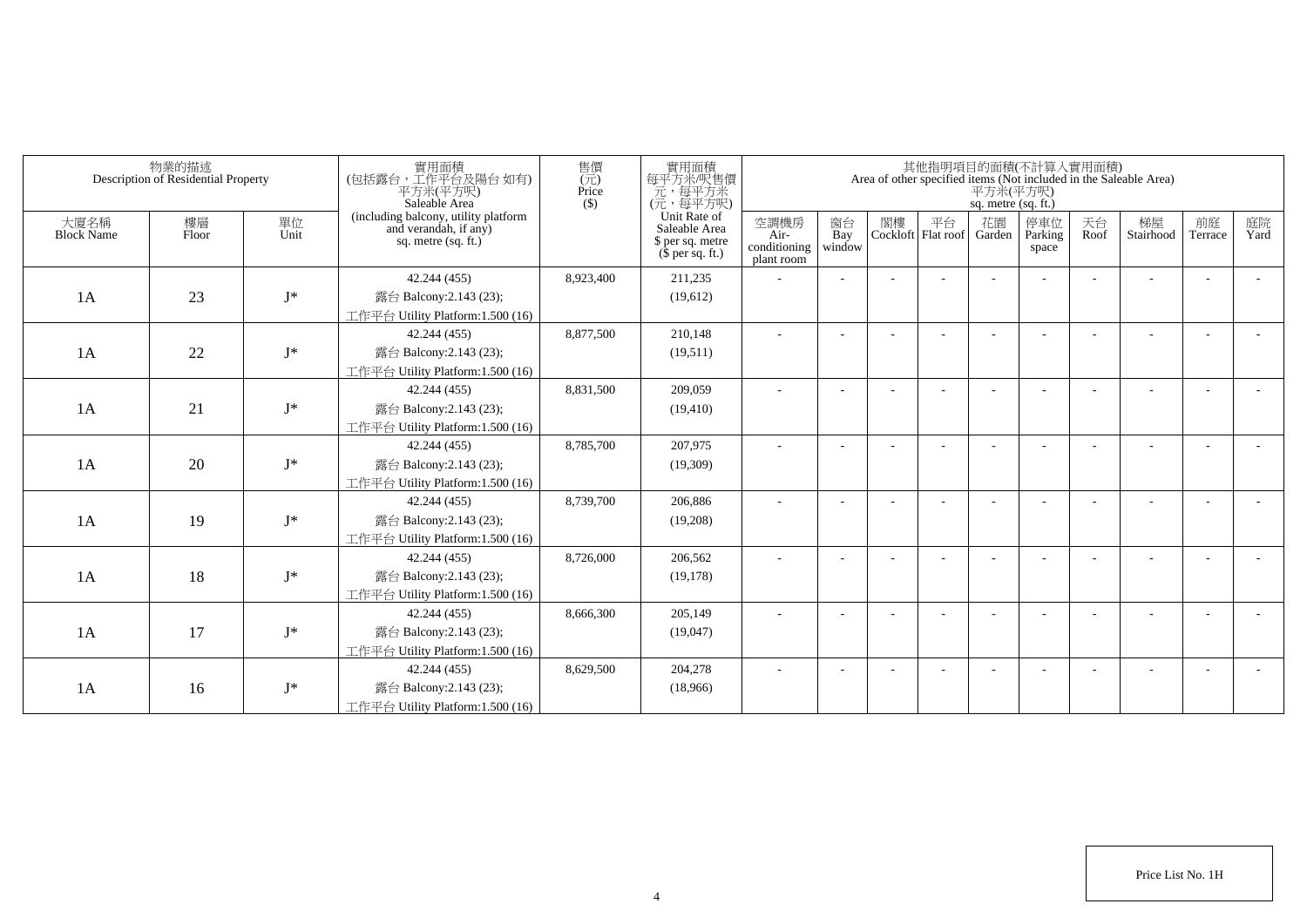| 物業的描述 Description of Residential Property | | | 實用面積 (包括露台，工作平台及陽台 如有) 平方米(平方呎) Saleable Area (including balcony, utility platform and verandah, if any) sq. metre (sq. ft.) | 售價 (元) Price ($) | 實用面積 每平方米/呎售價 元，每平方米 (元，每平方呎) Unit Rate of Saleable Area $ per sq. metre ($ per sq. ft.) | 其他指明項目的面積(不計算入實用面積) Area of other specified items (Not included in the Saleable Area) 平方米(平方呎) sq. metre (sq. ft.) | | | | | | | | | |
|---|---|---|---|---|---|---|---|---|---|---|---|---|---|---|---|
| 大廈名稱 Block Name | 樓層 Floor | 單位 Unit | | | | 空調機房 Air-conditioning plant room | 窗台 Bay window | 閣樓 Cockloft | 平台 Flat roof | 花園 Garden | 停車位 Parking space | 天台 Roof | 梯屋 Stairhood | 前庭 Terrace | 庭院 Yard |
| 1A | 23 | J* | 42.244 (455) 露台 Balcony:2.143 (23); 工作平台 Utility Platform:1.500 (16) | 8,923,400 | 211,235 (19,612) | - | - | - | - | - | - | - | - | - | - |
| 1A | 22 | J* | 42.244 (455) 露台 Balcony:2.143 (23); 工作平台 Utility Platform:1.500 (16) | 8,877,500 | 210,148 (19,511) | - | - | - | - | - | - | - | - | - | - |
| 1A | 21 | J* | 42.244 (455) 露台 Balcony:2.143 (23); 工作平台 Utility Platform:1.500 (16) | 8,831,500 | 209,059 (19,410) | - | - | - | - | - | - | - | - | - | - |
| 1A | 20 | J* | 42.244 (455) 露台 Balcony:2.143 (23); 工作平台 Utility Platform:1.500 (16) | 8,785,700 | 207,975 (19,309) | - | - | - | - | - | - | - | - | - | - |
| 1A | 19 | J* | 42.244 (455) 露台 Balcony:2.143 (23); 工作平台 Utility Platform:1.500 (16) | 8,739,700 | 206,886 (19,208) | - | - | - | - | - | - | - | - | - | - |
| 1A | 18 | J* | 42.244 (455) 露台 Balcony:2.143 (23); 工作平台 Utility Platform:1.500 (16) | 8,726,000 | 206,562 (19,178) | - | - | - | - | - | - | - | - | - | - |
| 1A | 17 | J* | 42.244 (455) 露台 Balcony:2.143 (23); 工作平台 Utility Platform:1.500 (16) | 8,666,300 | 205,149 (19,047) | - | - | - | - | - | - | - | - | - | - |
| 1A | 16 | J* | 42.244 (455) 露台 Balcony:2.143 (23); 工作平台 Utility Platform:1.500 (16) | 8,629,500 | 204,278 (18,966) | - | - | - | - | - | - | - | - | - | - |

Price List No. 1H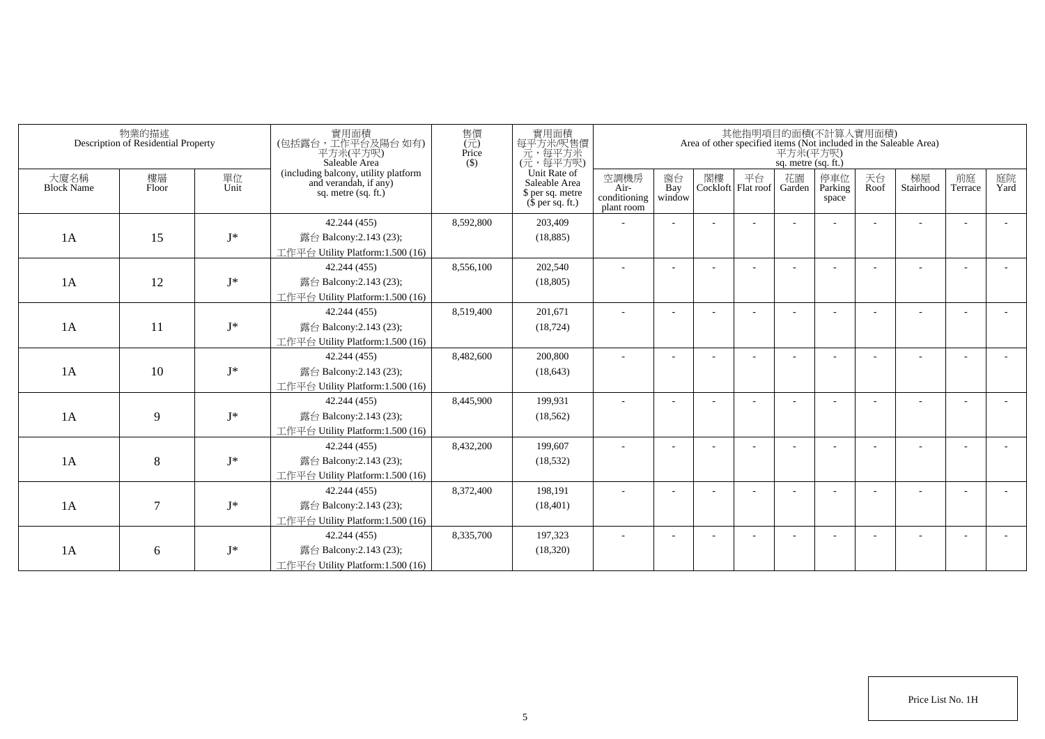| 物業的描述 Description of Residential Property | | | 實用面積 (包括露台，工作平台及陽台 如有) 平方米(平方呎) Saleable Area (including balcony, utility platform and verandah, if any) sq. metre (sq. ft.) | 售價 (元) Price ($) | 實用面積 每平方米/呎售價 元，每平方米 (元，每平方呎) Unit Rate of Saleable Area $ per sq. metre ($ per sq. ft.) | 其他指明項目的面積(不計算入實用面積) Area of other specified items (Not included in the Saleable Area) 平方米(平方呎) sq. metre (sq. ft.) | | | | | | | | | |
|---|---|---|---|---|---|---|---|---|---|---|---|---|---|---|---|
| 大廈名稱 Block Name | 樓層 Floor | 單位 Unit | | | | 空調機房 Air-conditioning plant room | 窗台 Bay window | 閣樓 Cockloft | 平台 Flat roof | 花園 Garden | 停車位 Parking space | 天台 Roof | 梯屋 Stairhood | 前庭 Terrace | 庭院 Yard |
| 1A | 15 | J* | 42.244 (455) 露台 Balcony:2.143 (23); 工作平台 Utility Platform:1.500 (16) | 8,592,800 | 203,409 (18,885) | - | - | - | - | - | - | - | - | - | - |
| 1A | 12 | J* | 42.244 (455) 露台 Balcony:2.143 (23); 工作平台 Utility Platform:1.500 (16) | 8,556,100 | 202,540 (18,805) | - | - | - | - | - | - | - | - | - | - |
| 1A | 11 | J* | 42.244 (455) 露台 Balcony:2.143 (23); 工作平台 Utility Platform:1.500 (16) | 8,519,400 | 201,671 (18,724) | - | - | - | - | - | - | - | - | - | - |
| 1A | 10 | J* | 42.244 (455) 露台 Balcony:2.143 (23); 工作平台 Utility Platform:1.500 (16) | 8,482,600 | 200,800 (18,643) | - | - | - | - | - | - | - | - | - | - |
| 1A | 9 | J* | 42.244 (455) 露台 Balcony:2.143 (23); 工作平台 Utility Platform:1.500 (16) | 8,445,900 | 199,931 (18,562) | - | - | - | - | - | - | - | - | - | - |
| 1A | 8 | J* | 42.244 (455) 露台 Balcony:2.143 (23); 工作平台 Utility Platform:1.500 (16) | 8,432,200 | 199,607 (18,532) | - | - | - | - | - | - | - | - | - | - |
| 1A | 7 | J* | 42.244 (455) 露台 Balcony:2.143 (23); 工作平台 Utility Platform:1.500 (16) | 8,372,400 | 198,191 (18,401) | - | - | - | - | - | - | - | - | - | - |
| 1A | 6 | J* | 42.244 (455) 露台 Balcony:2.143 (23); 工作平台 Utility Platform:1.500 (16) | 8,335,700 | 197,323 (18,320) | - | - | - | - | - | - | - | - | - | - |

Price List No. 1H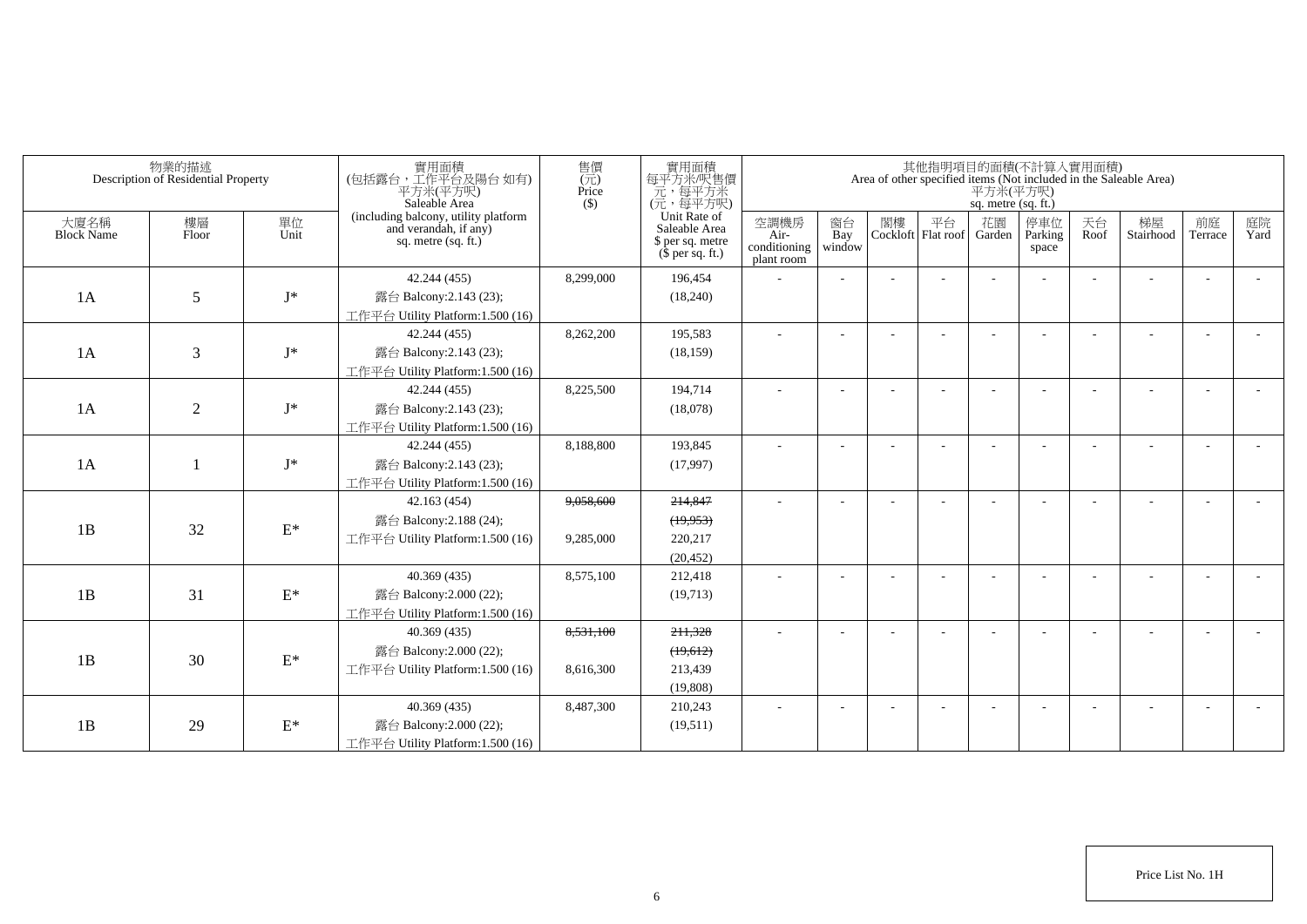| 物業的描述 Description of Residential Property | | | 實用面積 (包括露台，工作平台及陽台 如有) 平方米(平方呎) Saleable Area (including balcony, utility platform and verandah, if any) sq. metre (sq. ft.) | 售價 (元) Price ($) | 實用面積 每平方米/呎售價 元，每平方米 (元，每平方呎) Unit Rate of Saleable Area $ per sq. metre ($ per sq. ft.) | 其他指明項目的面積(不計算入實用面積) Area of other specified items (Not included in the Saleable Area) 平方米(平方呎) sq. metre (sq. ft.) | | | | | | | | | |
|---|---|---|---|---|---|---|---|---|---|---|---|---|---|---|---|
| 大廈名稱 Block Name | 樓層 Floor | 單位 Unit | | | | 空調機房 Air-conditioning plant room | 窗台 Bay window | 閣樓 Cockloft | 平台 Flat roof | 花園 Garden | 停車位 Parking space | 天台 Roof | 梯屋 Stairhood | 前庭 Terrace | 庭院 Yard |
| 1A | 5 | J* | 42.244 (455) 露台 Balcony:2.143 (23); 工作平台 Utility Platform:1.500 (16) | 8,299,000 | 196,454 (18,240) | - | - | - | - | - | - | - | - | - | - |
| 1A | 3 | J* | 42.244 (455) 露台 Balcony:2.143 (23); 工作平台 Utility Platform:1.500 (16) | 8,262,200 | 195,583 (18,159) | - | - | - | - | - | - | - | - | - | - |
| 1A | 2 | J* | 42.244 (455) 露台 Balcony:2.143 (23); 工作平台 Utility Platform:1.500 (16) | 8,225,500 | 194,714 (18,078) | - | - | - | - | - | - | - | - | - | - |
| 1A | 1 | J* | 42.244 (455) 露台 Balcony:2.143 (23); 工作平台 Utility Platform:1.500 (16) | 8,188,800 | 193,845 (17,997) | - | - | - | - | - | - | - | - | - | - |
| 1B | 32 | E* | 42.163 (454) 露台 Balcony:2.188 (24); 工作平台 Utility Platform:1.500 (16) | ~~9,058,600~~ 9,285,000 | ~~214,847~~ ~~(19,953)~~ 220,217 (20,452) | - | - | - | - | - | - | - | - | - | - |
| 1B | 31 | E* | 40.369 (435) 露台 Balcony:2.000 (22); 工作平台 Utility Platform:1.500 (16) | 8,575,100 | 212,418 (19,713) | - | - | - | - | - | - | - | - | - | - |
| 1B | 30 | E* | 40.369 (435) 露台 Balcony:2.000 (22); 工作平台 Utility Platform:1.500 (16) | ~~8,531,100~~ 8,616,300 | ~~211,328~~ ~~(19,612)~~ 213,439 (19,808) | - | - | - | - | - | - | - | - | - | - |
| 1B | 29 | E* | 40.369 (435) 露台 Balcony:2.000 (22); 工作平台 Utility Platform:1.500 (16) | 8,487,300 | 210,243 (19,511) | - | - | - | - | - | - | - | - | - | - |

Price List No. 1H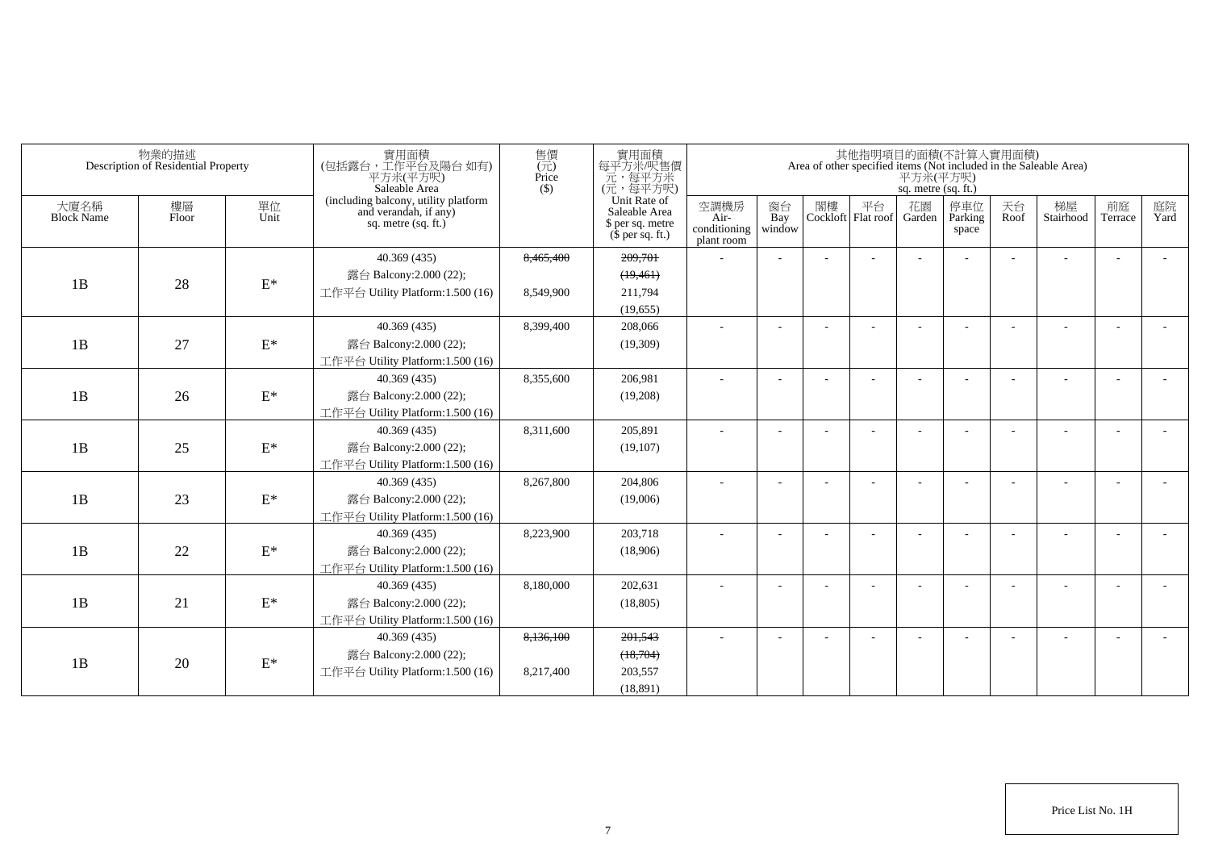| 物業的描述 Description of Residential Property | | | 實用面積 (包括露台，工作平台及陽台 如有) 平方米(平方呎) Saleable Area (including balcony, utility platform and verandah, if any) sq. metre (sq. ft.) | 售價 (元) Price ($) | 實用面積 每平方米/呎售價 元，每平方米 (元，每平方呎) Unit Rate of Saleable Area $ per sq. metre ($ per sq. ft.) | 其他指明項目的面積(不計算入實用面積) Area of other specified items (Not included in the Saleable Area) 平方米(平方呎) sq. metre (sq. ft.) | | | | | | | | | |
|---|---|---|---|---|---|---|---|---|---|---|---|---|---|---|---|
| 大廈名稱 Block Name | 樓層 Floor | 單位 Unit | | | | 空調機房 Air-conditioning plant room | 窗台 Bay window | 閣樓 Cockloft | 平台 Flat roof | 花園 Garden | 停車位 Parking space | 天台 Roof | 梯屋 Stairhood | 前庭 Terrace | 庭院 Yard |
| 1B | 28 | E* | 40.369 (435) 露台 Balcony:2.000 (22); 工作平台 Utility Platform:1.500 (16) | ~~8,465,400~~ 8,549,900 | ~~209,701~~ ~~(19,461)~~ 211,794 (19,655) | - | - | - | - | - | - | - | - | - | - |
| 1B | 27 | E* | 40.369 (435) 露台 Balcony:2.000 (22); 工作平台 Utility Platform:1.500 (16) | 8,399,400 | 208,066 (19,309) | - | - | - | - | - | - | - | - | - | - |
| 1B | 26 | E* | 40.369 (435) 露台 Balcony:2.000 (22); 工作平台 Utility Platform:1.500 (16) | 8,355,600 | 206,981 (19,208) | - | - | - | - | - | - | - | - | - | - |
| 1B | 25 | E* | 40.369 (435) 露台 Balcony:2.000 (22); 工作平台 Utility Platform:1.500 (16) | 8,311,600 | 205,891 (19,107) | - | - | - | - | - | - | - | - | - | - |
| 1B | 23 | E* | 40.369 (435) 露台 Balcony:2.000 (22); 工作平台 Utility Platform:1.500 (16) | 8,267,800 | 204,806 (19,006) | - | - | - | - | - | - | - | - | - | - |
| 1B | 22 | E* | 40.369 (435) 露台 Balcony:2.000 (22); 工作平台 Utility Platform:1.500 (16) | 8,223,900 | 203,718 (18,906) | - | - | - | - | - | - | - | - | - | - |
| 1B | 21 | E* | 40.369 (435) 露台 Balcony:2.000 (22); 工作平台 Utility Platform:1.500 (16) | 8,180,000 | 202,631 (18,805) | - | - | - | - | - | - | - | - | - | - |
| 1B | 20 | E* | 40.369 (435) 露台 Balcony:2.000 (22); 工作平台 Utility Platform:1.500 (16) | ~~8,136,100~~ 8,217,400 | ~~201,543~~ ~~(18,704)~~ 203,557 (18,891) | - | - | - | - | - | - | - | - | - | - |

Price List No. 1H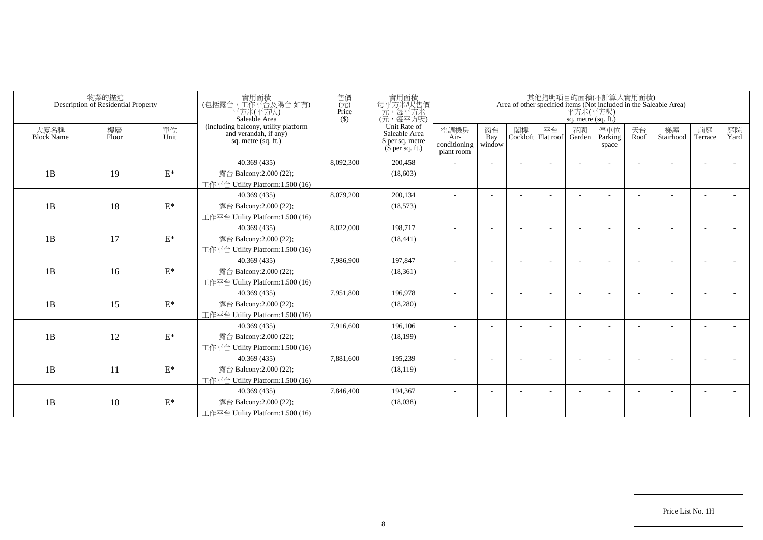| 物業的描述 Description of Residential Property | | | 實用面積 (包括露台，工作平台及陽台 如有) 平方米(平方呎) Saleable Area (including balcony, utility platform and verandah, if any) sq. metre (sq. ft.) | 售價 (元) Price ($) | 實用面積 每平方米/呎售價 元，每平方米 (元，每平方呎) Unit Rate of Saleable Area $ per sq. metre ($ per sq. ft.) | 其他指明項目的面積(不計算入實用面積) Area of other specified items (Not included in the Saleable Area) 平方米(平方呎) sq. metre (sq. ft.) | | | | | | | | | |
|---|---|---|---|---|---|---|---|---|---|---|---|---|---|---|---|
| 大廈名稱 Block Name | 樓層 Floor | 單位 Unit | | | | 空調機房 Air-conditioning plant room | 窗台 Bay window | 閣樓 Cockloft | 平台 Flat roof | 花園 Garden | 停車位 Parking space | 天台 Roof | 梯屋 Stairhood | 前庭 Terrace | 庭院 Yard |
| 1B | 19 | E* | 40.369 (435) 露台 Balcony:2.000 (22); 工作平台 Utility Platform:1.500 (16) | 8,092,300 | 200,458 (18,603) | - | - | - | - | - | - | - | - | - | - |
| 1B | 18 | E* | 40.369 (435) 露台 Balcony:2.000 (22); 工作平台 Utility Platform:1.500 (16) | 8,079,200 | 200,134 (18,573) | - | - | - | - | - | - | - | - | - | - |
| 1B | 17 | E* | 40.369 (435) 露台 Balcony:2.000 (22); 工作平台 Utility Platform:1.500 (16) | 8,022,000 | 198,717 (18,441) | - | - | - | - | - | - | - | - | - | - |
| 1B | 16 | E* | 40.369 (435) 露台 Balcony:2.000 (22); 工作平台 Utility Platform:1.500 (16) | 7,986,900 | 197,847 (18,361) | - | - | - | - | - | - | - | - | - | - |
| 1B | 15 | E* | 40.369 (435) 露台 Balcony:2.000 (22); 工作平台 Utility Platform:1.500 (16) | 7,951,800 | 196,978 (18,280) | - | - | - | - | - | - | - | - | - | - |
| 1B | 12 | E* | 40.369 (435) 露台 Balcony:2.000 (22); 工作平台 Utility Platform:1.500 (16) | 7,916,600 | 196,106 (18,199) | - | - | - | - | - | - | - | - | - | - |
| 1B | 11 | E* | 40.369 (435) 露台 Balcony:2.000 (22); 工作平台 Utility Platform:1.500 (16) | 7,881,600 | 195,239 (18,119) | - | - | - | - | - | - | - | - | - | - |
| 1B | 10 | E* | 40.369 (435) 露台 Balcony:2.000 (22); 工作平台 Utility Platform:1.500 (16) | 7,846,400 | 194,367 (18,038) | - | - | - | - | - | - | - | - | - | - |

Price List No. 1H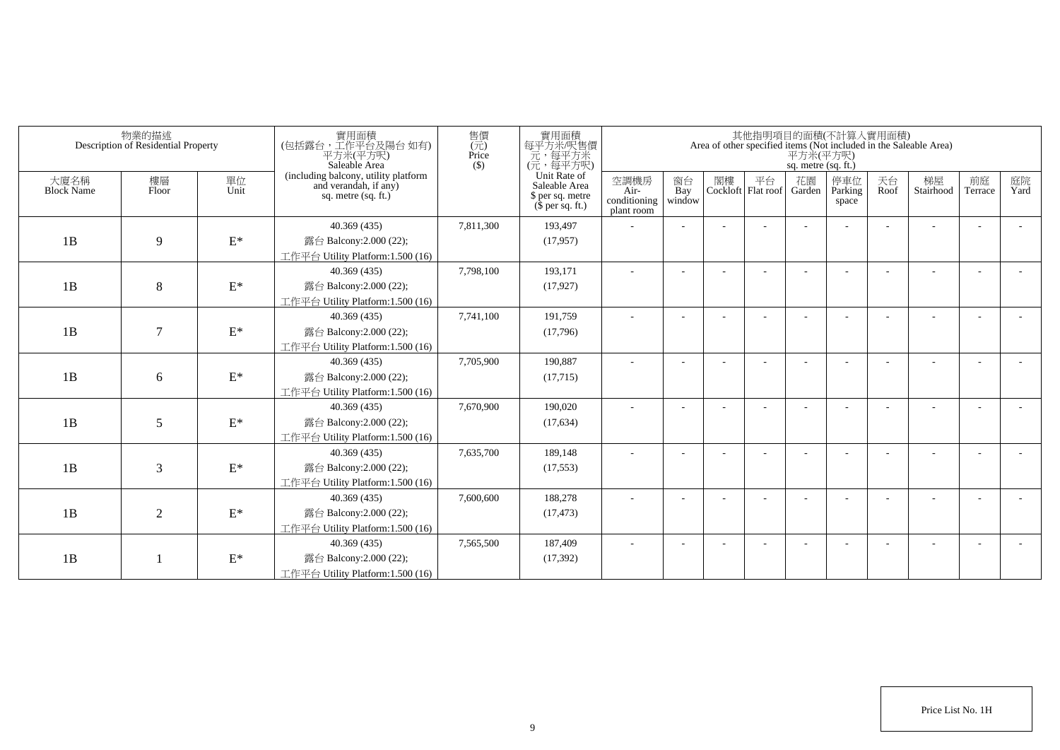| 物業的描述 Description of Residential Property | | | 實用面積 (包括露台，工作平台及陽台 如有) 平方米(平方呎) Saleable Area (including balcony, utility platform and verandah, if any) sq. metre (sq. ft.) | 售價 (元) Price ($) | 實用面積 每平方米/呎售價 元，每平方米 (元，每平方呎) Unit Rate of Saleable Area $ per sq. metre ($ per sq. ft.) | 其他指明項目的面積(不計算入實用面積) Area of other specified items (Not included in the Saleable Area) 平方米(平方呎) sq. metre (sq. ft.) | | | | | | | | | |
|---|---|---|---|---|---|---|---|---|---|---|---|---|---|---|---|
| 大廈名稱 Block Name | 樓層 Floor | 單位 Unit | | | | 空調機房 Air-conditioning plant room | 窗台 Bay window | 閣樓 Cockloft | 平台 Flat roof | 花園 Garden | 停車位 Parking space | 天台 Roof | 梯屋 Stairhood | 前庭 Terrace | 庭院 Yard |
| 1B | 9 | E* | 40.369 (435) 露台 Balcony:2.000 (22); 工作平台 Utility Platform:1.500 (16) | 7,811,300 | 193,497 (17,957) | - | - | - | - | - | - | - | - | - | - |
| 1B | 8 | E* | 40.369 (435) 露台 Balcony:2.000 (22); 工作平台 Utility Platform:1.500 (16) | 7,798,100 | 193,171 (17,927) | - | - | - | - | - | - | - | - | - | - |
| 1B | 7 | E* | 40.369 (435) 露台 Balcony:2.000 (22); 工作平台 Utility Platform:1.500 (16) | 7,741,100 | 191,759 (17,796) | - | - | - | - | - | - | - | - | - | - |
| 1B | 6 | E* | 40.369 (435) 露台 Balcony:2.000 (22); 工作平台 Utility Platform:1.500 (16) | 7,705,900 | 190,887 (17,715) | - | - | - | - | - | - | - | - | - | - |
| 1B | 5 | E* | 40.369 (435) 露台 Balcony:2.000 (22); 工作平台 Utility Platform:1.500 (16) | 7,670,900 | 190,020 (17,634) | - | - | - | - | - | - | - | - | - | - |
| 1B | 3 | E* | 40.369 (435) 露台 Balcony:2.000 (22); 工作平台 Utility Platform:1.500 (16) | 7,635,700 | 189,148 (17,553) | - | - | - | - | - | - | - | - | - | - |
| 1B | 2 | E* | 40.369 (435) 露台 Balcony:2.000 (22); 工作平台 Utility Platform:1.500 (16) | 7,600,600 | 188,278 (17,473) | - | - | - | - | - | - | - | - | - | - |
| 1B | 1 | E* | 40.369 (435) 露台 Balcony:2.000 (22); 工作平台 Utility Platform:1.500 (16) | 7,565,500 | 187,409 (17,392) | - | - | - | - | - | - | - | - | - | - |

Price List No. 1H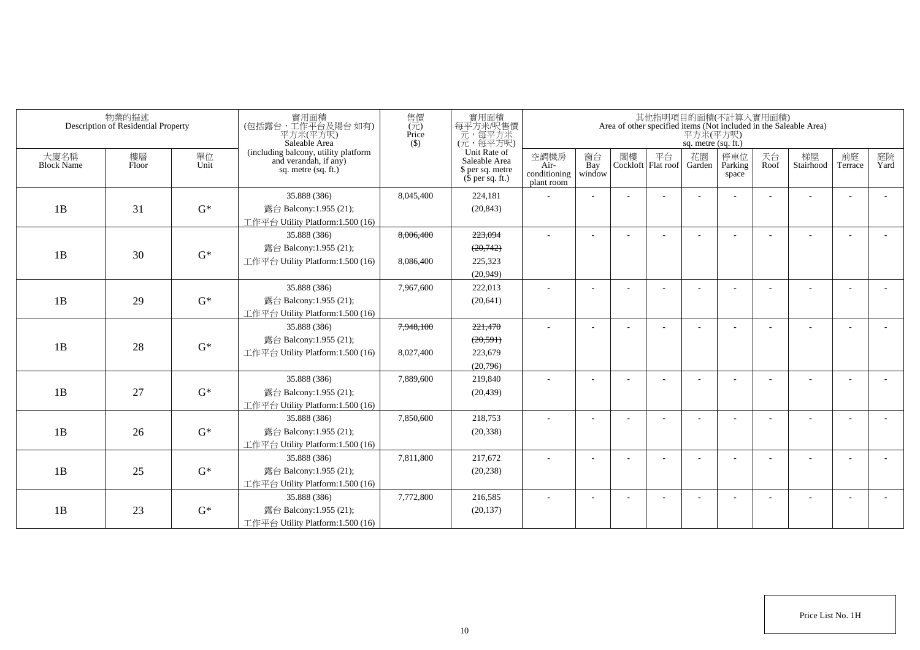| 物業的描述 Description of Residential Property | | | 實用面積 (包括露台，工作平台及陽台 如有) 平方米(平方呎) Saleable Area (including balcony, utility platform and verandah, if any) sq. metre (sq. ft.) | 售價 (元) Price ($) | 實用面積 每平方米/呎售價 元，每平方米 (元，每平方呎) Unit Rate of Saleable Area $ per sq. metre ($ per sq. ft.) | 其他指明項目的面積(不計算入實用面積) Area of other specified items (Not included in the Saleable Area) 平方米(平方呎) sq. metre (sq. ft.) | | | | | | | | | |
|---|---|---|---|---|---|---|---|---|---|---|---|---|---|---|---|
| 大廈名稱 Block Name | 樓層 Floor | 單位 Unit | | | | 空調機房 Air-conditioning plant room | 窗台 Bay window | 閣樓 Cockloft | 平台 Flat roof | 花園 Garden | 停車位 Parking space | 天台 Roof | 梯屋 Stairhood | 前庭 Terrace | 庭院 Yard |
| 1B | 31 | G* | 35.888 (386) 露台 Balcony:1.955 (21); 工作平台 Utility Platform:1.500 (16) | 8,045,400 | 224,181 (20,843) | - | - | - | - | - | - | - | - | - | - |
| 1B | 30 | G* | 35.888 (386) 露台 Balcony:1.955 (21); 工作平台 Utility Platform:1.500 (16) | ~~8,006,400~~ 8,086,400 | ~~223,094~~ ~~(20,742)~~ 225,323 (20,949) | - | - | - | - | - | - | - | - | - | - |
| 1B | 29 | G* | 35.888 (386) 露台 Balcony:1.955 (21); 工作平台 Utility Platform:1.500 (16) | 7,967,600 | 222,013 (20,641) | - | - | - | - | - | - | - | - | - | - |
| 1B | 28 | G* | 35.888 (386) 露台 Balcony:1.955 (21); 工作平台 Utility Platform:1.500 (16) | ~~7,948,100~~ 8,027,400 | ~~221,470~~ ~~(20,591)~~ 223,679 (20,796) | - | - | - | - | - | - | - | - | - | - |
| 1B | 27 | G* | 35.888 (386) 露台 Balcony:1.955 (21); 工作平台 Utility Platform:1.500 (16) | 7,889,600 | 219,840 (20,439) | - | - | - | - | - | - | - | - | - | - |
| 1B | 26 | G* | 35.888 (386) 露台 Balcony:1.955 (21); 工作平台 Utility Platform:1.500 (16) | 7,850,600 | 218,753 (20,338) | - | - | - | - | - | - | - | - | - | - |
| 1B | 25 | G* | 35.888 (386) 露台 Balcony:1.955 (21); 工作平台 Utility Platform:1.500 (16) | 7,811,800 | 217,672 (20,238) | - | - | - | - | - | - | - | - | - | - |
| 1B | 23 | G* | 35.888 (386) 露台 Balcony:1.955 (21); 工作平台 Utility Platform:1.500 (16) | 7,772,800 | 216,585 (20,137) | - | - | - | - | - | - | - | - | - | - |

Price List No. 1H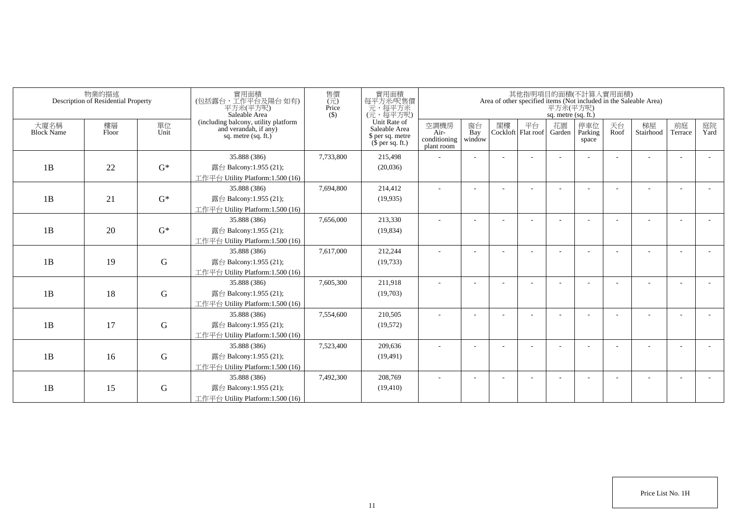| 物業的描述 Description of Residential Property | | | 實用面積 (包括露台，工作平台及陽台 如有) 平方米(平方呎) Saleable Area (including balcony, utility platform and verandah, if any) sq. metre (sq. ft.) | 售價 (元) Price ($) | 實用面積 每平方米/呎售價 元，每平方米 (元，每平方呎) Unit Rate of Saleable Area $ per sq. metre ($ per sq. ft.) | 其他指明項目的面積(不計算入實用面積) Area of other specified items (Not included in the Saleable Area) 平方米(平方呎) sq. metre (sq. ft.) | | | | | | | | | |
|---|---|---|---|---|---|---|---|---|---|---|---|---|---|---|---|
| 大廈名稱 Block Name | 樓層 Floor | 單位 Unit | | | | 空調機房 Air-conditioning plant room | 窗台 Bay window | 閣樓 Cockloft | 平台 Flat roof | 花園 Garden | 停車位 Parking space | 天台 Roof | 梯屋 Stairhood | 前庭 Terrace | 庭院 Yard |
| 1B | 22 | G* | 35.888 (386) 露台 Balcony:1.955 (21); 工作平台 Utility Platform:1.500 (16) | 7,733,800 | 215,498 (20,036) | - | - | - | - | - | - | - | - | - | - |
| 1B | 21 | G* | 35.888 (386) 露台 Balcony:1.955 (21); 工作平台 Utility Platform:1.500 (16) | 7,694,800 | 214,412 (19,935) | - | - | - | - | - | - | - | - | - | - |
| 1B | 20 | G* | 35.888 (386) 露台 Balcony:1.955 (21); 工作平台 Utility Platform:1.500 (16) | 7,656,000 | 213,330 (19,834) | - | - | - | - | - | - | - | - | - | - |
| 1B | 19 | G | 35.888 (386) 露台 Balcony:1.955 (21); 工作平台 Utility Platform:1.500 (16) | 7,617,000 | 212,244 (19,733) | - | - | - | - | - | - | - | - | - | - |
| 1B | 18 | G | 35.888 (386) 露台 Balcony:1.955 (21); 工作平台 Utility Platform:1.500 (16) | 7,605,300 | 211,918 (19,703) | - | - | - | - | - | - | - | - | - | - |
| 1B | 17 | G | 35.888 (386) 露台 Balcony:1.955 (21); 工作平台 Utility Platform:1.500 (16) | 7,554,600 | 210,505 (19,572) | - | - | - | - | - | - | - | - | - | - |
| 1B | 16 | G | 35.888 (386) 露台 Balcony:1.955 (21); 工作平台 Utility Platform:1.500 (16) | 7,523,400 | 209,636 (19,491) | - | - | - | - | - | - | - | - | - | - |
| 1B | 15 | G | 35.888 (386) 露台 Balcony:1.955 (21); 工作平台 Utility Platform:1.500 (16) | 7,492,300 | 208,769 (19,410) | - | - | - | - | - | - | - | - | - | - |

Price List No. 1H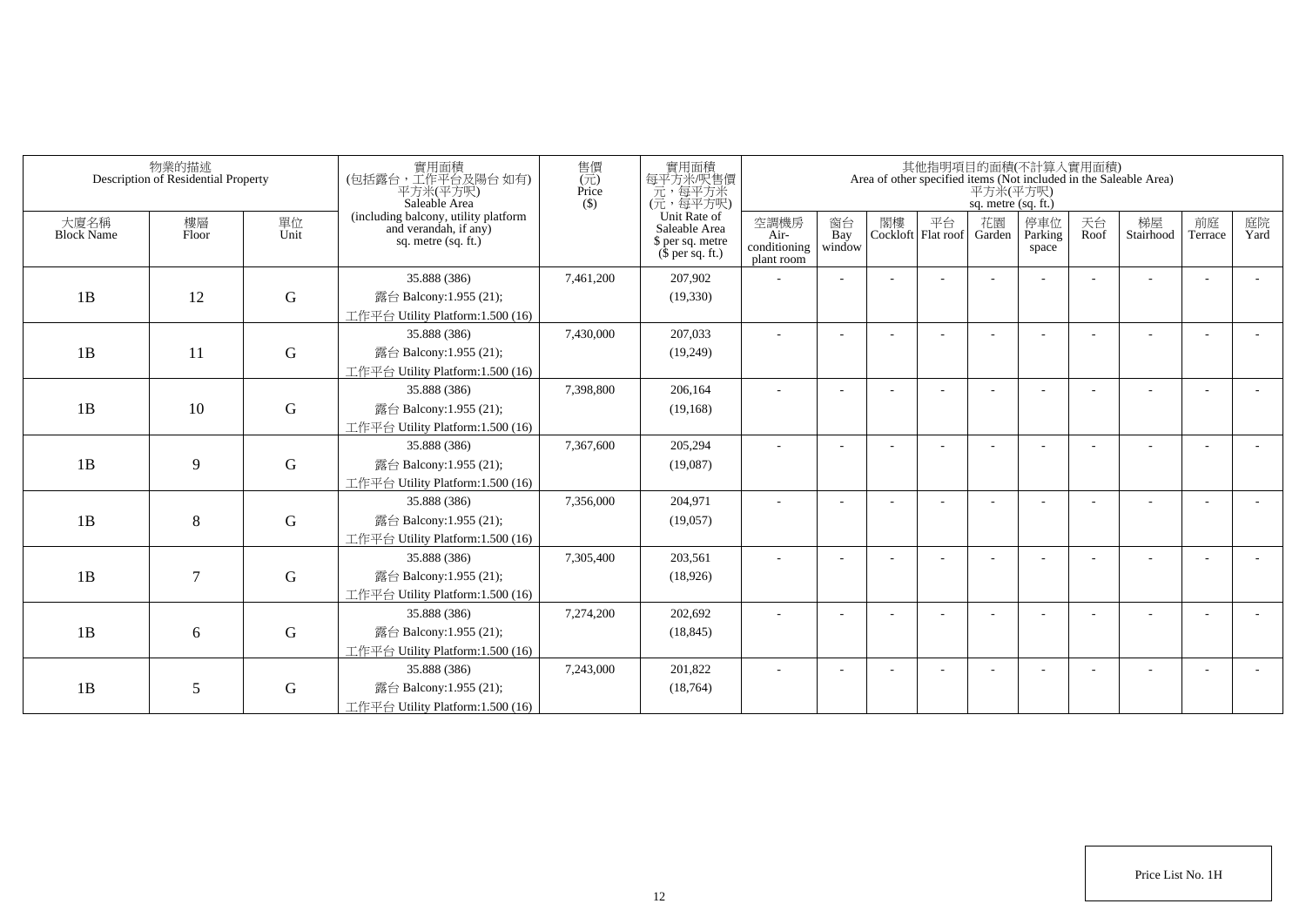| 物業的描述 Description of Residential Property | | | 實用面積 (包括露台，工作平台及陽台 如有) 平方米(平方呎) Saleable Area (including balcony, utility platform and verandah, if any) sq. metre (sq. ft.) | 售價 (元) Price ($) | 實用面積 每平方米/呎售價 元，每平方米 (元，每平方呎) Unit Rate of Saleable Area $ per sq. metre ($ per sq. ft.) | 其他指明項目的面積(不計算入實用面積) Area of other specified items (Not included in the Saleable Area) 平方米(平方呎) sq. metre (sq. ft.) | | | | | | | | | |
|---|---|---|---|---|---|---|---|---|---|---|---|---|---|---|---|
| 大廈名稱 Block Name | 樓層 Floor | 單位 Unit | | | | 空調機房 Air-conditioning plant room | 窗台 Bay window | 閣樓 Cockloft | 平台 Flat roof | 花園 Garden | 停車位 Parking space | 天台 Roof | 梯屋 Stairhood | 前庭 Terrace | 庭院 Yard |
| 1B | 12 | G | 35.888 (386) 露台 Balcony:1.955 (21); 工作平台 Utility Platform:1.500 (16) | 7,461,200 | 207,902 (19,330) | - | - | - | - | - | - | - | - | - | - |
| 1B | 11 | G | 35.888 (386) 露台 Balcony:1.955 (21); 工作平台 Utility Platform:1.500 (16) | 7,430,000 | 207,033 (19,249) | - | - | - | - | - | - | - | - | - | - |
| 1B | 10 | G | 35.888 (386) 露台 Balcony:1.955 (21); 工作平台 Utility Platform:1.500 (16) | 7,398,800 | 206,164 (19,168) | - | - | - | - | - | - | - | - | - | - |
| 1B | 9 | G | 35.888 (386) 露台 Balcony:1.955 (21); 工作平台 Utility Platform:1.500 (16) | 7,367,600 | 205,294 (19,087) | - | - | - | - | - | - | - | - | - | - |
| 1B | 8 | G | 35.888 (386) 露台 Balcony:1.955 (21); 工作平台 Utility Platform:1.500 (16) | 7,356,000 | 204,971 (19,057) | - | - | - | - | - | - | - | - | - | - |
| 1B | 7 | G | 35.888 (386) 露台 Balcony:1.955 (21); 工作平台 Utility Platform:1.500 (16) | 7,305,400 | 203,561 (18,926) | - | - | - | - | - | - | - | - | - | - |
| 1B | 6 | G | 35.888 (386) 露台 Balcony:1.955 (21); 工作平台 Utility Platform:1.500 (16) | 7,274,200 | 202,692 (18,845) | - | - | - | - | - | - | - | - | - | - |
| 1B | 5 | G | 35.888 (386) 露台 Balcony:1.955 (21); 工作平台 Utility Platform:1.500 (16) | 7,243,000 | 201,822 (18,764) | - | - | - | - | - | - | - | - | - | - |

Price List No. 1H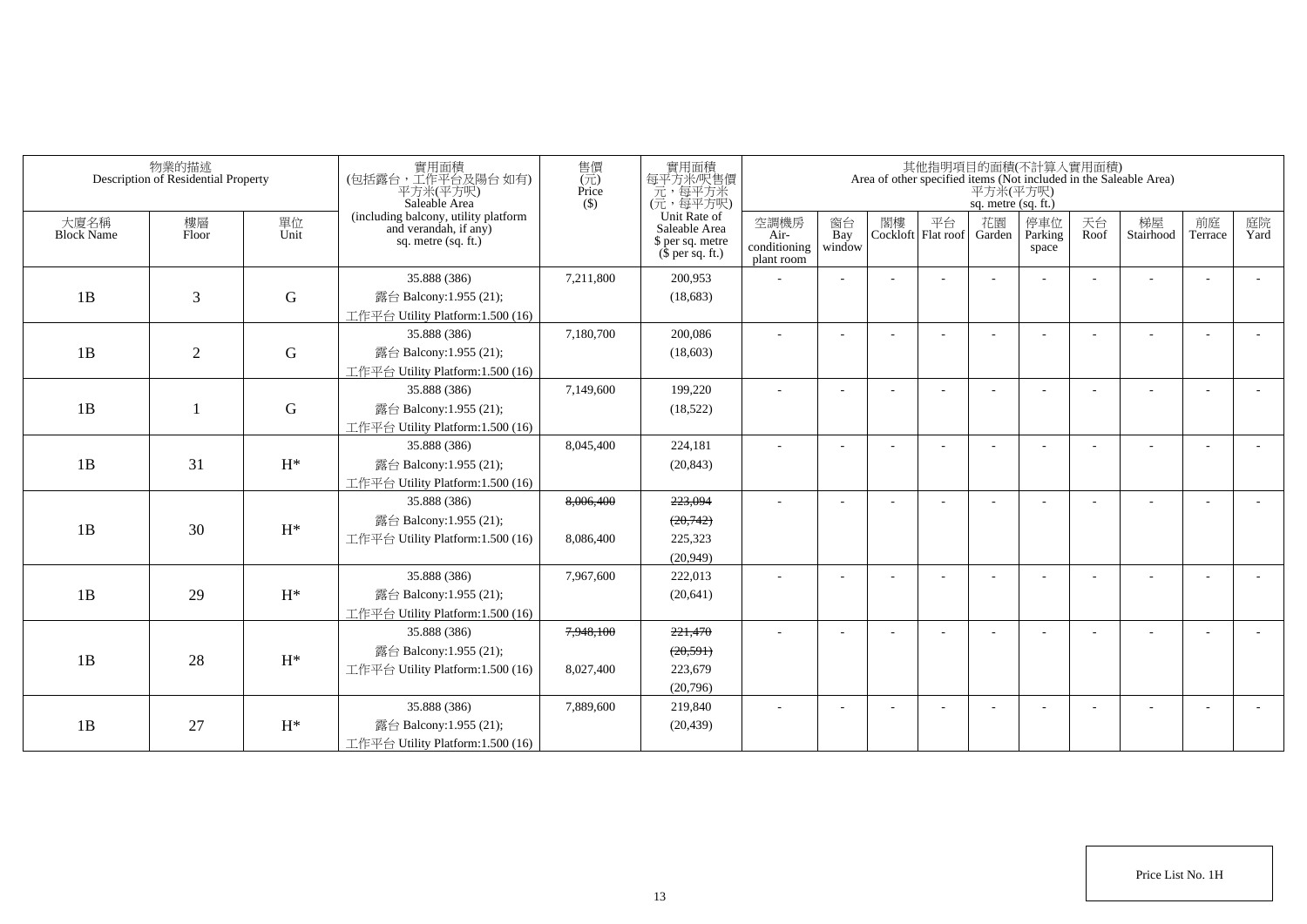| 物業的描述 Description of Residential Property | | | 實用面積 (包括露台，工作平台及陽台 如有) 平方米(平方呎) Saleable Area (including balcony, utility platform and verandah, if any) sq. metre (sq. ft.) | 售價 (元) Price ($) | 實用面積 每平方米/呎售價 元，每平方米 (元，每平方呎) Unit Rate of Saleable Area $ per sq. metre ($ per sq. ft.) | 其他指明項目的面積(不計算入實用面積) Area of other specified items (Not included in the Saleable Area) 平方米(平方呎) sq. metre (sq. ft.) | | | | | | | | | |
|---|---|---|---|---|---|---|---|---|---|---|---|---|---|---|---|
| 大廈名稱 Block Name | 樓層 Floor | 單位 Unit | | | | 空調機房 Air-conditioning plant room | 窗台 Bay window | 閣樓 Cockloft | 平台 Flat roof | 花園 Garden | 停車位 Parking space | 天台 Roof | 梯屋 Stairhood | 前庭 Terrace | 庭院 Yard |
| 1B | 3 | G | 35.888 (386)<br>露台 Balcony:1.955 (21);<br>工作平台 Utility Platform:1.500 (16) | 7,211,800 | 200,953<br>(18,683) | - | - | - | - | - | - | - | - | - | - |
| 1B | 2 | G | 35.888 (386)<br>露台 Balcony:1.955 (21);<br>工作平台 Utility Platform:1.500 (16) | 7,180,700 | 200,086<br>(18,603) | - | - | - | - | - | - | - | - | - | - |
| 1B | 1 | G | 35.888 (386)<br>露台 Balcony:1.955 (21);<br>工作平台 Utility Platform:1.500 (16) | 7,149,600 | 199,220<br>(18,522) | - | - | - | - | - | - | - | - | - | - |
| 1B | 31 | H* | 35.888 (386)<br>露台 Balcony:1.955 (21);<br>工作平台 Utility Platform:1.500 (16) | 8,045,400 | 224,181<br>(20,843) | - | - | - | - | - | - | - | - | - | - |
| 1B | 30 | H* | 35.888 (386)<br>露台 Balcony:1.955 (21);<br>工作平台 Utility Platform:1.500 (16) | ~~8,006,400~~<br>8,086,400 | ~~223,094~~<br>~~(20,742)~~<br>225,323<br>(20,949) | - | - | - | - | - | - | - | - | - | - |
| 1B | 29 | H* | 35.888 (386)<br>露台 Balcony:1.955 (21);<br>工作平台 Utility Platform:1.500 (16) | 7,967,600 | 222,013<br>(20,641) | - | - | - | - | - | - | - | - | - | - |
| 1B | 28 | H* | 35.888 (386)<br>露台 Balcony:1.955 (21);<br>工作平台 Utility Platform:1.500 (16) | ~~7,948,100~~<br>8,027,400 | ~~221,470~~<br>~~(20,591)~~<br>223,679<br>(20,796) | - | - | - | - | - | - | - | - | - | - |
| 1B | 27 | H* | 35.888 (386)<br>露台 Balcony:1.955 (21);<br>工作平台 Utility Platform:1.500 (16) | 7,889,600 | 219,840<br>(20,439) | - | - | - | - | - | - | - | - | - | - |

Price List No. 1H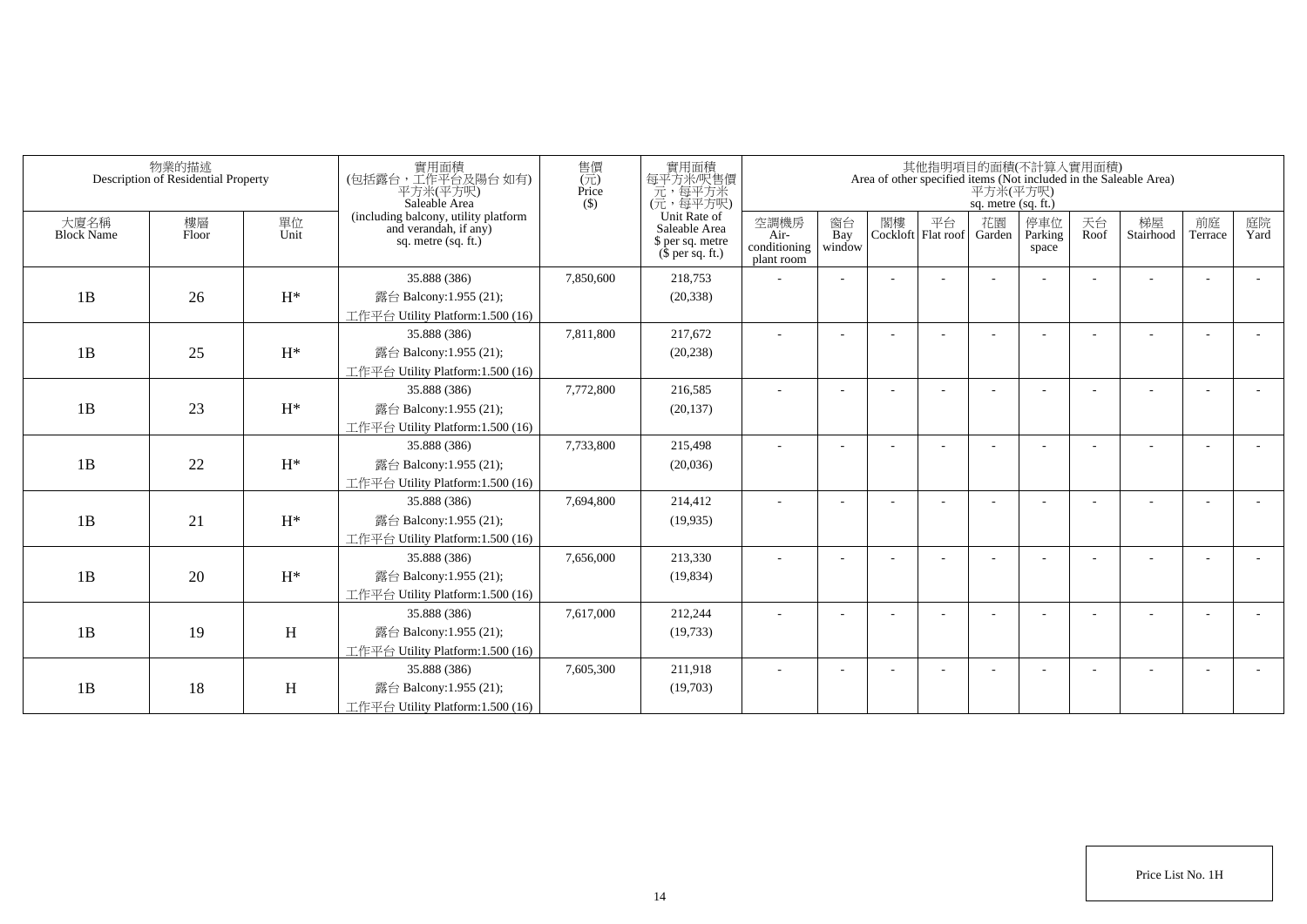| 物業的描述 Description of Residential Property | | | 實用面積 (包括露台，工作平台及陽台 如有) 平方米(平方呎) Saleable Area (including balcony, utility platform and verandah, if any) sq. metre (sq. ft.) | 售價 (元) Price ($) | 實用面積 每平方米/呎售價 元，每平方米 (元，每平方呎) Unit Rate of Saleable Area $ per sq. metre ($ per sq. ft.) | 其他指明項目的面積(不計算入實用面積) Area of other specified items (Not included in the Saleable Area) 平方米(平方呎) sq. metre (sq. ft.) | | | | | | | | | |
|---|---|---|---|---|---|---|---|---|---|---|---|---|---|---|---|
| 大廈名稱 Block Name | 樓層 Floor | 單位 Unit | | | | 空調機房 Air-conditioning plant room | 窗台 Bay window | 閣樓 Cockloft | 平台 Flat roof | 花園 Garden | 停車位 Parking space | 天台 Roof | 梯屋 Stairhood | 前庭 Terrace | 庭院 Yard |
| 1B | 26 | H* | 35.888 (386) 露台 Balcony:1.955 (21); 工作平台 Utility Platform:1.500 (16) | 7,850,600 | 218,753 (20,338) | - | - | - | - | - | - | - | - | - | - |
| 1B | 25 | H* | 35.888 (386) 露台 Balcony:1.955 (21); 工作平台 Utility Platform:1.500 (16) | 7,811,800 | 217,672 (20,238) | - | - | - | - | - | - | - | - | - | - |
| 1B | 23 | H* | 35.888 (386) 露台 Balcony:1.955 (21); 工作平台 Utility Platform:1.500 (16) | 7,772,800 | 216,585 (20,137) | - | - | - | - | - | - | - | - | - | - |
| 1B | 22 | H* | 35.888 (386) 露台 Balcony:1.955 (21); 工作平台 Utility Platform:1.500 (16) | 7,733,800 | 215,498 (20,036) | - | - | - | - | - | - | - | - | - | - |
| 1B | 21 | H* | 35.888 (386) 露台 Balcony:1.955 (21); 工作平台 Utility Platform:1.500 (16) | 7,694,800 | 214,412 (19,935) | - | - | - | - | - | - | - | - | - | - |
| 1B | 20 | H* | 35.888 (386) 露台 Balcony:1.955 (21); 工作平台 Utility Platform:1.500 (16) | 7,656,000 | 213,330 (19,834) | - | - | - | - | - | - | - | - | - | - |
| 1B | 19 | H | 35.888 (386) 露台 Balcony:1.955 (21); 工作平台 Utility Platform:1.500 (16) | 7,617,000 | 212,244 (19,733) | - | - | - | - | - | - | - | - | - | - |
| 1B | 18 | H | 35.888 (386) 露台 Balcony:1.955 (21); 工作平台 Utility Platform:1.500 (16) | 7,605,300 | 211,918 (19,703) | - | - | - | - | - | - | - | - | - | - |

Price List No. 1H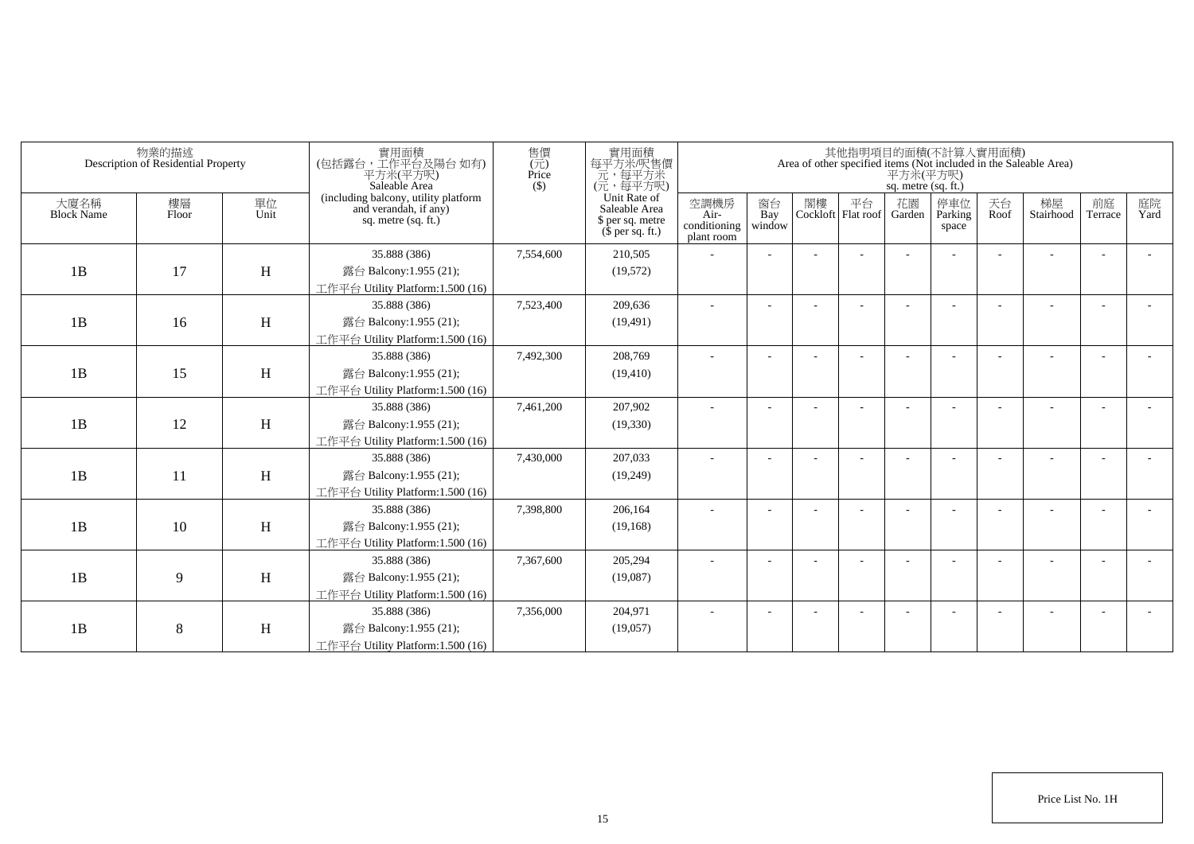| 物業的描述 Description of Residential Property | | | 實用面積 (包括露台，工作平台及陽台 如有) 平方米(平方呎) Saleable Area (including balcony, utility platform and verandah, if any) sq. metre (sq. ft.) | 售價 (元) Price ($) | 實用面積 每平方米/呎售價 元，每平方米 (元，每平方呎) Unit Rate of Saleable Area $ per sq. metre ($ per sq. ft.) | 其他指明項目的面積(不計算入實用面積) Area of other specified items (Not included in the Saleable Area) 平方米(平方呎) sq. metre (sq. ft.) | | | | | | | | | |
|---|---|---|---|---|---|---|---|---|---|---|---|---|---|---|---|
| 大廈名稱 Block Name | 樓層 Floor | 單位 Unit | | | | 空調機房 Air-conditioning plant room | 窗台 Bay window | 閣樓 Cockloft | 平台 Flat roof | 花園 Garden | 停車位 Parking space | 天台 Roof | 梯屋 Stairhood | 前庭 Terrace | 庭院 Yard |
| 1B | 17 | H | 35.888 (386) 露台 Balcony:1.955 (21); 工作平台 Utility Platform:1.500 (16) | 7,554,600 | 210,505 (19,572) | - | - | - | - | - | - | - | - | - | - |
| 1B | 16 | H | 35.888 (386) 露台 Balcony:1.955 (21); 工作平台 Utility Platform:1.500 (16) | 7,523,400 | 209,636 (19,491) | - | - | - | - | - | - | - | - | - | - |
| 1B | 15 | H | 35.888 (386) 露台 Balcony:1.955 (21); 工作平台 Utility Platform:1.500 (16) | 7,492,300 | 208,769 (19,410) | - | - | - | - | - | - | - | - | - | - |
| 1B | 12 | H | 35.888 (386) 露台 Balcony:1.955 (21); 工作平台 Utility Platform:1.500 (16) | 7,461,200 | 207,902 (19,330) | - | - | - | - | - | - | - | - | - | - |
| 1B | 11 | H | 35.888 (386) 露台 Balcony:1.955 (21); 工作平台 Utility Platform:1.500 (16) | 7,430,000 | 207,033 (19,249) | - | - | - | - | - | - | - | - | - | - |
| 1B | 10 | H | 35.888 (386) 露台 Balcony:1.955 (21); 工作平台 Utility Platform:1.500 (16) | 7,398,800 | 206,164 (19,168) | - | - | - | - | - | - | - | - | - | - |
| 1B | 9 | H | 35.888 (386) 露台 Balcony:1.955 (21); 工作平台 Utility Platform:1.500 (16) | 7,367,600 | 205,294 (19,087) | - | - | - | - | - | - | - | - | - | - |
| 1B | 8 | H | 35.888 (386) 露台 Balcony:1.955 (21); 工作平台 Utility Platform:1.500 (16) | 7,356,000 | 204,971 (19,057) | - | - | - | - | - | - | - | - | - | - |

Price List No. 1H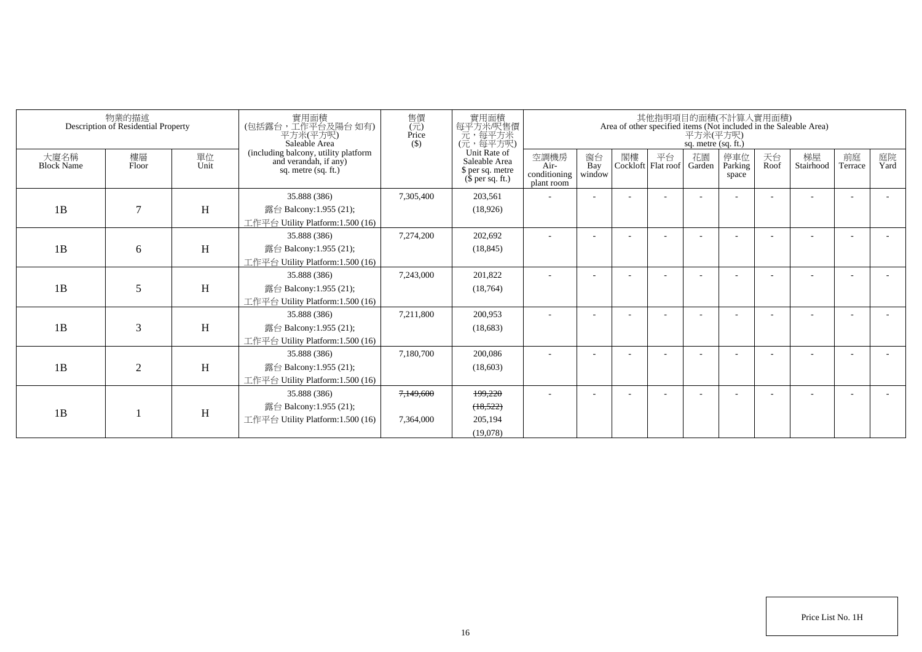| 物業的描述 Description of Residential Property | | | 實用面積 (包括露台，工作平台及陽台 如有) 平方米(平方呎) Saleable Area (including balcony, utility platform and verandah, if any) sq. metre (sq. ft.) | 售價 (元) Price ($) | 實用面積 每平方米/呎售價 元，每平方米 (元，每平方呎) Unit Rate of Saleable Area $ per sq. metre ($ per sq. ft.) | 其他指明項目的面積(不計算入實用面積) Area of other specified items (Not included in the Saleable Area) 平方米(平方呎) sq. metre (sq. ft.) | | | | | | | | | |
|---|---|---|---|---|---|---|---|---|---|---|---|---|---|---|---|
| 大廈名稱 Block Name | 樓層 Floor | 單位 Unit | | | | 空調機房 Air-conditioning plant room | 窗台 Bay window | 閣樓 Cockloft | 平台 Flat roof | 花園 Garden | 停車位 Parking space | 天台 Roof | 梯屋 Stairhood | 前庭 Terrace | 庭院 Yard |
| 1B | 7 | H | 35.888 (386) 露台 Balcony:1.955 (21); 工作平台 Utility Platform:1.500 (16) | 7,305,400 | 203,561 (18,926) | - | - | - | - | - | - | - | - | - | - |
| 1B | 6 | H | 35.888 (386) 露台 Balcony:1.955 (21); 工作平台 Utility Platform:1.500 (16) | 7,274,200 | 202,692 (18,845) | - | - | - | - | - | - | - | - | - | - |
| 1B | 5 | H | 35.888 (386) 露台 Balcony:1.955 (21); 工作平台 Utility Platform:1.500 (16) | 7,243,000 | 201,822 (18,764) | - | - | - | - | - | - | - | - | - | - |
| 1B | 3 | H | 35.888 (386) 露台 Balcony:1.955 (21); 工作平台 Utility Platform:1.500 (16) | 7,211,800 | 200,953 (18,683) | - | - | - | - | - | - | - | - | - | - |
| 1B | 2 | H | 35.888 (386) 露台 Balcony:1.955 (21); 工作平台 Utility Platform:1.500 (16) | 7,180,700 | 200,086 (18,603) | - | - | - | - | - | - | - | - | - | - |
| 1B | 1 | H | 35.888 (386) 露台 Balcony:1.955 (21); 工作平台 Utility Platform:1.500 (16) | ~~7,149,600~~ 7,364,000 | ~~199,220~~ ~~(18,522)~~ 205,194 (19,078) | - | - | - | - | - | - | - | - | - | - |

Price List No. 1H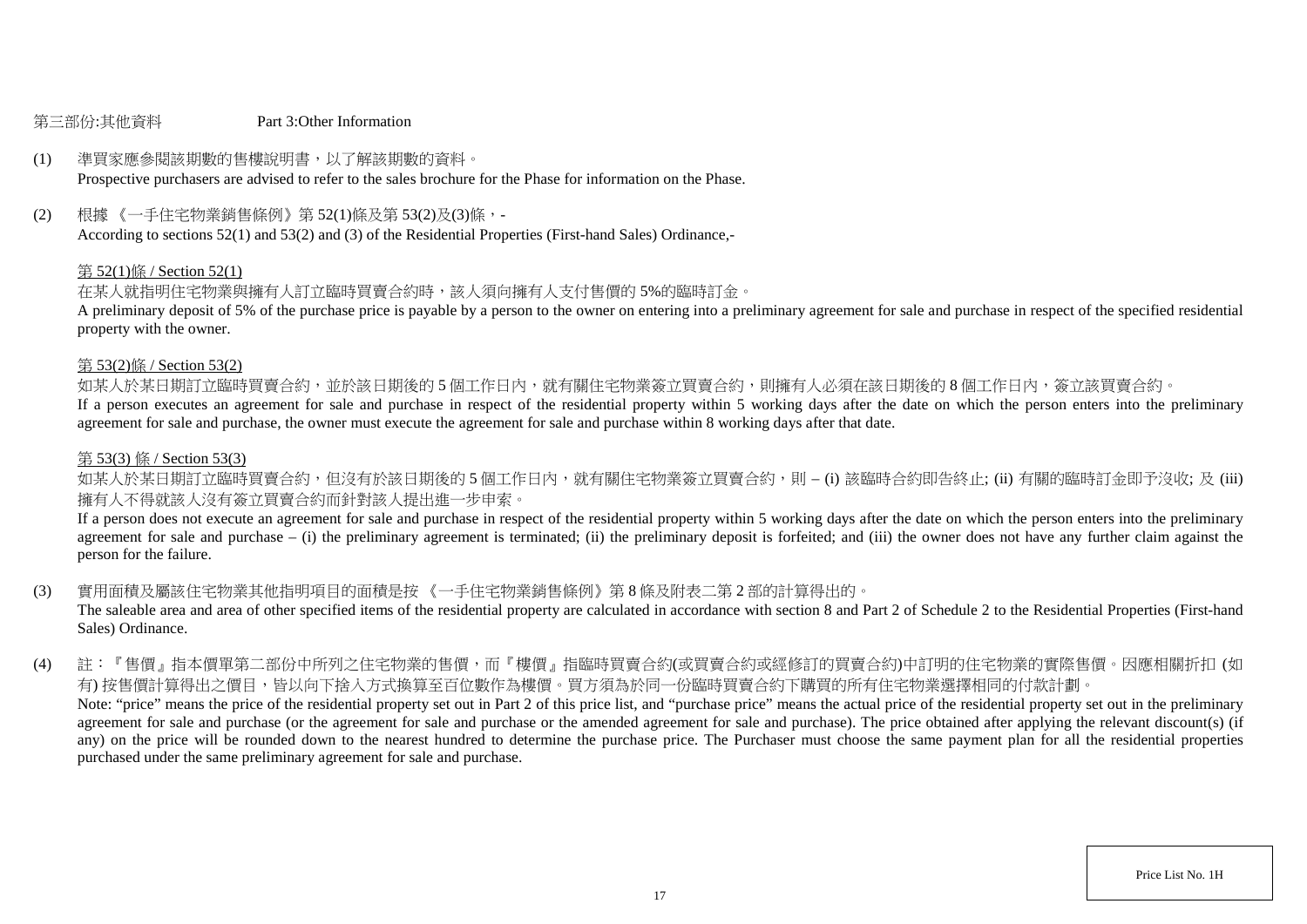## 第三部份:其他資料　　Part 3:Other Information

(1) 準買家應參閱該期數的售樓說明書，以了解該期數的資料。
Prospective purchasers are advised to refer to the sales brochure for the Phase for information on the Phase.

(2) 根據 《一手住宅物業銷售條例》第 52(1)條及第 53(2)及(3)條，-
According to sections 52(1) and 53(2) and (3) of the Residential Properties (First-hand Sales) Ordinance,-

第 52(1)條 / Section 52(1)

在某人就指明住宅物業與擁有人訂立臨時買賣合約時，該人須向擁有人支付售價的 5%的臨時訂金。
A preliminary deposit of 5% of the purchase price is payable by a person to the owner on entering into a preliminary agreement for sale and purchase in respect of the specified residential property with the owner.

第 53(2)條 / Section 53(2)

如某人於某日期訂立臨時買賣合約，並於該日期後的 5 個工作日內，就有關住宅物業簽立買賣合約，則擁有人必須在該日期後的 8 個工作日內，簽立該買賣合約。
If a person executes an agreement for sale and purchase in respect of the residential property within 5 working days after the date on which the person enters into the preliminary agreement for sale and purchase, the owner must execute the agreement for sale and purchase within 8 working days after that date.

第 53(3) 條 / Section 53(3)

如某人於某日期訂立臨時買賣合約，但沒有於該日期後的 5 個工作日內，就有關住宅物業簽立買賣合約，則 – (i) 該臨時合約即告終止; (ii) 有關的臨時訂金即予沒收; 及 (iii) 擁有人不得就該人沒有簽立買賣合約而針對該人提出進一步申索。
If a person does not execute an agreement for sale and purchase in respect of the residential property within 5 working days after the date on which the person enters into the preliminary agreement for sale and purchase – (i) the preliminary agreement is terminated; (ii) the preliminary deposit is forfeited; and (iii) the owner does not have any further claim against the person for the failure.

(3) 實用面積及屬該住宅物業其他指明項目的面積是按 《一手住宅物業銷售條例》第 8 條及附表二第 2 部的計算得出的。
The saleable area and area of other specified items of the residential property are calculated in accordance with section 8 and Part 2 of Schedule 2 to the Residential Properties (First-hand Sales) Ordinance.

(4) 註：『售價』指本價單第二部份中所列之住宅物業的售價，而『樓價』指臨時買賣合約(或買賣合約或經修訂的買賣合約)中訂明的住宅物業的實際售價。因應相關折扣 (如有) 按售價計算得出之價目，皆以向下捨入方式換算至百位數作為樓價。買方須為於同一份臨時買賣合約下購買的所有住宅物業選擇相同的付款計劃。
Note: “price” means the price of the residential property set out in Part 2 of this price list, and “purchase price” means the actual price of the residential property set out in the preliminary agreement for sale and purchase (or the agreement for sale and purchase or the amended agreement for sale and purchase). The price obtained after applying the relevant discount(s) (if any) on the price will be rounded down to the nearest hundred to determine the purchase price. The Purchaser must choose the same payment plan for all the residential properties purchased under the same preliminary agreement for sale and purchase.

Price List No. 1H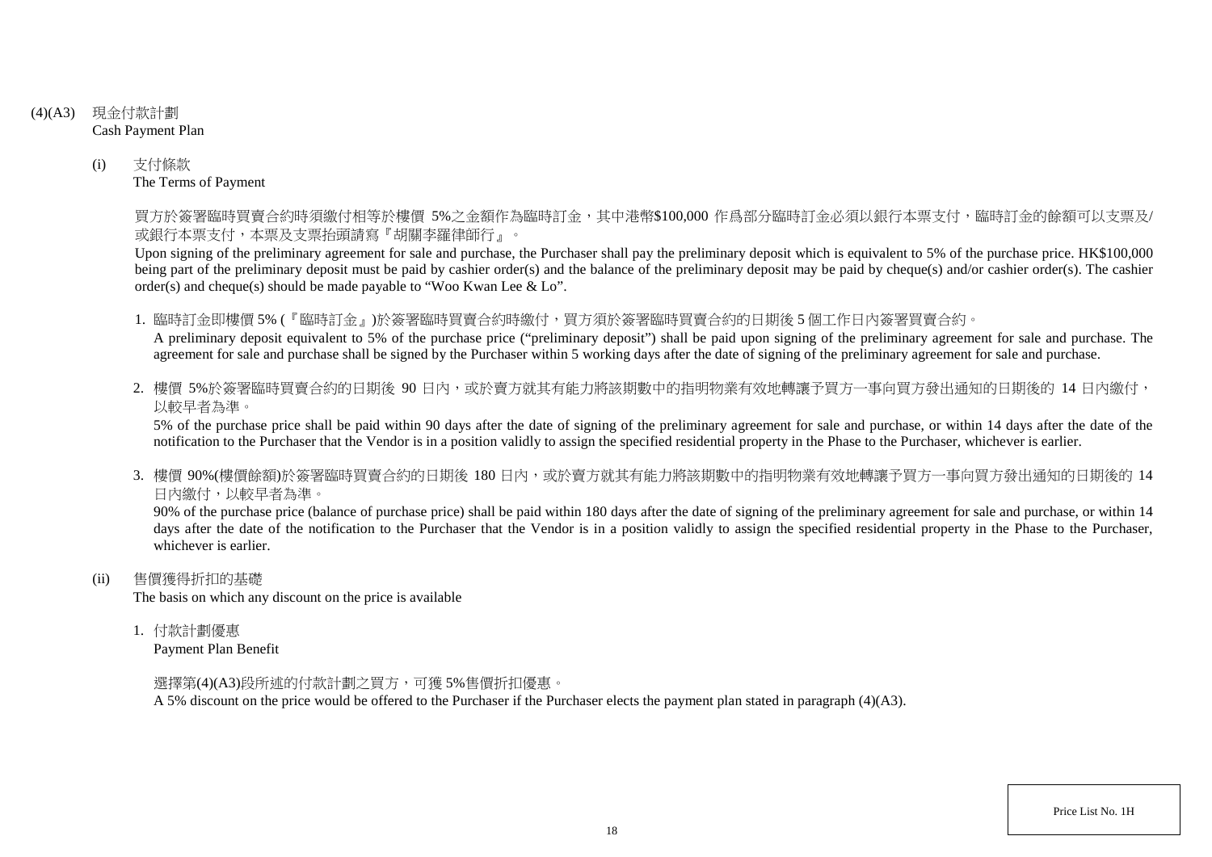## (4)(A3) 現金付款計劃
Cash Payment Plan

### (i) 支付條款
The Terms of Payment

買方於簽署臨時買賣合約時須繳付相等於樓價 5%之金額作為臨時訂金，其中港幣$100,000 作爲部分臨時訂金必須以銀行本票支付，臨時訂金的餘額可以支票及/或銀行本票支付，本票及支票抬頭請寫『胡關李羅律師行』。

Upon signing of the preliminary agreement for sale and purchase, the Purchaser shall pay the preliminary deposit which is equivalent to 5% of the purchase price. HK$100,000 being part of the preliminary deposit must be paid by cashier order(s) and the balance of the preliminary deposit may be paid by cheque(s) and/or cashier order(s). The cashier order(s) and cheque(s) should be made payable to "Woo Kwan Lee & Lo".

1. 臨時訂金即樓價 5% (『臨時訂金』)於簽署臨時買賣合約時繳付，買方須於簽署臨時買賣合約的日期後 5 個工作日內簽署買賣合約。
   A preliminary deposit equivalent to 5% of the purchase price ("preliminary deposit") shall be paid upon signing of the preliminary agreement for sale and purchase. The agreement for sale and purchase shall be signed by the Purchaser within 5 working days after the date of signing of the preliminary agreement for sale and purchase.

2. 樓價 5%於簽署臨時買賣合約的日期後 90 日內，或於賣方就其有能力將該期數中的指明物業有效地轉讓予買方一事向買方發出通知的日期後的 14 日內繳付，以較早者為準。
   5% of the purchase price shall be paid within 90 days after the date of signing of the preliminary agreement for sale and purchase, or within 14 days after the date of the notification to the Purchaser that the Vendor is in a position validly to assign the specified residential property in the Phase to the Purchaser, whichever is earlier.

3. 樓價 90%(樓價餘額)於簽署臨時買賣合約的日期後 180 日內，或於賣方就其有能力將該期數中的指明物業有效地轉讓予買方一事向買方發出通知的日期後的 14 日內繳付，以較早者為準。
   90% of the purchase price (balance of purchase price) shall be paid within 180 days after the date of signing of the preliminary agreement for sale and purchase, or within 14 days after the date of the notification to the Purchaser that the Vendor is in a position validly to assign the specified residential property in the Phase to the Purchaser, whichever is earlier.

### (ii) 售價獲得折扣的基礎
The basis on which any discount on the price is available

1. 付款計劃優惠
   Payment Plan Benefit

   選擇第(4)(A3)段所述的付款計劃之買方，可獲 5%售價折扣優惠。
   A 5% discount on the price would be offered to the Purchaser if the Purchaser elects the payment plan stated in paragraph (4)(A3).

Price List No. 1H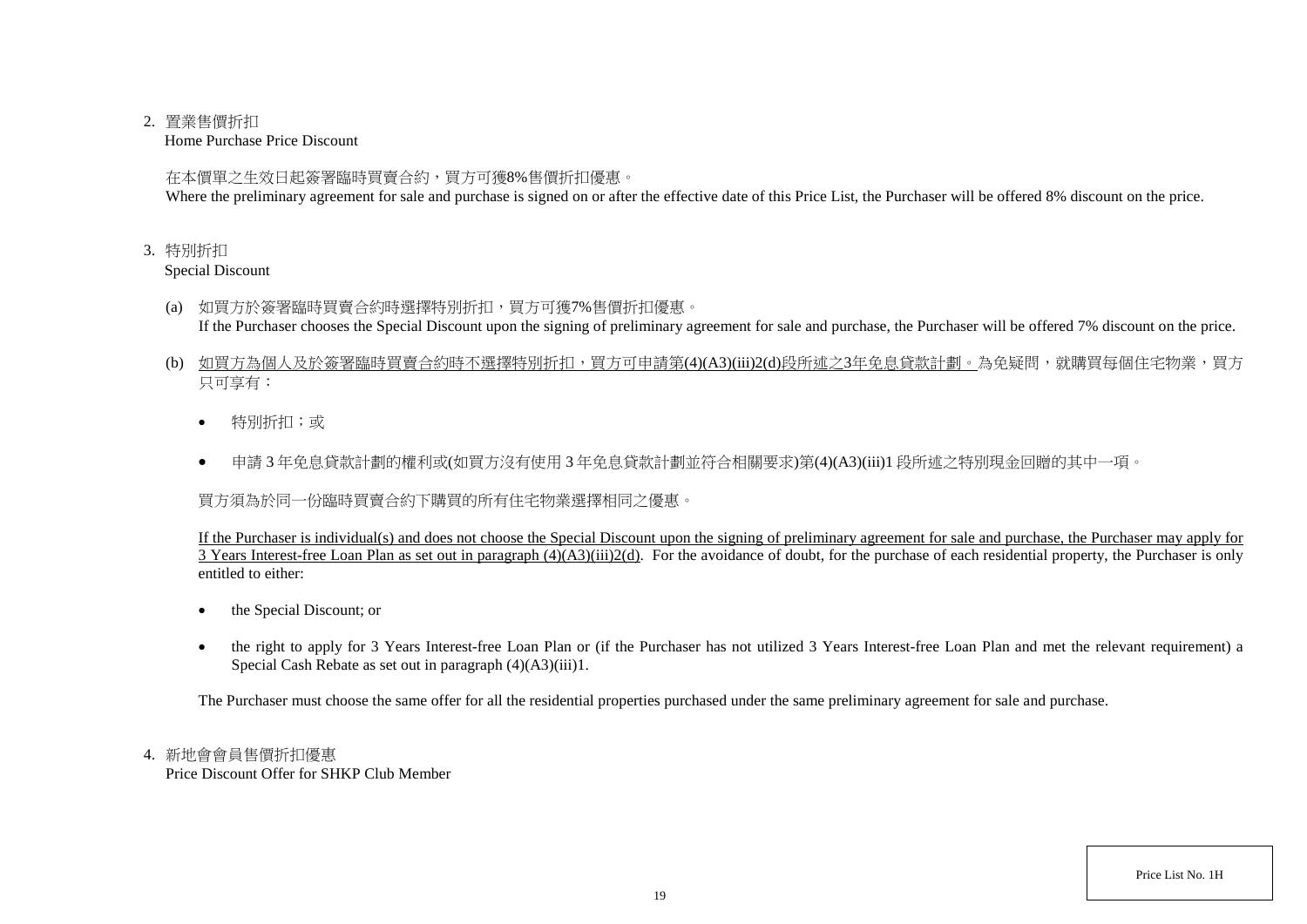2. 置業售價折扣
   Home Purchase Price Discount

   在本價單之生效日起簽署臨時買賣合約，買方可獲8%售價折扣優惠。
   Where the preliminary agreement for sale and purchase is signed on or after the effective date of this Price List, the Purchaser will be offered 8% discount on the price.

3. 特別折扣
   Special Discount

   (a) 如買方於簽署臨時買賣合約時選擇特別折扣，買方可獲7%售價折扣優惠。
   If the Purchaser chooses the Special Discount upon the signing of preliminary agreement for sale and purchase, the Purchaser will be offered 7% discount on the price.

   (b) <u>如買方為個人及於簽署臨時買賣合約時不選擇特別折扣，買方可申請第(4)(A3)(iii)2(d)段所述之3年免息貸款計劃。</u>為免疑問，就購買每個住宅物業，買方只可享有：

   - 特別折扣；或
   - 申請 3 年免息貸款計劃的權利或(如買方沒有使用 3 年免息貸款計劃並符合相關要求)第(4)(A3)(iii)1 段所述之特別現金回贈的其中一項。

   買方須為於同一份臨時買賣合約下購買的所有住宅物業選擇相同之優惠。

   <u>If the Purchaser is individual(s) and does not choose the Special Discount upon the signing of preliminary agreement for sale and purchase, the Purchaser may apply for 3 Years Interest-free Loan Plan as set out in paragraph (4)(A3)(iii)2(d).</u> For the avoidance of doubt, for the purchase of each residential property, the Purchaser is only entitled to either:

   - the Special Discount; or
   - the right to apply for 3 Years Interest-free Loan Plan or (if the Purchaser has not utilized 3 Years Interest-free Loan Plan and met the relevant requirement) a Special Cash Rebate as set out in paragraph (4)(A3)(iii)1.

   The Purchaser must choose the same offer for all the residential properties purchased under the same preliminary agreement for sale and purchase.

4. 新地會會員售價折扣優惠
   Price Discount Offer for SHKP Club Member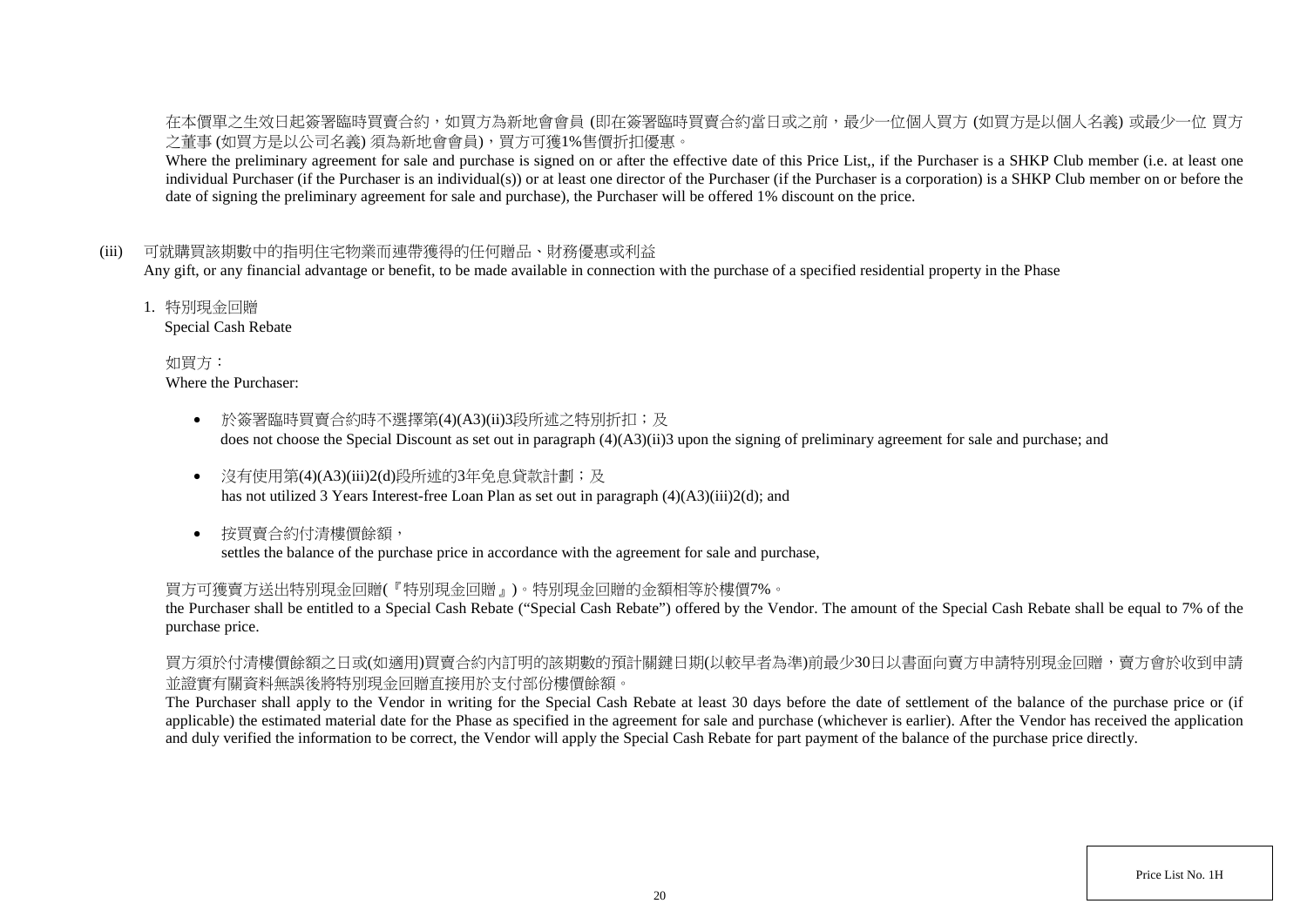在本價單之生效日起簽署臨時買賣合約，如買方為新地會會員 (即在簽署臨時買賣合約當日或之前，最少一位個人買方 (如買方是以個人名義) 或最少一位 買方之董事 (如買方是以公司名義) 須為新地會會員)，買方可獲1%售價折扣優惠。

Where the preliminary agreement for sale and purchase is signed on or after the effective date of this Price List,, if the Purchaser is a SHKP Club member (i.e. at least one individual Purchaser (if the Purchaser is an individual(s)) or at least one director of the Purchaser (if the Purchaser is a corporation) is a SHKP Club member on or before the date of signing the preliminary agreement for sale and purchase), the Purchaser will be offered 1% discount on the price.

(iii) 可就購買該期數中的指明住宅物業而連帶獲得的任何贈品、財務優惠或利益
Any gift, or any financial advantage or benefit, to be made available in connection with the purchase of a specified residential property in the Phase

1. 特別現金回贈
Special Cash Rebate

如買方：
Where the Purchaser:

- 於簽署臨時買賣合約時不選擇第(4)(A3)(ii)3段所述之特別折扣；及
does not choose the Special Discount as set out in paragraph (4)(A3)(ii)3 upon the signing of preliminary agreement for sale and purchase; and

- 沒有使用第(4)(A3)(iii)2(d)段所述的3年免息貸款計劃；及
has not utilized 3 Years Interest-free Loan Plan as set out in paragraph (4)(A3)(iii)2(d); and

- 按買賣合約付清樓價餘額，
settles the balance of the purchase price in accordance with the agreement for sale and purchase,

買方可獲賣方送出特別現金回贈(『特別現金回贈』)。特別現金回贈的金額相等於樓價7%。

the Purchaser shall be entitled to a Special Cash Rebate ("Special Cash Rebate") offered by the Vendor. The amount of the Special Cash Rebate shall be equal to 7% of the purchase price.

買方須於付清樓價餘額之日或(如適用)買賣合約內訂明的該期數的預計關鍵日期(以較早者為準)前最少30日以書面向賣方申請特別現金回贈，賣方會於收到申請並證實有關資料無誤後將特別現金回贈直接用於支付部份樓價餘額。

The Purchaser shall apply to the Vendor in writing for the Special Cash Rebate at least 30 days before the date of settlement of the balance of the purchase price or (if applicable) the estimated material date for the Phase as specified in the agreement for sale and purchase (whichever is earlier). After the Vendor has received the application and duly verified the information to be correct, the Vendor will apply the Special Cash Rebate for part payment of the balance of the purchase price directly.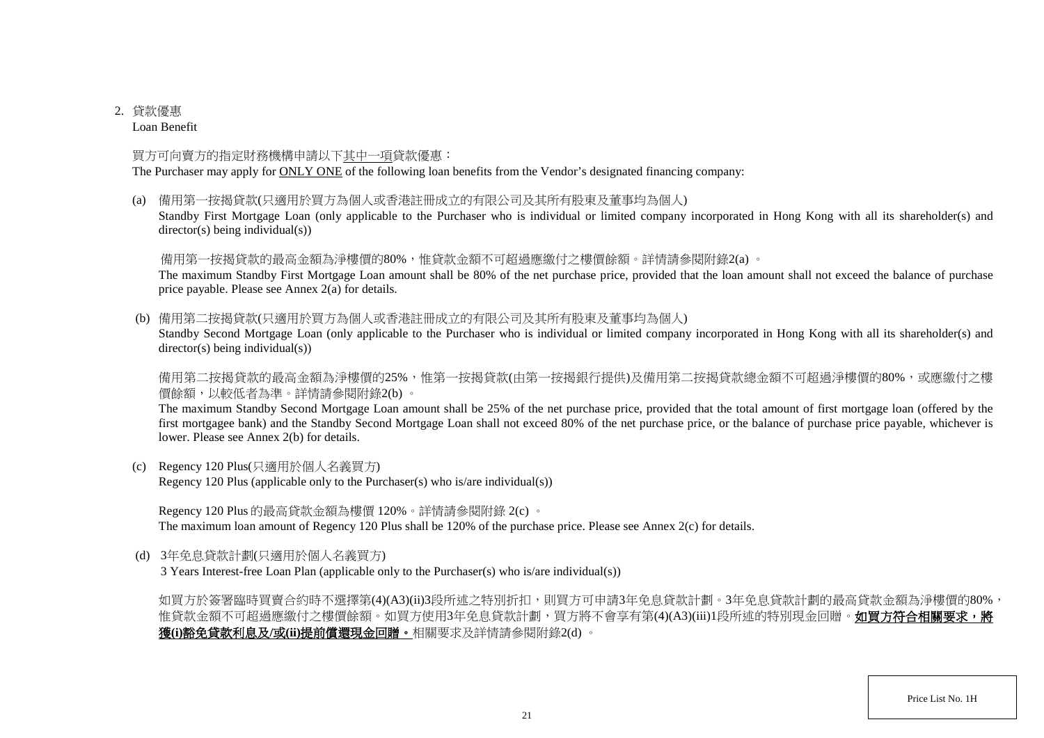2. 貸款優惠
Loan Benefit

買方可向賣方的指定財務機構申請以下<u>其中一項</u>貸款優惠：
The Purchaser may apply for <u>ONLY ONE</u> of the following loan benefits from the Vendor's designated financing company:

(a) 備用第一按揭貸款(只適用於買方為個人或香港註冊成立的有限公司及其所有股東及董事均為個人)
Standby First Mortgage Loan (only applicable to the Purchaser who is individual or limited company incorporated in Hong Kong with all its shareholder(s) and director(s) being individual(s))

備用第一按揭貸款的最高金額為淨樓價的80%，惟貸款金額不可超過應繳付之樓價餘額。詳情請參閱附錄2(a) 。
The maximum Standby First Mortgage Loan amount shall be 80% of the net purchase price, provided that the loan amount shall not exceed the balance of purchase price payable. Please see Annex 2(a) for details.

(b) 備用第二按揭貸款(只適用於買方為個人或香港註冊成立的有限公司及其所有股東及董事均為個人)
Standby Second Mortgage Loan (only applicable to the Purchaser who is individual or limited company incorporated in Hong Kong with all its shareholder(s) and director(s) being individual(s))

備用第二按揭貸款的最高金額為淨樓價的25%，惟第一按揭貸款(由第一按揭銀行提供)及備用第二按揭貸款總金額不可超過淨樓價的80%，或應繳付之樓價餘額，以較低者為準。詳情請參閱附錄2(b) 。
The maximum Standby Second Mortgage Loan amount shall be 25% of the net purchase price, provided that the total amount of first mortgage loan (offered by the first mortgagee bank) and the Standby Second Mortgage Loan shall not exceed 80% of the net purchase price, or the balance of purchase price payable, whichever is lower. Please see Annex 2(b) for details.

(c) Regency 120 Plus(只適用於個人名義買方)
Regency 120 Plus (applicable only to the Purchaser(s) who is/are individual(s))

Regency 120 Plus 的最高貸款金額為樓價 120%。詳情請參閱附錄 2(c) 。
The maximum loan amount of Regency 120 Plus shall be 120% of the purchase price. Please see Annex 2(c) for details.

(d) 3年免息貸款計劃(只適用於個人名義買方)
3 Years Interest-free Loan Plan (applicable only to the Purchaser(s) who is/are individual(s))

如買方於簽署臨時買賣合約時不選擇第(4)(A3)(ii)3段所述之特別折扣，則買方可申請3年免息貸款計劃。3年免息貸款計劃的最高貸款金額為淨樓價的80%，惟貸款金額不可超過應繳付之樓價餘額。如買方使用3年免息貸款計劃，買方將不會享有第(4)(A3)(iii)1段所述的特別現金回贈。<u>**如買方符合相關要求，將獲(i)豁免貸款利息及/或(ii)提前償還現金回贈。**</u>相關要求及詳情請參閱附錄2(d) 。

Price List No. 1H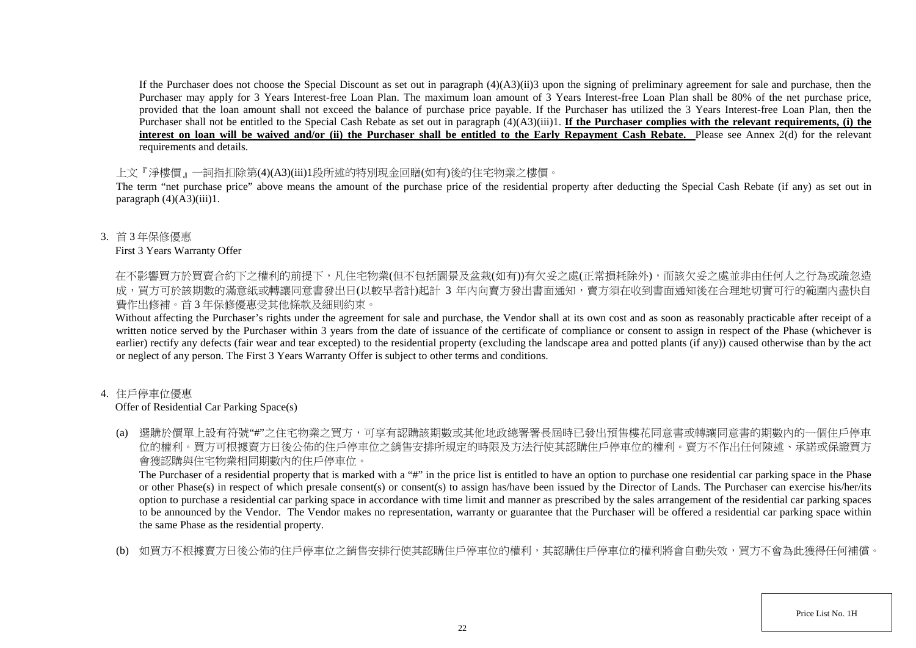If the Purchaser does not choose the Special Discount as set out in paragraph (4)(A3)(ii)3 upon the signing of preliminary agreement for sale and purchase, then the Purchaser may apply for 3 Years Interest-free Loan Plan. The maximum loan amount of 3 Years Interest-free Loan Plan shall be 80% of the net purchase price, provided that the loan amount shall not exceed the balance of purchase price payable. If the Purchaser has utilized the 3 Years Interest-free Loan Plan, then the Purchaser shall not be entitled to the Special Cash Rebate as set out in paragraph (4)(A3)(iii)1. **If the Purchaser complies with the relevant requirements, (i) the interest on loan will be waived and/or (ii) the Purchaser shall be entitled to the Early Repayment Cash Rebate.** Please see Annex 2(d) for the relevant requirements and details.

上文『淨樓價』一詞指扣除第(4)(A3)(iii)1段所述的特別現金回贈(如有)後的住宅物業之樓價。

The term "net purchase price" above means the amount of the purchase price of the residential property after deducting the Special Cash Rebate (if any) as set out in paragraph (4)(A3)(iii)1.

3. 首 3 年保修優惠
First 3 Years Warranty Offer

在不影響買方於買賣合約下之權利的前提下，凡住宅物業(但不包括園景及盆栽(如有))有欠妥之處(正常損耗除外)，而該欠妥之處並非由任何人之行為或疏忽造成，買方可於該期數的滿意紙或轉讓同意書發出日(以較早者計)起計 3 年內向賣方發出書面通知，賣方須在收到書面通知後在合理地切實可行的範圍內盡快自費作出修補。首 3 年保修優惠受其他條款及細則約束。

Without affecting the Purchaser's rights under the agreement for sale and purchase, the Vendor shall at its own cost and as soon as reasonably practicable after receipt of a written notice served by the Purchaser within 3 years from the date of issuance of the certificate of compliance or consent to assign in respect of the Phase (whichever is earlier) rectify any defects (fair wear and tear excepted) to the residential property (excluding the landscape area and potted plants (if any)) caused otherwise than by the act or neglect of any person. The First 3 Years Warranty Offer is subject to other terms and conditions.

4. 住戶停車位優惠
Offer of Residential Car Parking Space(s)

(a) 選購於價單上設有符號"#"之住宅物業之買方，可享有認購該期數或其他地政總署署長屆時已發出預售樓花同意書或轉讓同意書的期數內的一個住戶停車位的權利。買方可根據賣方日後公佈的住戶停車位之銷售安排所規定的時限及方法行使其認購住戶停車位的權利。賣方不作出任何陳述、承諾或保證買方會獲認購與住宅物業相同期數內的住戶停車位。

The Purchaser of a residential property that is marked with a "#" in the price list is entitled to have an option to purchase one residential car parking space in the Phase or other Phase(s) in respect of which presale consent(s) or consent(s) to assign has/have been issued by the Director of Lands. The Purchaser can exercise his/her/its option to purchase a residential car parking space in accordance with time limit and manner as prescribed by the sales arrangement of the residential car parking spaces to be announced by the Vendor. The Vendor makes no representation, warranty or guarantee that the Purchaser will be offered a residential car parking space within the same Phase as the residential property.

(b) 如買方不根據賣方日後公佈的住戶停車位之銷售安排行使其認購住戶停車位的權利，其認購住戶停車位的權利將會自動失效，買方不會為此獲得任何補償。

Price List No. 1H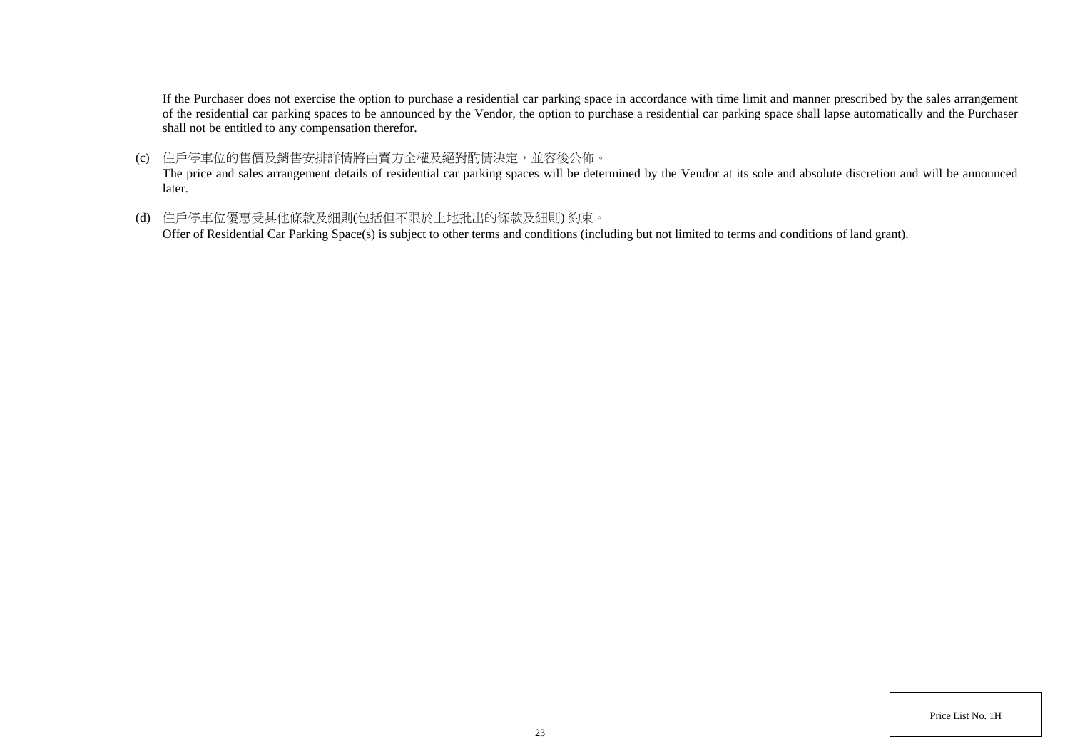If the Purchaser does not exercise the option to purchase a residential car parking space in accordance with time limit and manner prescribed by the sales arrangement of the residential car parking spaces to be announced by the Vendor, the option to purchase a residential car parking space shall lapse automatically and the Purchaser shall not be entitled to any compensation therefor.

(c) 住戶停車位的售價及銷售安排詳情將由賣方全權及絕對酌情決定，並容後公佈。
The price and sales arrangement details of residential car parking spaces will be determined by the Vendor at its sole and absolute discretion and will be announced later.

(d) 住戶停車位優惠受其他條款及細則(包括但不限於土地批出的條款及細則) 約束。
Offer of Residential Car Parking Space(s) is subject to other terms and conditions (including but not limited to terms and conditions of land grant).

Price List No. 1H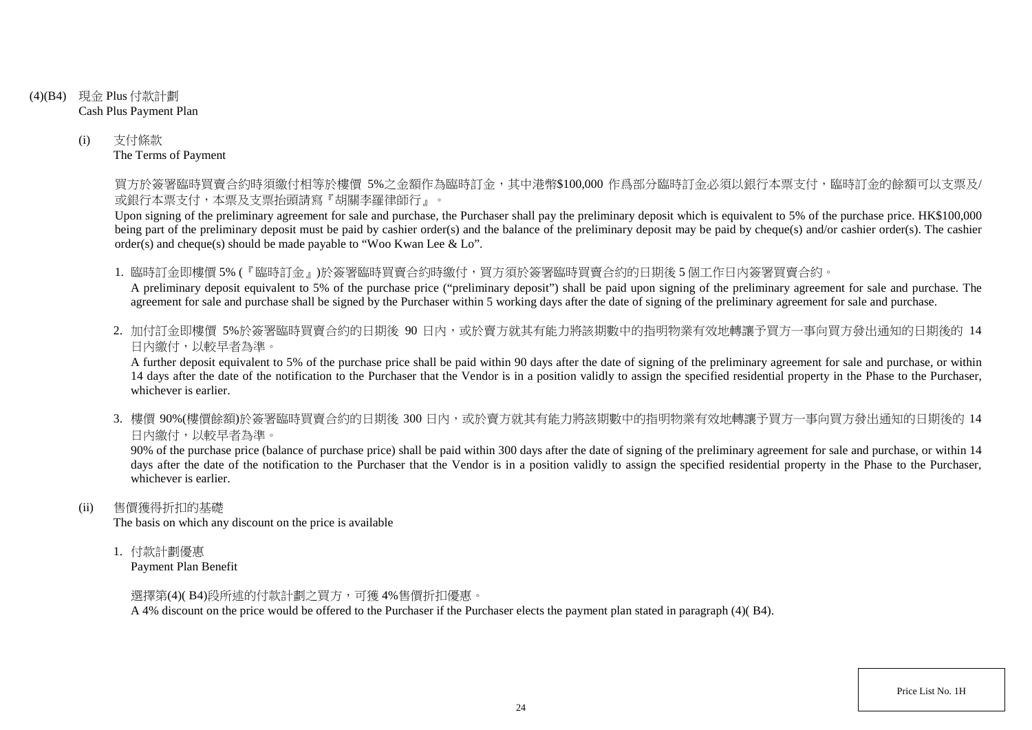(4)(B4) 現金 Plus 付款計劃
Cash Plus Payment Plan

(i) 支付條款
The Terms of Payment

買方於簽署臨時買賣合約時須繳付相等於樓價 5%之金額作為臨時訂金，其中港幣$100,000 作爲部分臨時訂金必須以銀行本票支付，臨時訂金的餘額可以支票及/或銀行本票支付，本票及支票抬頭請寫『胡關李羅律師行』。

Upon signing of the preliminary agreement for sale and purchase, the Purchaser shall pay the preliminary deposit which is equivalent to 5% of the purchase price. HK$100,000 being part of the preliminary deposit must be paid by cashier order(s) and the balance of the preliminary deposit may be paid by cheque(s) and/or cashier order(s). The cashier order(s) and cheque(s) should be made payable to "Woo Kwan Lee & Lo".

1. 臨時訂金即樓價 5% (『臨時訂金』)於簽署臨時買賣合約時繳付，買方須於簽署臨時買賣合約的日期後 5 個工作日內簽署買賣合約。
A preliminary deposit equivalent to 5% of the purchase price ("preliminary deposit") shall be paid upon signing of the preliminary agreement for sale and purchase. The agreement for sale and purchase shall be signed by the Purchaser within 5 working days after the date of signing of the preliminary agreement for sale and purchase.

2. 加付訂金即樓價 5%於簽署臨時買賣合約的日期後 90 日內，或於賣方就其有能力將該期數中的指明物業有效地轉讓予買方一事向買方發出通知的日期後的 14 日內繳付，以較早者為準。
A further deposit equivalent to 5% of the purchase price shall be paid within 90 days after the date of signing of the preliminary agreement for sale and purchase, or within 14 days after the date of the notification to the Purchaser that the Vendor is in a position validly to assign the specified residential property in the Phase to the Purchaser, whichever is earlier.

3. 樓價 90%(樓價餘額)於簽署臨時買賣合約的日期後 300 日內，或於賣方就其有能力將該期數中的指明物業有效地轉讓予買方一事向買方發出通知的日期後的 14 日內繳付，以較早者為準。
90% of the purchase price (balance of purchase price) shall be paid within 300 days after the date of signing of the preliminary agreement for sale and purchase, or within 14 days after the date of the notification to the Purchaser that the Vendor is in a position validly to assign the specified residential property in the Phase to the Purchaser, whichever is earlier.

(ii) 售價獲得折扣的基礎
The basis on which any discount on the price is available

1. 付款計劃優惠
Payment Plan Benefit

選擇第(4)( B4)段所述的付款計劃之買方，可獲 4%售價折扣優惠。
A 4% discount on the price would be offered to the Purchaser if the Purchaser elects the payment plan stated in paragraph (4)( B4).

Price List No. 1H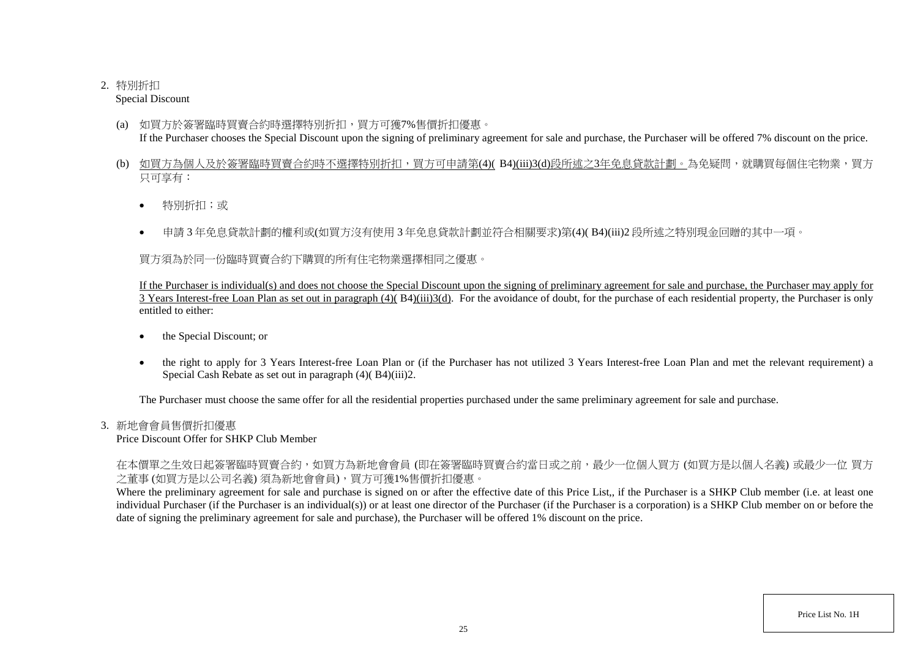2. 特別折扣
Special Discount

(a) 如買方於簽署臨時買賣合約時選擇特別折扣，買方可獲7%售價折扣優惠。
If the Purchaser chooses the Special Discount upon the signing of preliminary agreement for sale and purchase, the Purchaser will be offered 7% discount on the price.

(b) 如買方為個人及於簽署臨時買賣合約時不選擇特別折扣，買方可申請第(4)( B4)(iii)3(d)段所述之3年免息貸款計劃。為免疑問，就購買每個住宅物業，買方只可享有：

- 特別折扣；或
- 申請 3 年免息貸款計劃的權利或(如買方沒有使用 3 年免息貸款計劃並符合相關要求)第(4)( B4)(iii)2 段所述之特別現金回贈的其中一項。

買方須為於同一份臨時買賣合約下購買的所有住宅物業選擇相同之優惠。

If the Purchaser is individual(s) and does not choose the Special Discount upon the signing of preliminary agreement for sale and purchase, the Purchaser may apply for 3 Years Interest-free Loan Plan as set out in paragraph (4)( B4)(iii)3(d). For the avoidance of doubt, for the purchase of each residential property, the Purchaser is only entitled to either:

- the Special Discount; or
- the right to apply for 3 Years Interest-free Loan Plan or (if the Purchaser has not utilized 3 Years Interest-free Loan Plan and met the relevant requirement) a Special Cash Rebate as set out in paragraph (4)( B4)(iii)2.

The Purchaser must choose the same offer for all the residential properties purchased under the same preliminary agreement for sale and purchase.

3. 新地會會員售價折扣優惠
Price Discount Offer for SHKP Club Member

在本價單之生效日起簽署臨時買賣合約，如買方為新地會會員 (即在簽署臨時買賣合約當日或之前，最少一位個人買方 (如買方是以個人名義) 或最少一位 買方之董事 (如買方是以公司名義) 須為新地會會員)，買方可獲1%售價折扣優惠。
Where the preliminary agreement for sale and purchase is signed on or after the effective date of this Price List,, if the Purchaser is a SHKP Club member (i.e. at least one individual Purchaser (if the Purchaser is an individual(s)) or at least one director of the Purchaser (if the Purchaser is a corporation) is a SHKP Club member on or before the date of signing the preliminary agreement for sale and purchase), the Purchaser will be offered 1% discount on the price.

Price List No. 1H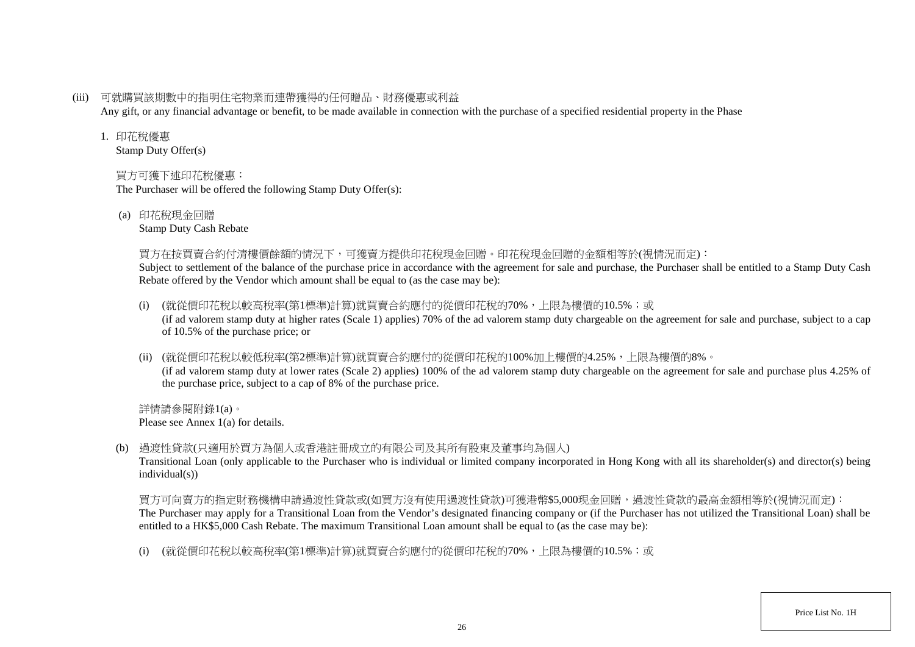(iii) 可就購買該期數中的指明住宅物業而連帶獲得的任何贈品、財務優惠或利益

Any gift, or any financial advantage or benefit, to be made available in connection with the purchase of a specified residential property in the Phase

1. 印花稅優惠

   Stamp Duty Offer(s)

   買方可獲下述印花稅優惠：

   The Purchaser will be offered the following Stamp Duty Offer(s):

   (a) 印花稅現金回贈

   Stamp Duty Cash Rebate

   買方在按買賣合約付清樓價餘額的情況下，可獲賣方提供印花稅現金回贈。印花稅現金回贈的金額相等於(視情況而定)：

   Subject to settlement of the balance of the purchase price in accordance with the agreement for sale and purchase, the Purchaser shall be entitled to a Stamp Duty Cash Rebate offered by the Vendor which amount shall be equal to (as the case may be):

   (i) (就從價印花稅以較高稅率(第1標準)計算)就買賣合約應付的從價印花稅的70%，上限為樓價的10.5%；或

   (if ad valorem stamp duty at higher rates (Scale 1) applies) 70% of the ad valorem stamp duty chargeable on the agreement for sale and purchase, subject to a cap of 10.5% of the purchase price; or

   (ii) (就從價印花稅以較低稅率(第2標準)計算)就買賣合約應付的從價印花稅的100%加上樓價的4.25%，上限為樓價的8%。

   (if ad valorem stamp duty at lower rates (Scale 2) applies) 100% of the ad valorem stamp duty chargeable on the agreement for sale and purchase plus 4.25% of the purchase price, subject to a cap of 8% of the purchase price.

   詳情請參閱附錄1(a)。

   Please see Annex 1(a) for details.

   (b) 過渡性貸款(只適用於買方為個人或香港註冊成立的有限公司及其所有股東及董事均為個人)

   Transitional Loan (only applicable to the Purchaser who is individual or limited company incorporated in Hong Kong with all its shareholder(s) and director(s) being individual(s))

   買方可向賣方的指定財務機構申請過渡性貸款或(如買方沒有使用過渡性貸款)可獲港幣$5,000現金回贈，過渡性貸款的最高金額相等於(視情況而定)：

   The Purchaser may apply for a Transitional Loan from the Vendor's designated financing company or (if the Purchaser has not utilized the Transitional Loan) shall be entitled to a HK$5,000 Cash Rebate. The maximum Transitional Loan amount shall be equal to (as the case may be):

   (i) (就從價印花稅以較高稅率(第1標準)計算)就買賣合約應付的從價印花稅的70%，上限為樓價的10.5%；或

Price List No. 1H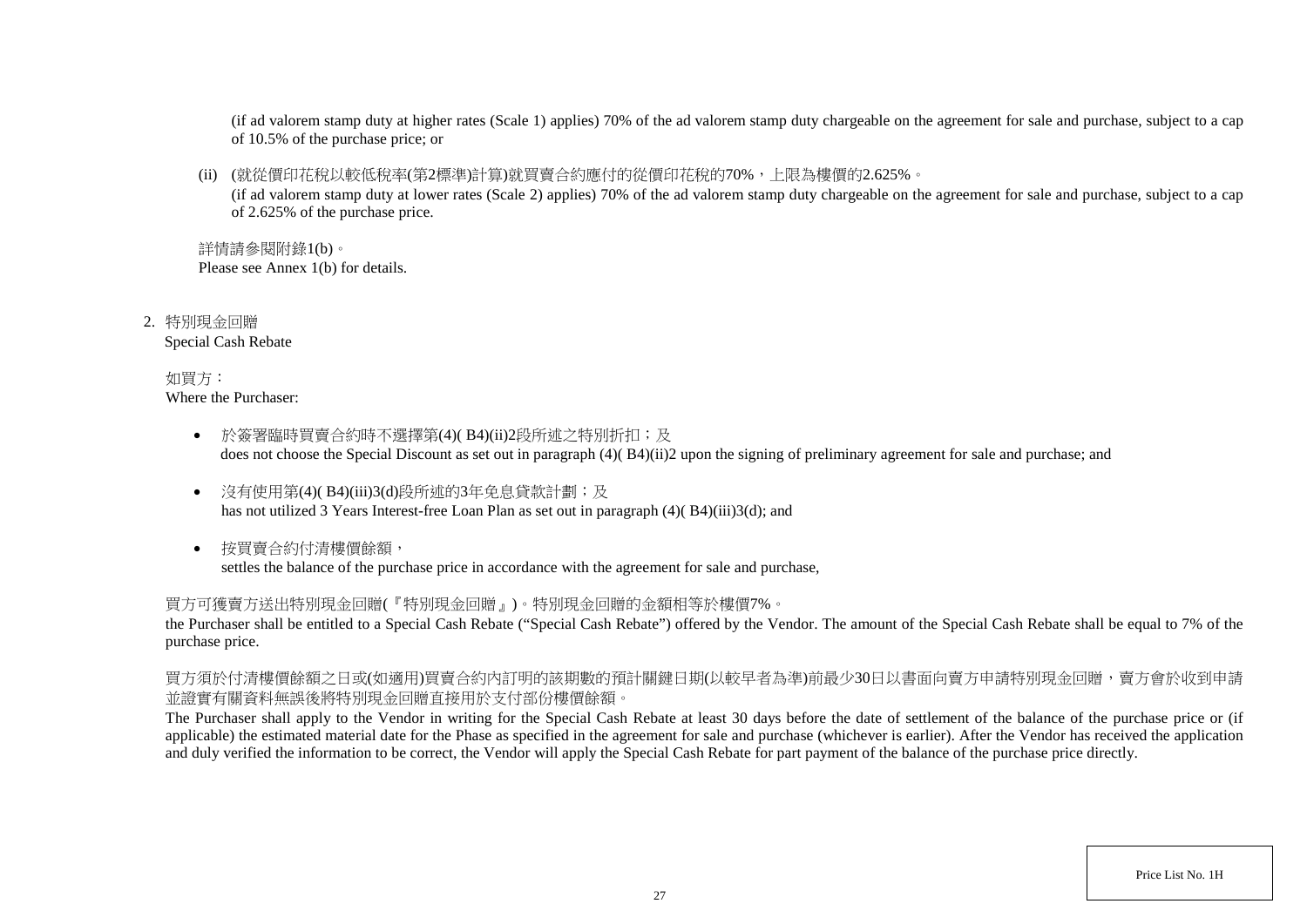(if ad valorem stamp duty at higher rates (Scale 1) applies) 70% of the ad valorem stamp duty chargeable on the agreement for sale and purchase, subject to a cap of 10.5% of the purchase price; or

(ii) (就從價印花稅以較低稅率(第2標準)計算)就買賣合約應付的從價印花稅的70%，上限為樓價的2.625%。
(if ad valorem stamp duty at lower rates (Scale 2) applies) 70% of the ad valorem stamp duty chargeable on the agreement for sale and purchase, subject to a cap of 2.625% of the purchase price.

詳情請參閱附錄1(b)。
Please see Annex 1(b) for details.

2. 特別現金回贈
Special Cash Rebate

如買方：
Where the Purchaser:

- 於簽署臨時買賣合約時不選擇第(4)( B4)(ii)2段所述之特別折扣；及
  does not choose the Special Discount as set out in paragraph (4)( B4)(ii)2 upon the signing of preliminary agreement for sale and purchase; and
- 沒有使用第(4)( B4)(iii)3(d)段所述的3年免息貸款計劃；及
  has not utilized 3 Years Interest-free Loan Plan as set out in paragraph (4)( B4)(iii)3(d); and
- 按買賣合約付清樓價餘額，
  settles the balance of the purchase price in accordance with the agreement for sale and purchase,

買方可獲賣方送出特別現金回贈(『特別現金回贈』)。特別現金回贈的金額相等於樓價7%。
the Purchaser shall be entitled to a Special Cash Rebate ("Special Cash Rebate") offered by the Vendor. The amount of the Special Cash Rebate shall be equal to 7% of the purchase price.

買方須於付清樓價餘額之日或(如適用)買賣合約內訂明的該期數的預計關鍵日期(以較早者為準)前最少30日以書面向賣方申請特別現金回贈，賣方會於收到申請並證實有關資料無誤後將特別現金回贈直接用於支付部份樓價餘額。
The Purchaser shall apply to the Vendor in writing for the Special Cash Rebate at least 30 days before the date of settlement of the balance of the purchase price or (if applicable) the estimated material date for the Phase as specified in the agreement for sale and purchase (whichever is earlier). After the Vendor has received the application and duly verified the information to be correct, the Vendor will apply the Special Cash Rebate for part payment of the balance of the purchase price directly.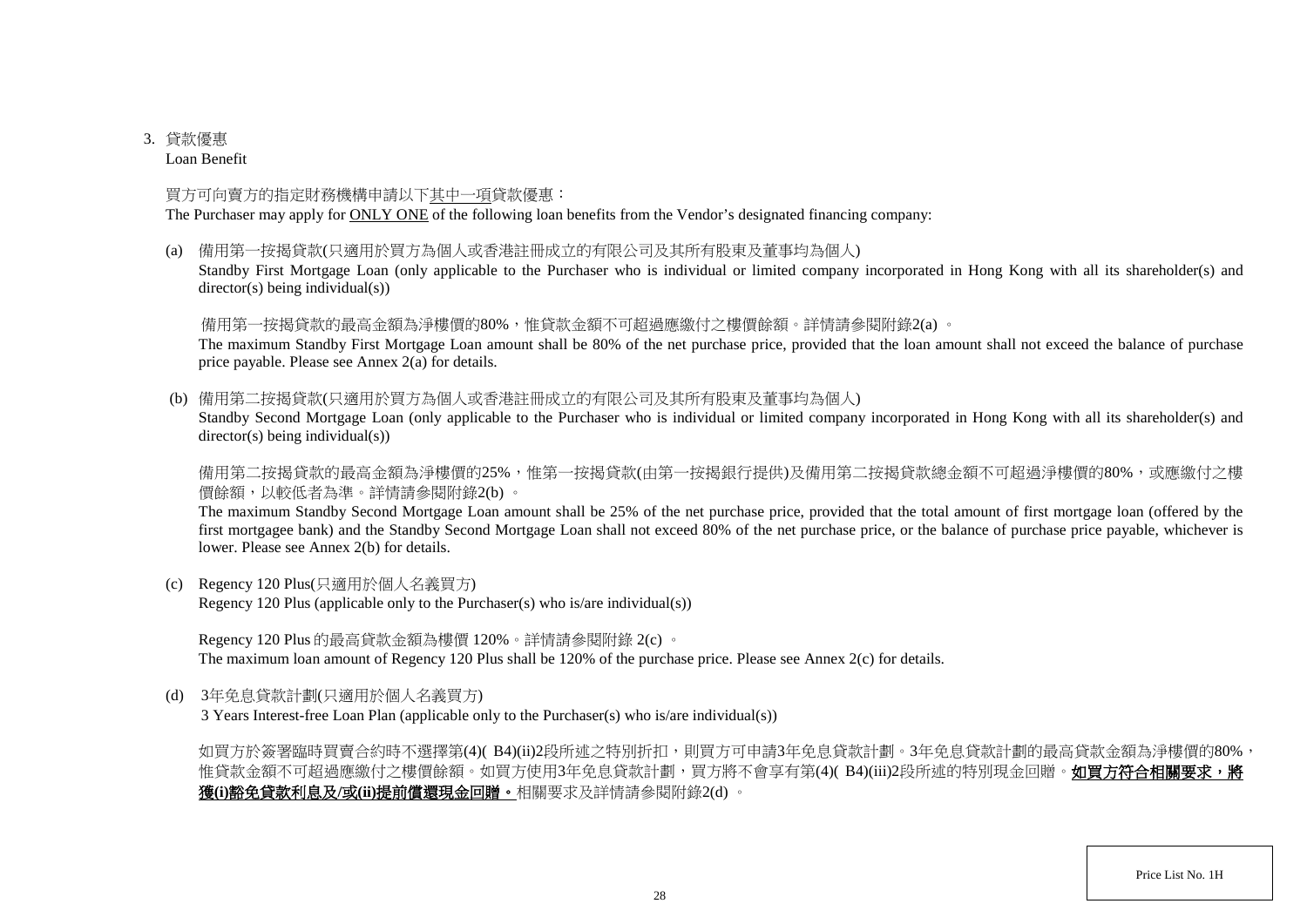3. 貸款優惠

Loan Benefit

買方可向賣方的指定財務機構申請以下其中一項貸款優惠：

The Purchaser may apply for ONLY ONE of the following loan benefits from the Vendor's designated financing company:

(a) 備用第一按揭貸款(只適用於買方為個人或香港註冊成立的有限公司及其所有股東及董事均為個人)

Standby First Mortgage Loan (only applicable to the Purchaser who is individual or limited company incorporated in Hong Kong with all its shareholder(s) and director(s) being individual(s))

備用第一按揭貸款的最高金額為淨樓價的80%，惟貸款金額不可超過應繳付之樓價餘額。詳情請參閱附錄2(a) 。

The maximum Standby First Mortgage Loan amount shall be 80% of the net purchase price, provided that the loan amount shall not exceed the balance of purchase price payable. Please see Annex 2(a) for details.

(b) 備用第二按揭貸款(只適用於買方為個人或香港註冊成立的有限公司及其所有股東及董事均為個人)

Standby Second Mortgage Loan (only applicable to the Purchaser who is individual or limited company incorporated in Hong Kong with all its shareholder(s) and director(s) being individual(s))

備用第二按揭貸款的最高金額為淨樓價的25%，惟第一按揭貸款(由第一按揭銀行提供)及備用第二按揭貸款總金額不可超過淨樓價的80%，或應繳付之樓價餘額，以較低者為準。詳情請參閱附錄2(b) 。

The maximum Standby Second Mortgage Loan amount shall be 25% of the net purchase price, provided that the total amount of first mortgage loan (offered by the first mortgagee bank) and the Standby Second Mortgage Loan shall not exceed 80% of the net purchase price, or the balance of purchase price payable, whichever is lower. Please see Annex 2(b) for details.

(c) Regency 120 Plus(只適用於個人名義買方)

Regency 120 Plus (applicable only to the Purchaser(s) who is/are individual(s))

Regency 120 Plus 的最高貸款金額為樓價 120%。詳情請參閱附錄 2(c) 。

The maximum loan amount of Regency 120 Plus shall be 120% of the purchase price. Please see Annex 2(c) for details.

(d) 3年免息貸款計劃(只適用於個人名義買方)

3 Years Interest-free Loan Plan (applicable only to the Purchaser(s) who is/are individual(s))

如買方於簽署臨時買賣合約時不選擇第(4)( B4)(ii)2段所述之特別折扣，則買方可申請3年免息貸款計劃。3年免息貸款計劃的最高貸款金額為淨樓價的80%，惟貸款金額不可超過應繳付之樓價餘額。如買方使用3年免息貸款計劃，買方將不會享有第(4)( B4)(iii)2段所述的特別現金回贈。**如買方符合相關要求，將獲(i)豁免貸款利息及/或(ii)提前償還現金回贈。**相關要求及詳情請參閱附錄2(d) 。

Price List No. 1H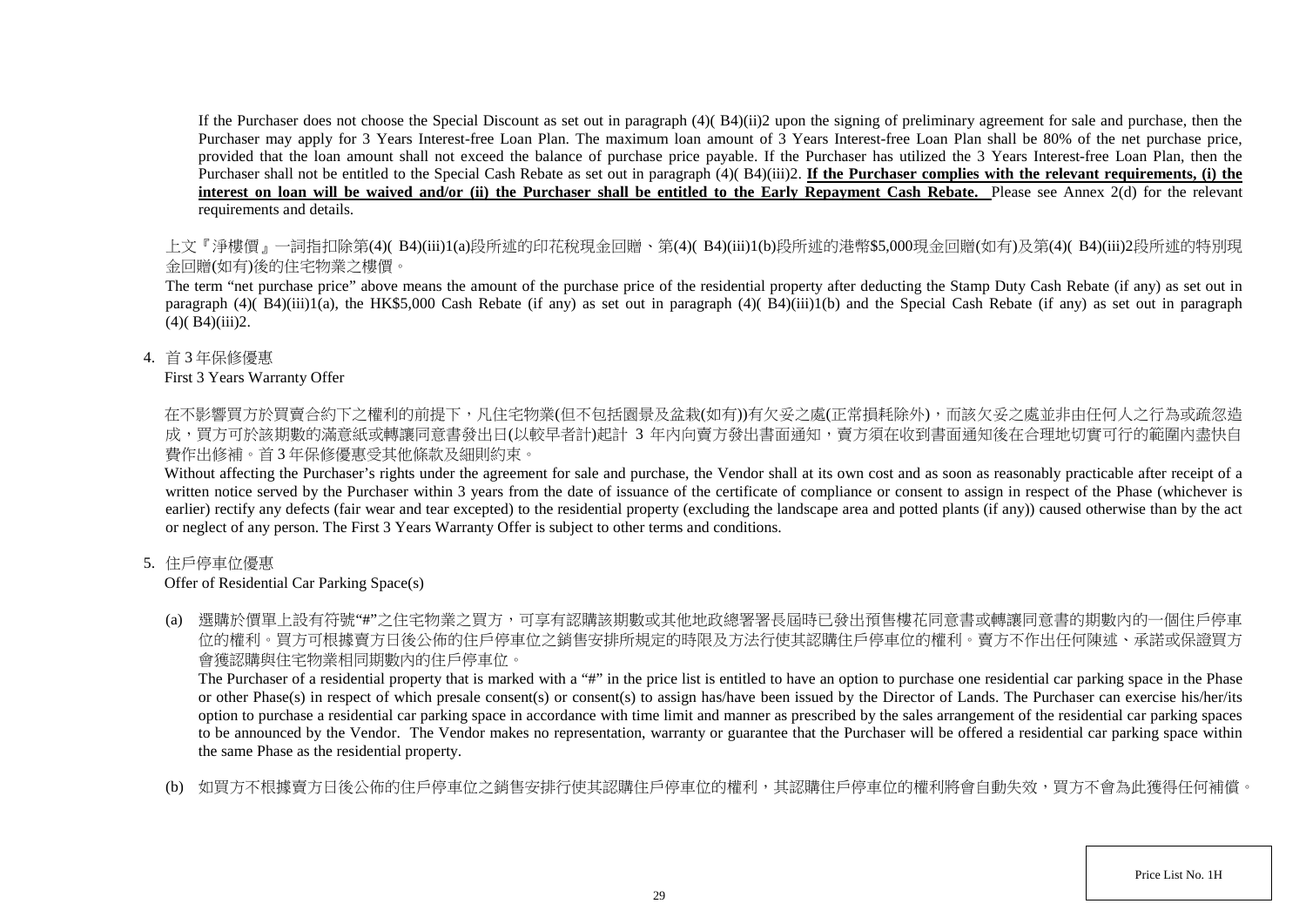If the Purchaser does not choose the Special Discount as set out in paragraph (4)( B4)(ii)2 upon the signing of preliminary agreement for sale and purchase, then the Purchaser may apply for 3 Years Interest-free Loan Plan. The maximum loan amount of 3 Years Interest-free Loan Plan shall be 80% of the net purchase price, provided that the loan amount shall not exceed the balance of purchase price payable. If the Purchaser has utilized the 3 Years Interest-free Loan Plan, then the Purchaser shall not be entitled to the Special Cash Rebate as set out in paragraph (4)( B4)(iii)2. **If the Purchaser complies with the relevant requirements, (i) the interest on loan will be waived and/or (ii) the Purchaser shall be entitled to the Early Repayment Cash Rebate.** Please see Annex 2(d) for the relevant requirements and details.

上文『淨樓價』一詞指扣除第(4)( B4)(iii)1(a)段所述的印花稅現金回贈、第(4)( B4)(iii)1(b)段所述的港幣$5,000現金回贈(如有)及第(4)( B4)(iii)2段所述的特別現金回贈(如有)後的住宅物業之樓價。

The term "net purchase price" above means the amount of the purchase price of the residential property after deducting the Stamp Duty Cash Rebate (if any) as set out in paragraph (4)( B4)(iii)1(a), the HK$5,000 Cash Rebate (if any) as set out in paragraph (4)( B4)(iii)1(b) and the Special Cash Rebate (if any) as set out in paragraph (4)( B4)(iii)2.

4. 首 3 年保修優惠
First 3 Years Warranty Offer

在不影響買方於買賣合約下之權利的前提下，凡住宅物業(但不包括園景及盆栽(如有))有欠妥之處(正常損耗除外)，而該欠妥之處並非由任何人之行為或疏忽造成，買方可於該期數的滿意紙或轉讓同意書發出日(以較早者計)起計 3 年內向賣方發出書面通知，賣方須在收到書面通知後在合理地切實可行的範圍內盡快自費作出修補。首 3 年保修優惠受其他條款及細則約束。

Without affecting the Purchaser's rights under the agreement for sale and purchase, the Vendor shall at its own cost and as soon as reasonably practicable after receipt of a written notice served by the Purchaser within 3 years from the date of issuance of the certificate of compliance or consent to assign in respect of the Phase (whichever is earlier) rectify any defects (fair wear and tear excepted) to the residential property (excluding the landscape area and potted plants (if any)) caused otherwise than by the act or neglect of any person. The First 3 Years Warranty Offer is subject to other terms and conditions.

5. 住戶停車位優惠
Offer of Residential Car Parking Space(s)

(a) 選購於價單上設有符號"#"之住宅物業之買方，可享有認購該期數或其他地政總署署長屆時已發出預售樓花同意書或轉讓同意書的期數內的一個住戶停車位的權利。買方可根據賣方日後公佈的住戶停車位之銷售安排所規定的時限及方法行使其認購住戶停車位的權利。賣方不作出任何陳述、承諾或保證買方會獲認購與住宅物業相同期數內的住戶停車位。

The Purchaser of a residential property that is marked with a "#" in the price list is entitled to have an option to purchase one residential car parking space in the Phase or other Phase(s) in respect of which presale consent(s) or consent(s) to assign has/have been issued by the Director of Lands. The Purchaser can exercise his/her/its option to purchase a residential car parking space in accordance with time limit and manner as prescribed by the sales arrangement of the residential car parking spaces to be announced by the Vendor. The Vendor makes no representation, warranty or guarantee that the Purchaser will be offered a residential car parking space within the same Phase as the residential property.

(b) 如買方不根據賣方日後公佈的住戶停車位之銷售安排行使其認購住戶停車位的權利，其認購住戶停車位的權利將會自動失效，買方不會為此獲得任何補償。

Price List No. 1H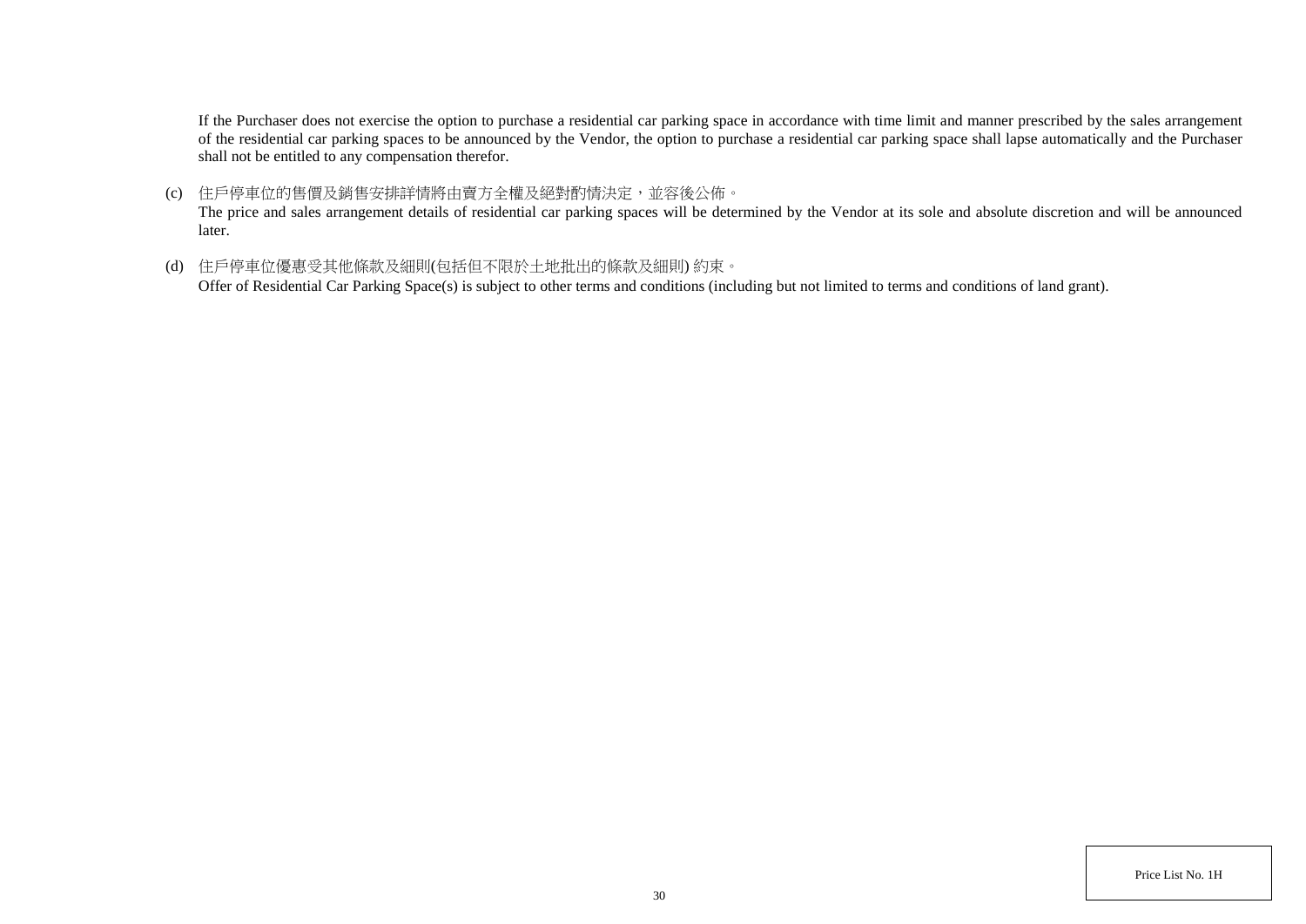If the Purchaser does not exercise the option to purchase a residential car parking space in accordance with time limit and manner prescribed by the sales arrangement of the residential car parking spaces to be announced by the Vendor, the option to purchase a residential car parking space shall lapse automatically and the Purchaser shall not be entitled to any compensation therefor.

(c) 住戶停車位的售價及銷售安排詳情將由賣方全權及絕對酌情決定，並容後公佈。
The price and sales arrangement details of residential car parking spaces will be determined by the Vendor at its sole and absolute discretion and will be announced later.

(d) 住戶停車位優惠受其他條款及細則(包括但不限於土地批出的條款及細則) 約束。
Offer of Residential Car Parking Space(s) is subject to other terms and conditions (including but not limited to terms and conditions of land grant).

Price List No. 1H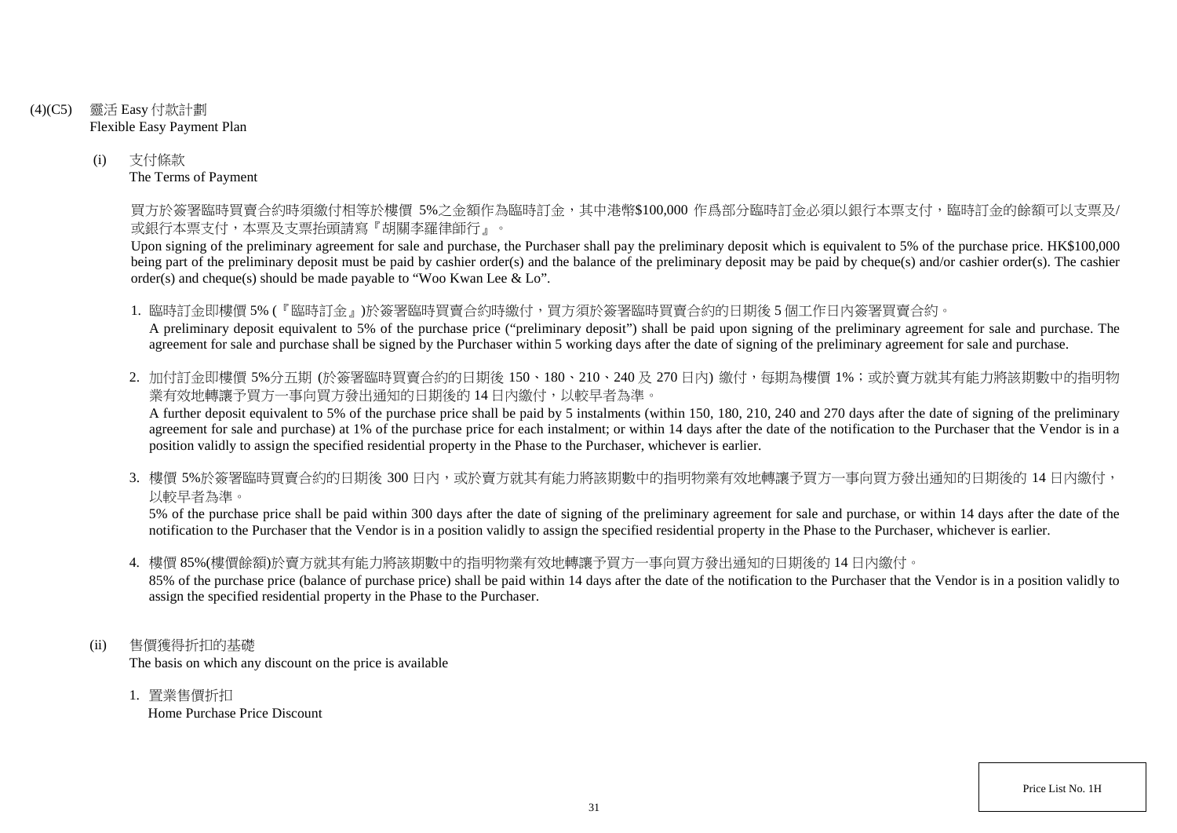## (4)(C5) 靈活 Easy 付款計劃
Flexible Easy Payment Plan

### (i) 支付條款
The Terms of Payment

買方於簽署臨時買賣合約時須繳付相等於樓價 5%之金額作為臨時訂金，其中港幣$100,000 作爲部分臨時訂金必須以銀行本票支付，臨時訂金的餘額可以支票及/或銀行本票支付，本票及支票抬頭請寫『胡關李羅律師行』。

Upon signing of the preliminary agreement for sale and purchase, the Purchaser shall pay the preliminary deposit which is equivalent to 5% of the purchase price. HK$100,000 being part of the preliminary deposit must be paid by cashier order(s) and the balance of the preliminary deposit may be paid by cheque(s) and/or cashier order(s). The cashier order(s) and cheque(s) should be made payable to "Woo Kwan Lee & Lo".

1. 臨時訂金即樓價 5% (『臨時訂金』)於簽署臨時買賣合約時繳付，買方須於簽署臨時買賣合約的日期後 5 個工作日內簽署買賣合約。
   A preliminary deposit equivalent to 5% of the purchase price ("preliminary deposit") shall be paid upon signing of the preliminary agreement for sale and purchase. The agreement for sale and purchase shall be signed by the Purchaser within 5 working days after the date of signing of the preliminary agreement for sale and purchase.

2. 加付訂金即樓價 5%分五期 (於簽署臨時買賣合約的日期後 150、180、210、240 及 270 日內) 繳付，每期為樓價 1%；或於賣方就其有能力將該期數中的指明物業有效地轉讓予買方一事向買方發出通知的日期後的 14 日內繳付，以較早者為準。
   A further deposit equivalent to 5% of the purchase price shall be paid by 5 instalments (within 150, 180, 210, 240 and 270 days after the date of signing of the preliminary agreement for sale and purchase) at 1% of the purchase price for each instalment; or within 14 days after the date of the notification to the Purchaser that the Vendor is in a position validly to assign the specified residential property in the Phase to the Purchaser, whichever is earlier.

3. 樓價 5%於簽署臨時買賣合約的日期後 300 日內，或於賣方就其有能力將該期數中的指明物業有效地轉讓予買方一事向買方發出通知的日期後的 14 日內繳付，以較早者為準。
   5% of the purchase price shall be paid within 300 days after the date of signing of the preliminary agreement for sale and purchase, or within 14 days after the date of the notification to the Purchaser that the Vendor is in a position validly to assign the specified residential property in the Phase to the Purchaser, whichever is earlier.

4. 樓價 85%(樓價餘額)於賣方就其有能力將該期數中的指明物業有效地轉讓予買方一事向買方發出通知的日期後的 14 日內繳付。
   85% of the purchase price (balance of purchase price) shall be paid within 14 days after the date of the notification to the Purchaser that the Vendor is in a position validly to assign the specified residential property in the Phase to the Purchaser.

### (ii) 售價獲得折扣的基礎
The basis on which any discount on the price is available

1. 置業售價折扣
   Home Purchase Price Discount

Price List No. 1H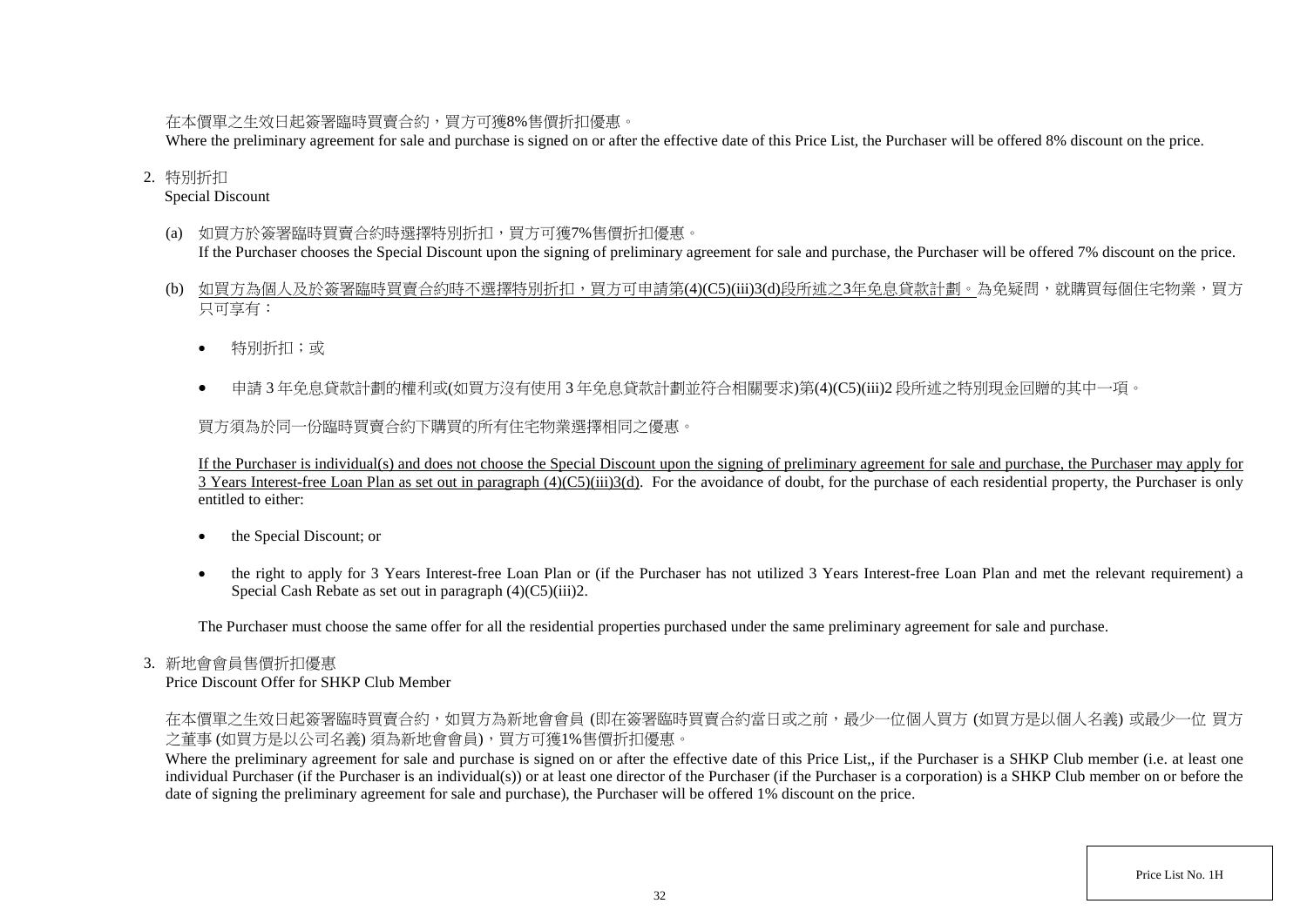在本價單之生效日起簽署臨時買賣合約，買方可獲8%售價折扣優惠。
Where the preliminary agreement for sale and purchase is signed on or after the effective date of this Price List, the Purchaser will be offered 8% discount on the price.

2. 特別折扣
Special Discount

(a) 如買方於簽署臨時買賣合約時選擇特別折扣，買方可獲7%售價折扣優惠。
If the Purchaser chooses the Special Discount upon the signing of preliminary agreement for sale and purchase, the Purchaser will be offered 7% discount on the price.

(b) 如買方為個人及於簽署臨時買賣合約時不選擇特別折扣，買方可申請第(4)(C5)(iii)3(d)段所述之3年免息貸款計劃。為免疑問，就購買每個住宅物業，買方只可享有：

- 特別折扣；或
- 申請 3 年免息貸款計劃的權利或(如買方沒有使用 3 年免息貸款計劃並符合相關要求)第(4)(C5)(iii)2 段所述之特別現金回贈的其中一項。

買方須為於同一份臨時買賣合約下購買的所有住宅物業選擇相同之優惠。

If the Purchaser is individual(s) and does not choose the Special Discount upon the signing of preliminary agreement for sale and purchase, the Purchaser may apply for 3 Years Interest-free Loan Plan as set out in paragraph (4)(C5)(iii)3(d). For the avoidance of doubt, for the purchase of each residential property, the Purchaser is only entitled to either:

- the Special Discount; or
- the right to apply for 3 Years Interest-free Loan Plan or (if the Purchaser has not utilized 3 Years Interest-free Loan Plan and met the relevant requirement) a Special Cash Rebate as set out in paragraph (4)(C5)(iii)2.

The Purchaser must choose the same offer for all the residential properties purchased under the same preliminary agreement for sale and purchase.

3. 新地會會員售價折扣優惠
Price Discount Offer for SHKP Club Member

在本價單之生效日起簽署臨時買賣合約，如買方為新地會會員 (即在簽署臨時買賣合約當日或之前，最少一位個人買方 (如買方是以個人名義) 或最少一位 買方之董事 (如買方是以公司名義) 須為新地會會員)，買方可獲1%售價折扣優惠。
Where the preliminary agreement for sale and purchase is signed on or after the effective date of this Price List,, if the Purchaser is a SHKP Club member (i.e. at least one individual Purchaser (if the Purchaser is an individual(s)) or at least one director of the Purchaser (if the Purchaser is a corporation) is a SHKP Club member on or before the date of signing the preliminary agreement for sale and purchase), the Purchaser will be offered 1% discount on the price.

Price List No. 1H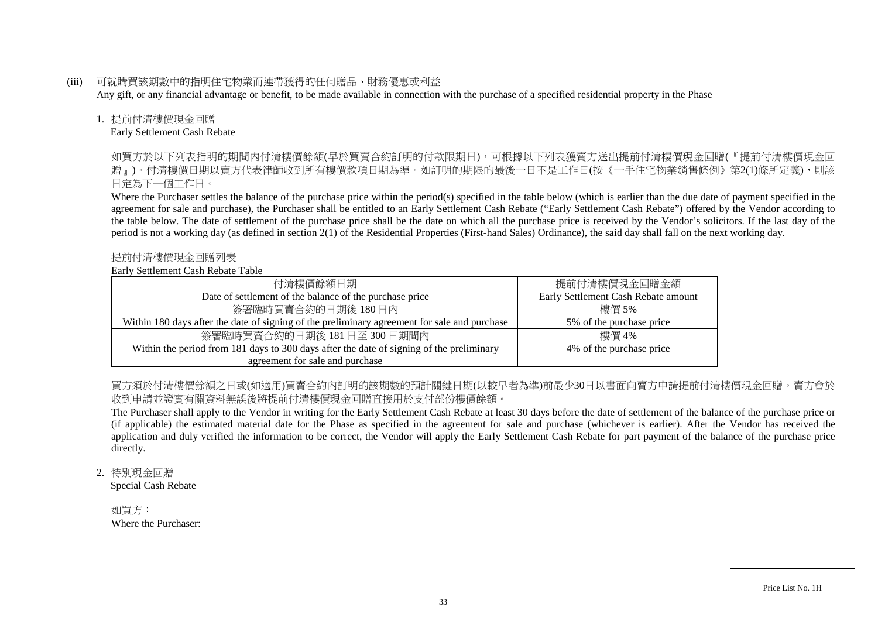(iii) 可就購買該期數中的指明住宅物業而連帶獲得的任何贈品、財務優惠或利益

Any gift, or any financial advantage or benefit, to be made available in connection with the purchase of a specified residential property in the Phase

1. 提前付清樓價現金回贈

Early Settlement Cash Rebate

如買方於以下列表指明的期間內付清樓價餘額(早於買賣合約訂明的付款限期日)，可根據以下列表獲賣方送出提前付清樓價現金回贈(『提前付清樓價現金回贈』)。付清樓價日期以賣方代表律師收到所有樓價款項日期為準。如訂明的期限的最後一日不是工作日(按《一手住宅物業銷售條例》第2(1)條所定義)，則該日定為下一個工作日。

Where the Purchaser settles the balance of the purchase price within the period(s) specified in the table below (which is earlier than the due date of payment specified in the agreement for sale and purchase), the Purchaser shall be entitled to an Early Settlement Cash Rebate ("Early Settlement Cash Rebate") offered by the Vendor according to the table below. The date of settlement of the purchase price shall be the date on which all the purchase price is received by the Vendor's solicitors. If the last day of the period is not a working day (as defined in section 2(1) of the Residential Properties (First-hand Sales) Ordinance), the said day shall fall on the next working day.

提前付清樓價現金回贈列表

Early Settlement Cash Rebate Table

| 付清樓價餘額日期<br>Date of settlement of the balance of the purchase price | 提前付清樓價現金回贈金額<br>Early Settlement Cash Rebate amount |
|---|---|
| 簽署臨時買賣合約的日期後 180 日內<br>Within 180 days after the date of signing of the preliminary agreement for sale and purchase | 樓價 5%<br>5% of the purchase price |
| 簽署臨時買賣合約的日期後 181 日至 300 日期間內<br>Within the period from 181 days to 300 days after the date of signing of the preliminary agreement for sale and purchase | 樓價 4%<br>4% of the purchase price |

買方須於付清樓價餘額之日或(如適用)買賣合約內訂明的該期數的預計關鍵日期(以較早者為準)前最少30日以書面向賣方申請提前付清樓價現金回贈，賣方會於收到申請並證實有關資料無誤後將提前付清樓價現金回贈直接用於支付部份樓價餘額。

The Purchaser shall apply to the Vendor in writing for the Early Settlement Cash Rebate at least 30 days before the date of settlement of the balance of the purchase price or (if applicable) the estimated material date for the Phase as specified in the agreement for sale and purchase (whichever is earlier). After the Vendor has received the application and duly verified the information to be correct, the Vendor will apply the Early Settlement Cash Rebate for part payment of the balance of the purchase price directly.

2. 特別現金回贈

Special Cash Rebate

如買方：

Where the Purchaser:

Price List No. 1H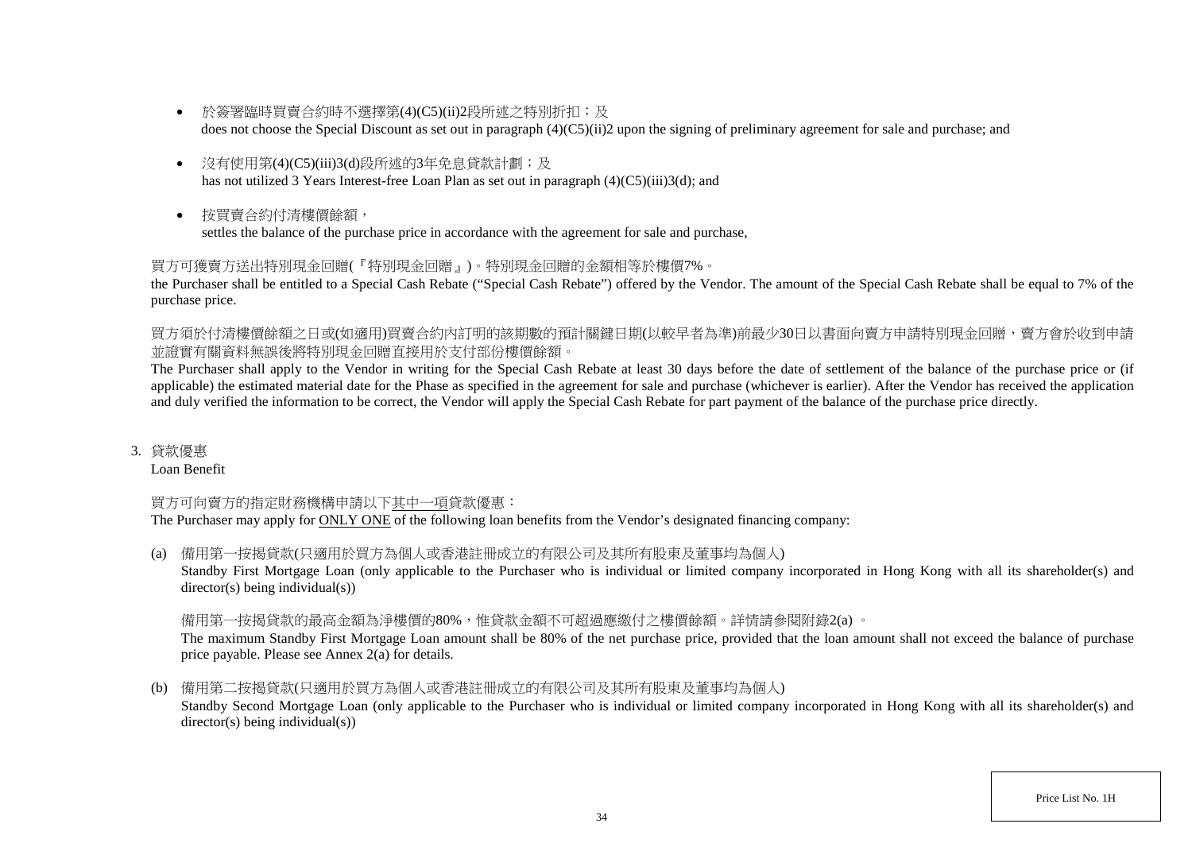- 於簽署臨時買賣合約時不選擇第(4)(C5)(ii)2段所述之特別折扣；及
  does not choose the Special Discount as set out in paragraph (4)(C5)(ii)2 upon the signing of preliminary agreement for sale and purchase; and

- 沒有使用第(4)(C5)(iii)3(d)段所述的3年免息貸款計劃；及
  has not utilized 3 Years Interest-free Loan Plan as set out in paragraph (4)(C5)(iii)3(d); and

- 按買賣合約付清樓價餘額，
  settles the balance of the purchase price in accordance with the agreement for sale and purchase,

買方可獲賣方送出特別現金回贈(『特別現金回贈』)。特別現金回贈的金額相等於樓價7%。

the Purchaser shall be entitled to a Special Cash Rebate ("Special Cash Rebate") offered by the Vendor. The amount of the Special Cash Rebate shall be equal to 7% of the purchase price.

買方須於付清樓價餘額之日或(如適用)買賣合約內訂明的該期數的預計關鍵日期(以較早者為準)前最少30日以書面向賣方申請特別現金回贈，賣方會於收到申請並證實有關資料無誤後將特別現金回贈直接用於支付部份樓價餘額。

The Purchaser shall apply to the Vendor in writing for the Special Cash Rebate at least 30 days before the date of settlement of the balance of the purchase price or (if applicable) the estimated material date for the Phase as specified in the agreement for sale and purchase (whichever is earlier). After the Vendor has received the application and duly verified the information to be correct, the Vendor will apply the Special Cash Rebate for part payment of the balance of the purchase price directly.

3. 貸款優惠
   Loan Benefit

   買方可向賣方的指定財務機構申請以下<u>其中一項</u>貸款優惠：
   The Purchaser may apply for <u>ONLY ONE</u> of the following loan benefits from the Vendor's designated financing company:

   (a) 備用第一按揭貸款(只適用於買方為個人或香港註冊成立的有限公司及其所有股東及董事均為個人)
   Standby First Mortgage Loan (only applicable to the Purchaser who is individual or limited company incorporated in Hong Kong with all its shareholder(s) and director(s) being individual(s))

   備用第一按揭貸款的最高金額為淨樓價的80%，惟貸款金額不可超過應繳付之樓價餘額。詳情請參閱附錄2(a) 。
   The maximum Standby First Mortgage Loan amount shall be 80% of the net purchase price, provided that the loan amount shall not exceed the balance of purchase price payable. Please see Annex 2(a) for details.

   (b) 備用第二按揭貸款(只適用於買方為個人或香港註冊成立的有限公司及其所有股東及董事均為個人)
   Standby Second Mortgage Loan (only applicable to the Purchaser who is individual or limited company incorporated in Hong Kong with all its shareholder(s) and director(s) being individual(s))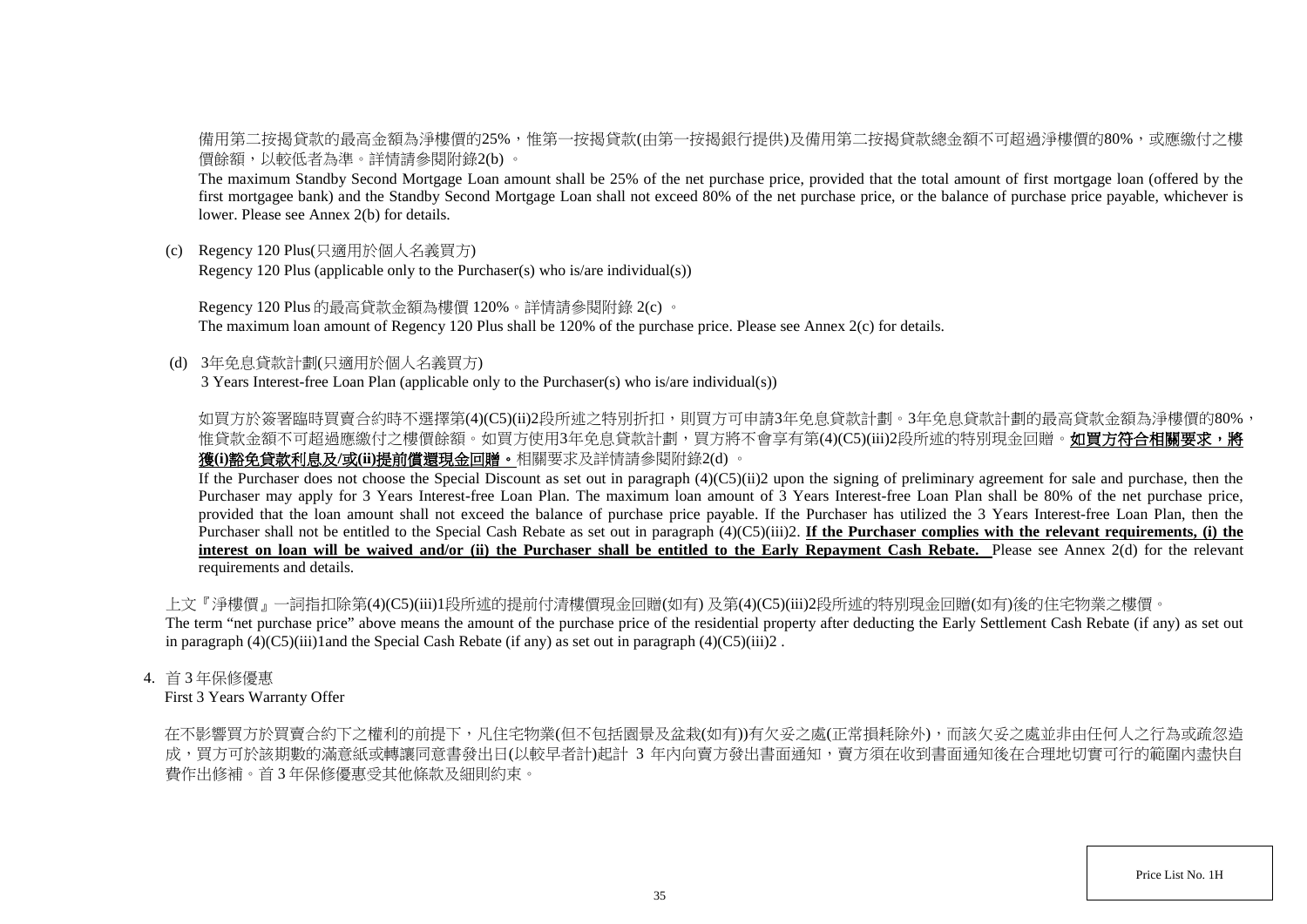備用第二按揭貸款的最高金額為淨樓價的25%，惟第一按揭貸款(由第一按揭銀行提供)及備用第二按揭貸款總金額不可超過淨樓價的80%，或應繳付之樓價餘額，以較低者為準。詳情請參閱附錄2(b) 。

The maximum Standby Second Mortgage Loan amount shall be 25% of the net purchase price, provided that the total amount of first mortgage loan (offered by the first mortgagee bank) and the Standby Second Mortgage Loan shall not exceed 80% of the net purchase price, or the balance of purchase price payable, whichever is lower. Please see Annex 2(b) for details.

(c) Regency 120 Plus(只適用於個人名義買方)
Regency 120 Plus (applicable only to the Purchaser(s) who is/are individual(s))

Regency 120 Plus 的最高貸款金額為樓價 120%。詳情請參閱附錄 2(c) 。
The maximum loan amount of Regency 120 Plus shall be 120% of the purchase price. Please see Annex 2(c) for details.

(d) 3年免息貸款計劃(只適用於個人名義買方)
3 Years Interest-free Loan Plan (applicable only to the Purchaser(s) who is/are individual(s))

如買方於簽署臨時買賣合約時不選擇第(4)(C5)(ii)2段所述之特別折扣，則買方可申請3年免息貸款計劃。3年免息貸款計劃的最高貸款金額為淨樓價的80%，惟貸款金額不可超過應繳付之樓價餘額。如買方使用3年免息貸款計劃，買方將不會享有第(4)(C5)(iii)2段所述的特別現金回贈。**如買方符合相關要求，將獲(i)豁免貸款利息及/或(ii)提前償還現金回贈。**相關要求及詳情請參閱附錄2(d) 。

If the Purchaser does not choose the Special Discount as set out in paragraph (4)(C5)(ii)2 upon the signing of preliminary agreement for sale and purchase, then the Purchaser may apply for 3 Years Interest-free Loan Plan. The maximum loan amount of 3 Years Interest-free Loan Plan shall be 80% of the net purchase price, provided that the loan amount shall not exceed the balance of purchase price payable. If the Purchaser has utilized the 3 Years Interest-free Loan Plan, then the Purchaser shall not be entitled to the Special Cash Rebate as set out in paragraph (4)(C5)(iii)2. **If the Purchaser complies with the relevant requirements, (i) the interest on loan will be waived and/or (ii) the Purchaser shall be entitled to the Early Repayment Cash Rebate.** Please see Annex 2(d) for the relevant requirements and details.

上文『淨樓價』一詞指扣除第(4)(C5)(iii)1段所述的提前付清樓價現金回贈(如有) 及第(4)(C5)(iii)2段所述的特別現金回贈(如有)後的住宅物業之樓價。
The term "net purchase price" above means the amount of the purchase price of the residential property after deducting the Early Settlement Cash Rebate (if any) as set out in paragraph (4)(C5)(iii)1and the Special Cash Rebate (if any) as set out in paragraph (4)(C5)(iii)2 .

4. 首 3 年保修優惠
First 3 Years Warranty Offer

在不影響買方於買賣合約下之權利的前提下，凡住宅物業(但不包括園景及盆栽(如有))有欠妥之處(正常損耗除外)，而該欠妥之處並非由任何人之行為或疏忽造成，買方可於該期數的滿意紙或轉讓同意書發出日(以較早者計)起計 3 年內向賣方發出書面通知，賣方須在收到書面通知後在合理地切實可行的範圍內盡快自費作出修補。首 3 年保修優惠受其他條款及細則約束。

Price List No. 1H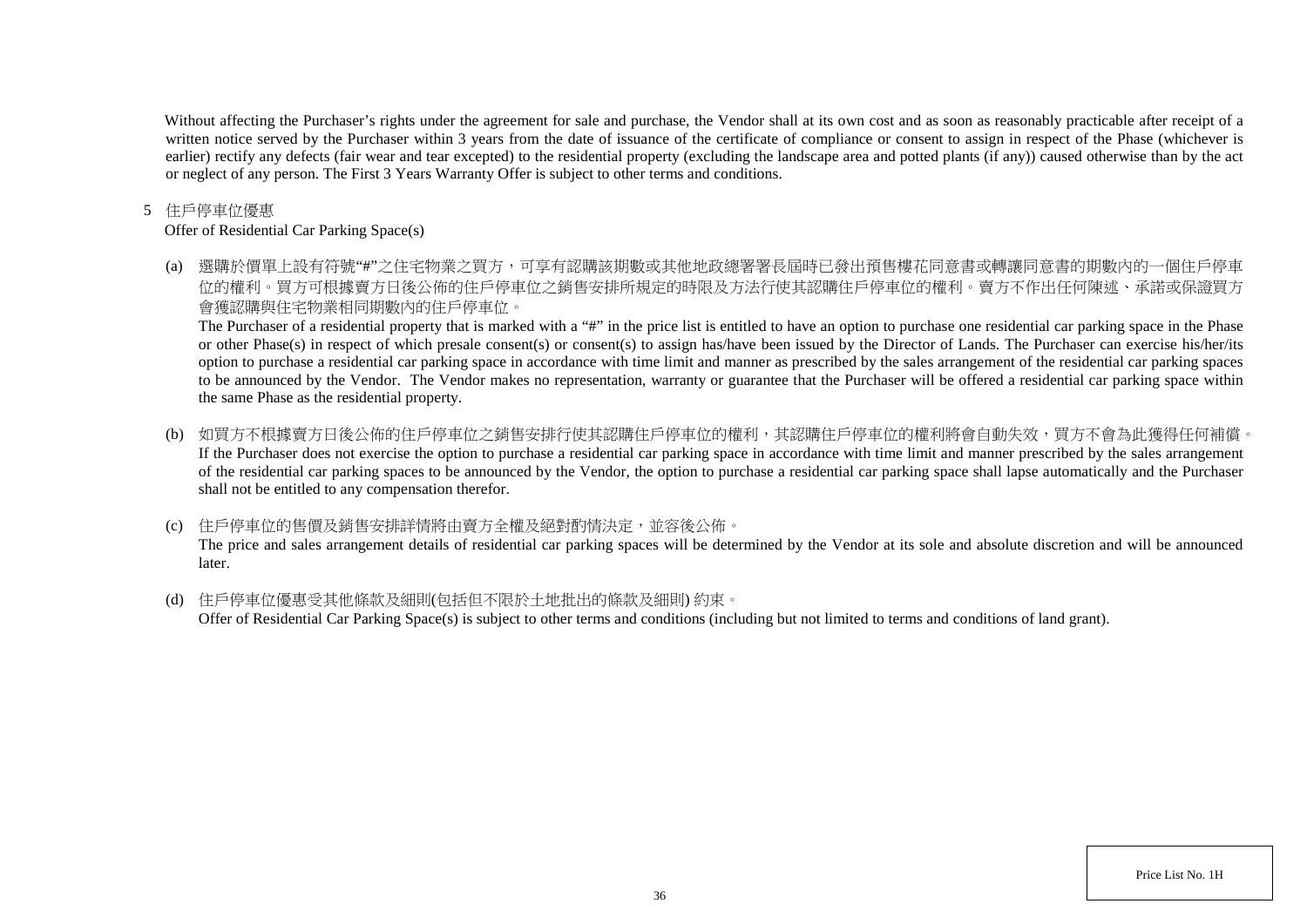Without affecting the Purchaser's rights under the agreement for sale and purchase, the Vendor shall at its own cost and as soon as reasonably practicable after receipt of a written notice served by the Purchaser within 3 years from the date of issuance of the certificate of compliance or consent to assign in respect of the Phase (whichever is earlier) rectify any defects (fair wear and tear excepted) to the residential property (excluding the landscape area and potted plants (if any)) caused otherwise than by the act or neglect of any person. The First 3 Years Warranty Offer is subject to other terms and conditions.

5 住戶停車位優惠

Offer of Residential Car Parking Space(s)

(a) 選購於價單上設有符號"#"之住宅物業之買方，可享有認購該期數或其他地政總署署長屆時已發出預售樓花同意書或轉讓同意書的期數內的一個住戶停車位的權利。買方可根據賣方日後公佈的住戶停車位之銷售安排所規定的時限及方法行使其認購住戶停車位的權利。賣方不作出任何陳述、承諾或保證買方會獲認購與住宅物業相同期數內的住戶停車位。

The Purchaser of a residential property that is marked with a "#" in the price list is entitled to have an option to purchase one residential car parking space in the Phase or other Phase(s) in respect of which presale consent(s) or consent(s) to assign has/have been issued by the Director of Lands. The Purchaser can exercise his/her/its option to purchase a residential car parking space in accordance with time limit and manner as prescribed by the sales arrangement of the residential car parking spaces to be announced by the Vendor. The Vendor makes no representation, warranty or guarantee that the Purchaser will be offered a residential car parking space within the same Phase as the residential property.

(b) 如買方不根據賣方日後公佈的住戶停車位之銷售安排行使其認購住戶停車位的權利，其認購住戶停車位的權利將會自動失效，買方不會為此獲得任何補償。

If the Purchaser does not exercise the option to purchase a residential car parking space in accordance with time limit and manner prescribed by the sales arrangement of the residential car parking spaces to be announced by the Vendor, the option to purchase a residential car parking space shall lapse automatically and the Purchaser shall not be entitled to any compensation therefor.

(c) 住戶停車位的售價及銷售安排詳情將由賣方全權及絕對酌情決定，並容後公佈。

The price and sales arrangement details of residential car parking spaces will be determined by the Vendor at its sole and absolute discretion and will be announced later.

(d) 住戶停車位優惠受其他條款及細則(包括但不限於土地批出的條款及細則) 約束。

Offer of Residential Car Parking Space(s) is subject to other terms and conditions (including but not limited to terms and conditions of land grant).

Price List No. 1H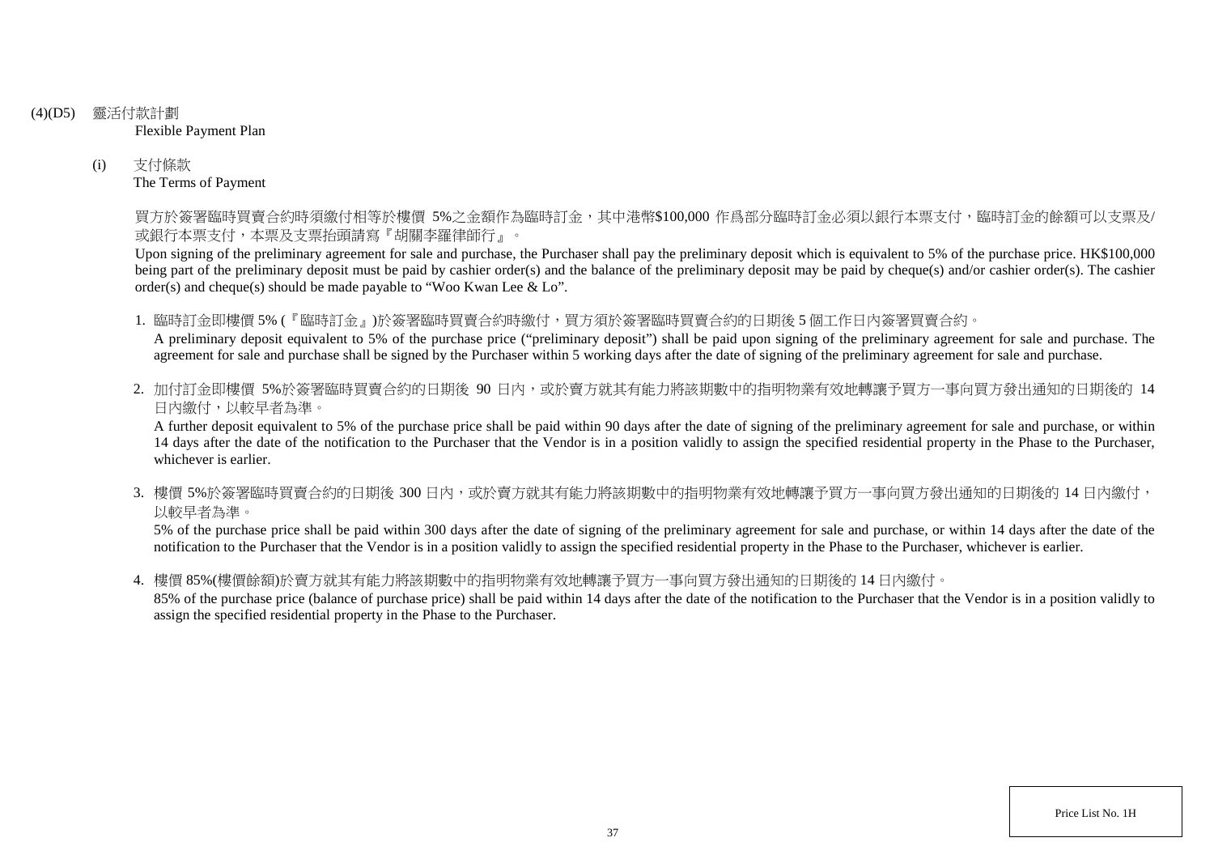(4)(D5) 靈活付款計劃

Flexible Payment Plan

(i) 支付條款

The Terms of Payment

買方於簽署臨時買賣合約時須繳付相等於樓價 5%之金額作為臨時訂金，其中港幣$100,000 作爲部分臨時訂金必須以銀行本票支付，臨時訂金的餘額可以支票及/或銀行本票支付，本票及支票抬頭請寫『胡關李羅律師行』。

Upon signing of the preliminary agreement for sale and purchase, the Purchaser shall pay the preliminary deposit which is equivalent to 5% of the purchase price. HK$100,000 being part of the preliminary deposit must be paid by cashier order(s) and the balance of the preliminary deposit may be paid by cheque(s) and/or cashier order(s). The cashier order(s) and cheque(s) should be made payable to "Woo Kwan Lee & Lo".

1. 臨時訂金即樓價 5% (『臨時訂金』)於簽署臨時買賣合約時繳付，買方須於簽署臨時買賣合約的日期後 5 個工作日內簽署買賣合約。

   A preliminary deposit equivalent to 5% of the purchase price ("preliminary deposit") shall be paid upon signing of the preliminary agreement for sale and purchase. The agreement for sale and purchase shall be signed by the Purchaser within 5 working days after the date of signing of the preliminary agreement for sale and purchase.

2. 加付訂金即樓價 5%於簽署臨時買賣合約的日期後 90 日內，或於賣方就其有能力將該期數中的指明物業有效地轉讓予買方一事向買方發出通知的日期後的 14 日內繳付，以較早者為準。

   A further deposit equivalent to 5% of the purchase price shall be paid within 90 days after the date of signing of the preliminary agreement for sale and purchase, or within 14 days after the date of the notification to the Purchaser that the Vendor is in a position validly to assign the specified residential property in the Phase to the Purchaser, whichever is earlier.

3. 樓價 5%於簽署臨時買賣合約的日期後 300 日內，或於賣方就其有能力將該期數中的指明物業有效地轉讓予買方一事向買方發出通知的日期後的 14 日內繳付，以較早者為準。

   5% of the purchase price shall be paid within 300 days after the date of signing of the preliminary agreement for sale and purchase, or within 14 days after the date of the notification to the Purchaser that the Vendor is in a position validly to assign the specified residential property in the Phase to the Purchaser, whichever is earlier.

4. 樓價 85%(樓價餘額)於賣方就其有能力將該期數中的指明物業有效地轉讓予買方一事向買方發出通知的日期後的 14 日內繳付。

   85% of the purchase price (balance of purchase price) shall be paid within 14 days after the date of the notification to the Purchaser that the Vendor is in a position validly to assign the specified residential property in the Phase to the Purchaser.

Price List No. 1H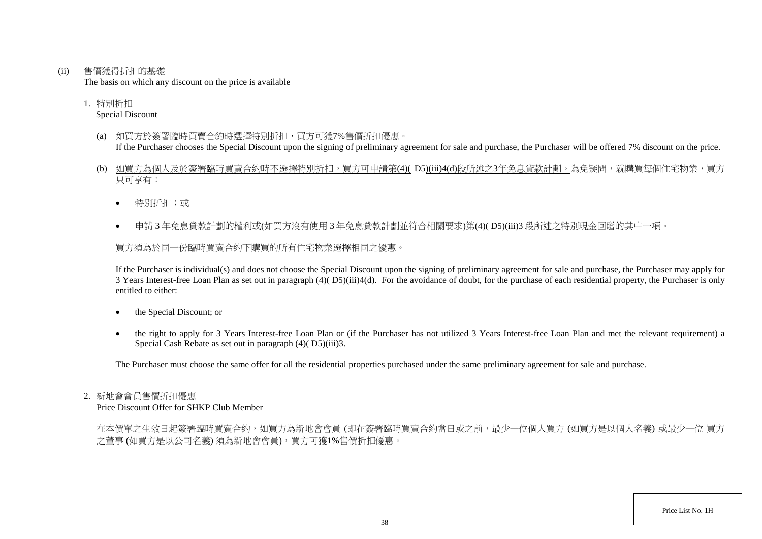(ii) 售價獲得折扣的基礎
The basis on which any discount on the price is available

1. 特別折扣
Special Discount

(a) 如買方於簽署臨時買賣合約時選擇特別折扣，買方可獲7%售價折扣優惠。
If the Purchaser chooses the Special Discount upon the signing of preliminary agreement for sale and purchase, the Purchaser will be offered 7% discount on the price.

(b) 如買方為個人及於簽署臨時買賣合約時不選擇特別折扣，買方可申請第(4)( D5)(iii)4(d)段所述之3年免息貸款計劃。為免疑問，就購買每個住宅物業，買方只可享有：

- 特別折扣；或
- 申請 3 年免息貸款計劃的權利或(如買方沒有使用 3 年免息貸款計劃並符合相關要求)第(4)( D5)(iii)3 段所述之特別現金回贈的其中一項。

買方須為於同一份臨時買賣合約下購買的所有住宅物業選擇相同之優惠。

If the Purchaser is individual(s) and does not choose the Special Discount upon the signing of preliminary agreement for sale and purchase, the Purchaser may apply for 3 Years Interest-free Loan Plan as set out in paragraph (4)( D5)(iii)4(d). For the avoidance of doubt, for the purchase of each residential property, the Purchaser is only entitled to either:

- the Special Discount; or
- the right to apply for 3 Years Interest-free Loan Plan or (if the Purchaser has not utilized 3 Years Interest-free Loan Plan and met the relevant requirement) a Special Cash Rebate as set out in paragraph (4)( D5)(iii)3.

The Purchaser must choose the same offer for all the residential properties purchased under the same preliminary agreement for sale and purchase.

2. 新地會會員售價折扣優惠
Price Discount Offer for SHKP Club Member

在本價單之生效日起簽署臨時買賣合約，如買方為新地會會員 (即在簽署臨時買賣合約當日或之前，最少一位個人買方 (如買方是以個人名義) 或最少一位 買方之董事 (如買方是以公司名義) 須為新地會會員)，買方可獲1%售價折扣優惠。

Price List No. 1H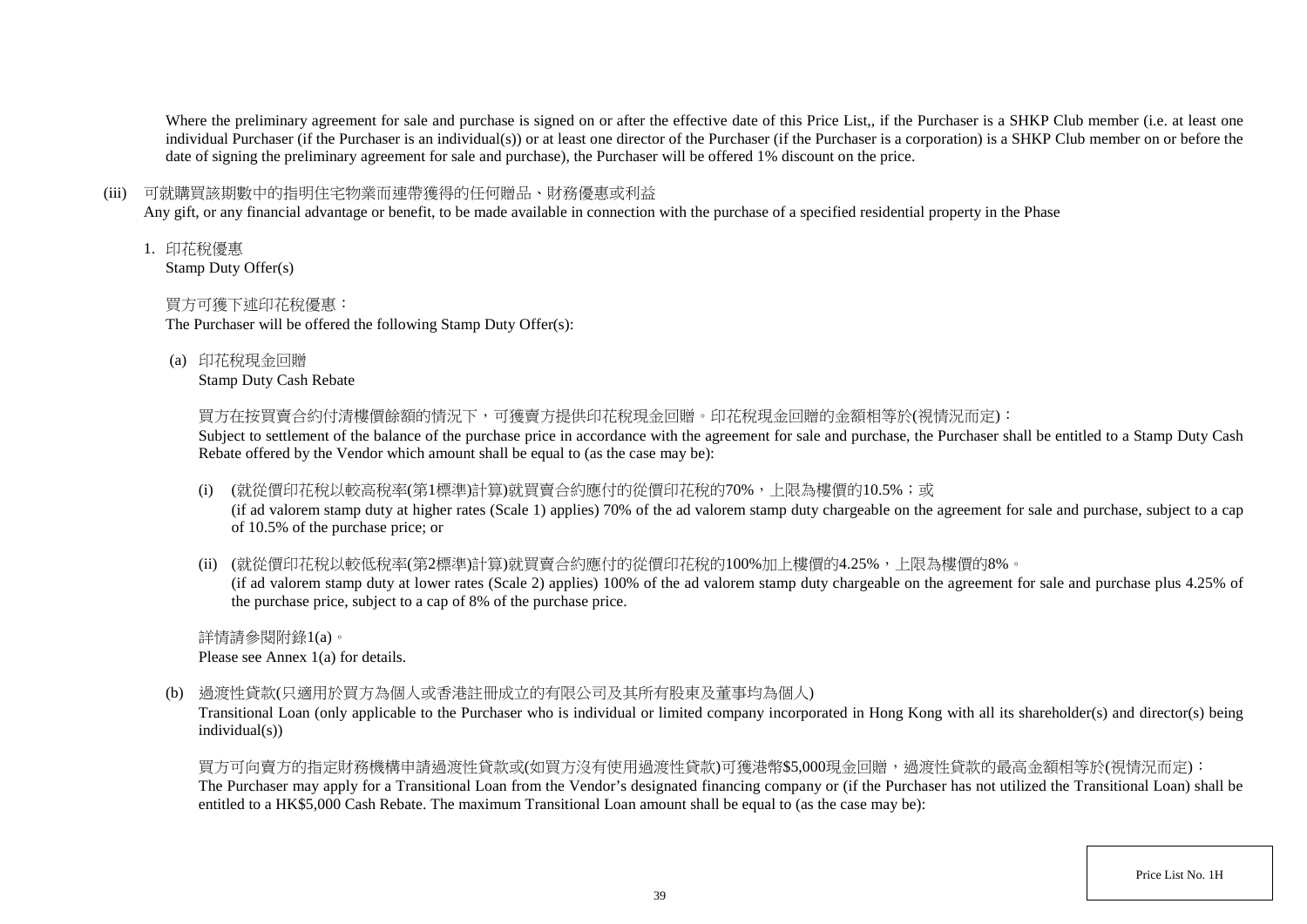Where the preliminary agreement for sale and purchase is signed on or after the effective date of this Price List,, if the Purchaser is a SHKP Club member (i.e. at least one individual Purchaser (if the Purchaser is an individual(s)) or at least one director of the Purchaser (if the Purchaser is a corporation) is a SHKP Club member on or before the date of signing the preliminary agreement for sale and purchase), the Purchaser will be offered 1% discount on the price.

(iii) 可就購買該期數中的指明住宅物業而連帶獲得的任何贈品、財務優惠或利益
Any gift, or any financial advantage or benefit, to be made available in connection with the purchase of a specified residential property in the Phase

1. 印花稅優惠
Stamp Duty Offer(s)

買方可獲下述印花稅優惠：
The Purchaser will be offered the following Stamp Duty Offer(s):

(a) 印花稅現金回贈
Stamp Duty Cash Rebate

買方在按買賣合約付清樓價餘額的情況下，可獲賣方提供印花稅現金回贈。印花稅現金回贈的金額相等於(視情況而定)：
Subject to settlement of the balance of the purchase price in accordance with the agreement for sale and purchase, the Purchaser shall be entitled to a Stamp Duty Cash Rebate offered by the Vendor which amount shall be equal to (as the case may be):

(i) (就從價印花稅以較高稅率(第1標準)計算)就買賣合約應付的從價印花稅的70%，上限為樓價的10.5%；或
(if ad valorem stamp duty at higher rates (Scale 1) applies) 70% of the ad valorem stamp duty chargeable on the agreement for sale and purchase, subject to a cap of 10.5% of the purchase price; or

(ii) (就從價印花稅以較低稅率(第2標準)計算)就買賣合約應付的從價印花稅的100%加上樓價的4.25%，上限為樓價的8%。
(if ad valorem stamp duty at lower rates (Scale 2) applies) 100% of the ad valorem stamp duty chargeable on the agreement for sale and purchase plus 4.25% of the purchase price, subject to a cap of 8% of the purchase price.

詳情請參閱附錄1(a)。
Please see Annex 1(a) for details.

(b) 過渡性貸款(只適用於買方為個人或香港註冊成立的有限公司及其所有股東及董事均為個人)
Transitional Loan (only applicable to the Purchaser who is individual or limited company incorporated in Hong Kong with all its shareholder(s) and director(s) being individual(s))

買方可向賣方的指定財務機構申請過渡性貸款或(如買方沒有使用過渡性貸款)可獲港幣$5,000現金回贈，過渡性貸款的最高金額相等於(視情況而定)：
The Purchaser may apply for a Transitional Loan from the Vendor's designated financing company or (if the Purchaser has not utilized the Transitional Loan) shall be entitled to a HK$5,000 Cash Rebate. The maximum Transitional Loan amount shall be equal to (as the case may be):

Price List No. 1H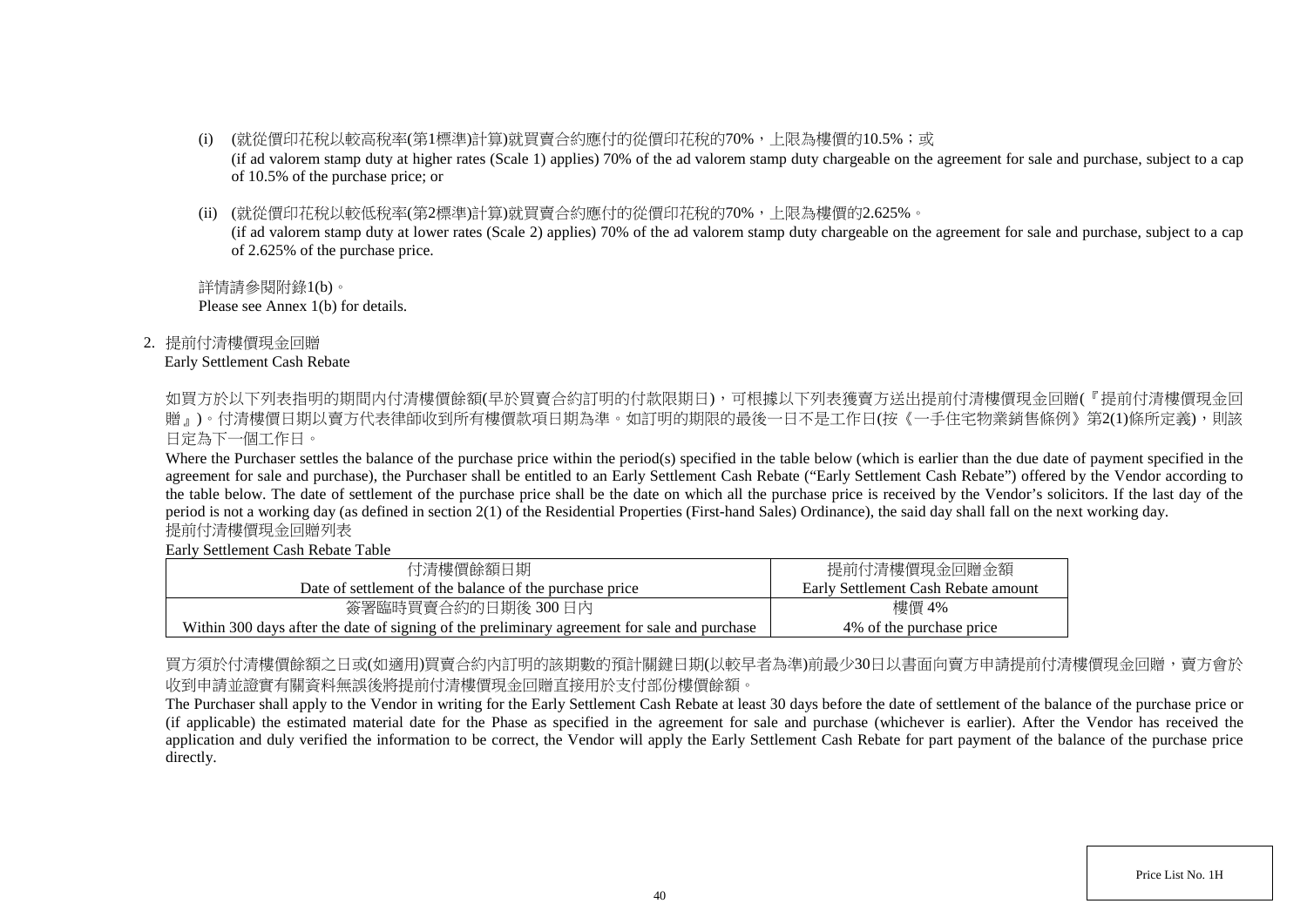(i) (就從價印花稅以較高稅率(第1標準)計算)就買賣合約應付的從價印花稅的70%，上限為樓價的10.5%；或
(if ad valorem stamp duty at higher rates (Scale 1) applies) 70% of the ad valorem stamp duty chargeable on the agreement for sale and purchase, subject to a cap of 10.5% of the purchase price; or

(ii) (就從價印花稅以較低稅率(第2標準)計算)就買賣合約應付的從價印花稅的70%，上限為樓價的2.625%。
(if ad valorem stamp duty at lower rates (Scale 2) applies) 70% of the ad valorem stamp duty chargeable on the agreement for sale and purchase, subject to a cap of 2.625% of the purchase price.

詳情請參閱附錄1(b)。
Please see Annex 1(b) for details.

2. 提前付清樓價現金回贈
Early Settlement Cash Rebate

如買方於以下列表指明的期間內付清樓價餘額(早於買賣合約訂明的付款限期日)，可根據以下列表獲賣方送出提前付清樓價現金回贈(『提前付清樓價現金回贈』)。付清樓價日期以賣方代表律師收到所有樓價款項日期為準。如訂明的期限的最後一日不是工作日(按《一手住宅物業銷售條例》第2(1)條所定義)，則該日定為下一個工作日。

Where the Purchaser settles the balance of the purchase price within the period(s) specified in the table below (which is earlier than the due date of payment specified in the agreement for sale and purchase), the Purchaser shall be entitled to an Early Settlement Cash Rebate ("Early Settlement Cash Rebate") offered by the Vendor according to the table below. The date of settlement of the purchase price shall be the date on which all the purchase price is received by the Vendor's solicitors. If the last day of the period is not a working day (as defined in section 2(1) of the Residential Properties (First-hand Sales) Ordinance), the said day shall fall on the next working day.

提前付清樓價現金回贈列表
Early Settlement Cash Rebate Table

| 付清樓價餘額日期<br>Date of settlement of the balance of the purchase price | 提前付清樓價現金回贈金額<br>Early Settlement Cash Rebate amount |
|---|---|
| 簽署臨時買賣合約的日期後 300 日內<br>Within 300 days after the date of signing of the preliminary agreement for sale and purchase | 樓價 4%<br>4% of the purchase price |

買方須於付清樓價餘額之日或(如適用)買賣合約內訂明的該期數的預計關鍵日期(以較早者為準)前最少30日以書面向賣方申請提前付清樓價現金回贈，賣方會於收到申請並證實有關資料無誤後將提前付清樓價現金回贈直接用於支付部份樓價餘額。

The Purchaser shall apply to the Vendor in writing for the Early Settlement Cash Rebate at least 30 days before the date of settlement of the balance of the purchase price or (if applicable) the estimated material date for the Phase as specified in the agreement for sale and purchase (whichever is earlier). After the Vendor has received the application and duly verified the information to be correct, the Vendor will apply the Early Settlement Cash Rebate for part payment of the balance of the purchase price directly.

Price List No. 1H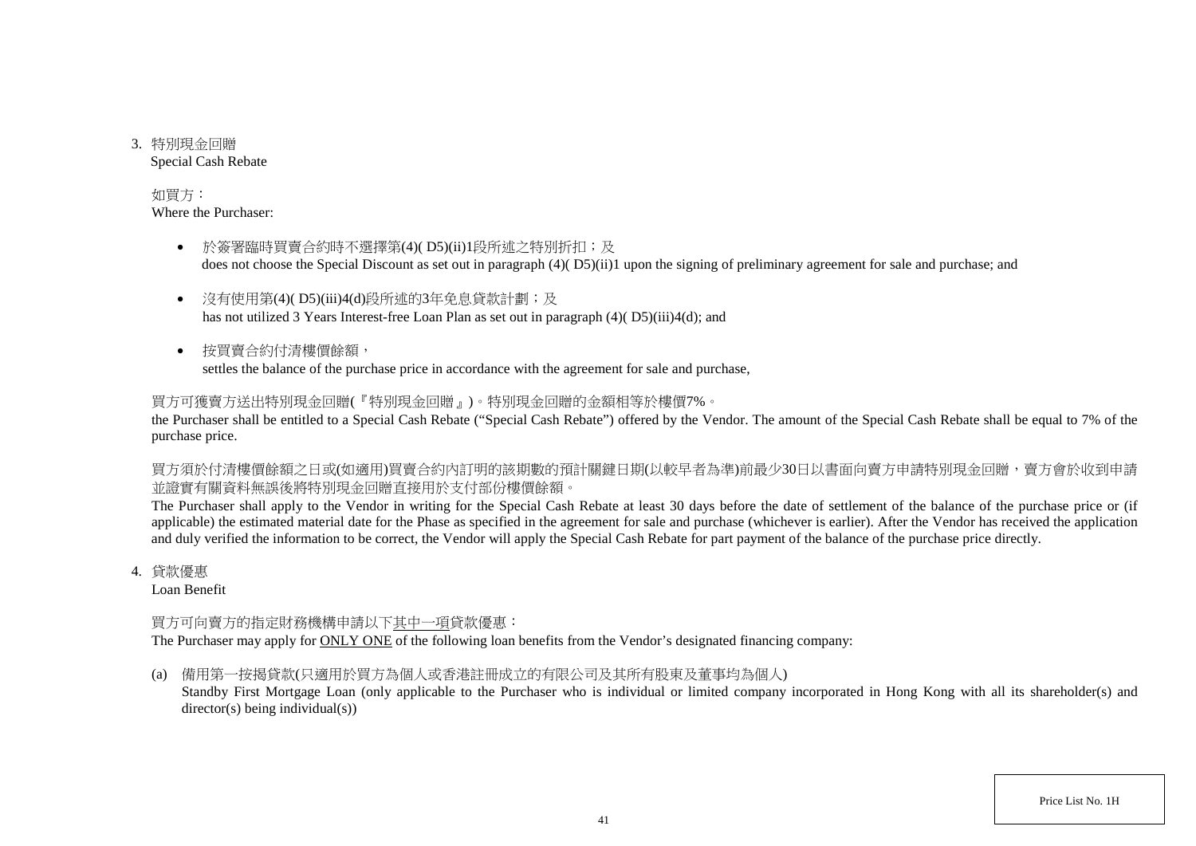3. 特別現金回贈
   Special Cash Rebate

如買方：
Where the Purchaser:

- 於簽署臨時買賣合約時不選擇第(4)( D5)(ii)1段所述之特別折扣；及
  does not choose the Special Discount as set out in paragraph (4)( D5)(ii)1 upon the signing of preliminary agreement for sale and purchase; and

- 沒有使用第(4)( D5)(iii)4(d)段所述的3年免息貸款計劃；及
  has not utilized 3 Years Interest-free Loan Plan as set out in paragraph (4)( D5)(iii)4(d); and

- 按買賣合約付清樓價餘額，
  settles the balance of the purchase price in accordance with the agreement for sale and purchase,

買方可獲賣方送出特別現金回贈(『特別現金回贈』)。特別現金回贈的金額相等於樓價7%。
the Purchaser shall be entitled to a Special Cash Rebate ("Special Cash Rebate") offered by the Vendor. The amount of the Special Cash Rebate shall be equal to 7% of the purchase price.

買方須於付清樓價餘額之日或(如適用)買賣合約內訂明的該期數的預計關鍵日期(以較早者為準)前最少30日以書面向賣方申請特別現金回贈，賣方會於收到申請並證實有關資料無誤後將特別現金回贈直接用於支付部份樓價餘額。
The Purchaser shall apply to the Vendor in writing for the Special Cash Rebate at least 30 days before the date of settlement of the balance of the purchase price or (if applicable) the estimated material date for the Phase as specified in the agreement for sale and purchase (whichever is earlier). After the Vendor has received the application and duly verified the information to be correct, the Vendor will apply the Special Cash Rebate for part payment of the balance of the purchase price directly.

4. 貸款優惠
   Loan Benefit

買方可向賣方的指定財務機構申請以下其中一項貸款優惠：
The Purchaser may apply for ONLY ONE of the following loan benefits from the Vendor's designated financing company:

(a) 備用第一按揭貸款(只適用於買方為個人或香港註冊成立的有限公司及其所有股東及董事均為個人)
    Standby First Mortgage Loan (only applicable to the Purchaser who is individual or limited company incorporated in Hong Kong with all its shareholder(s) and director(s) being individual(s))

Price List No. 1H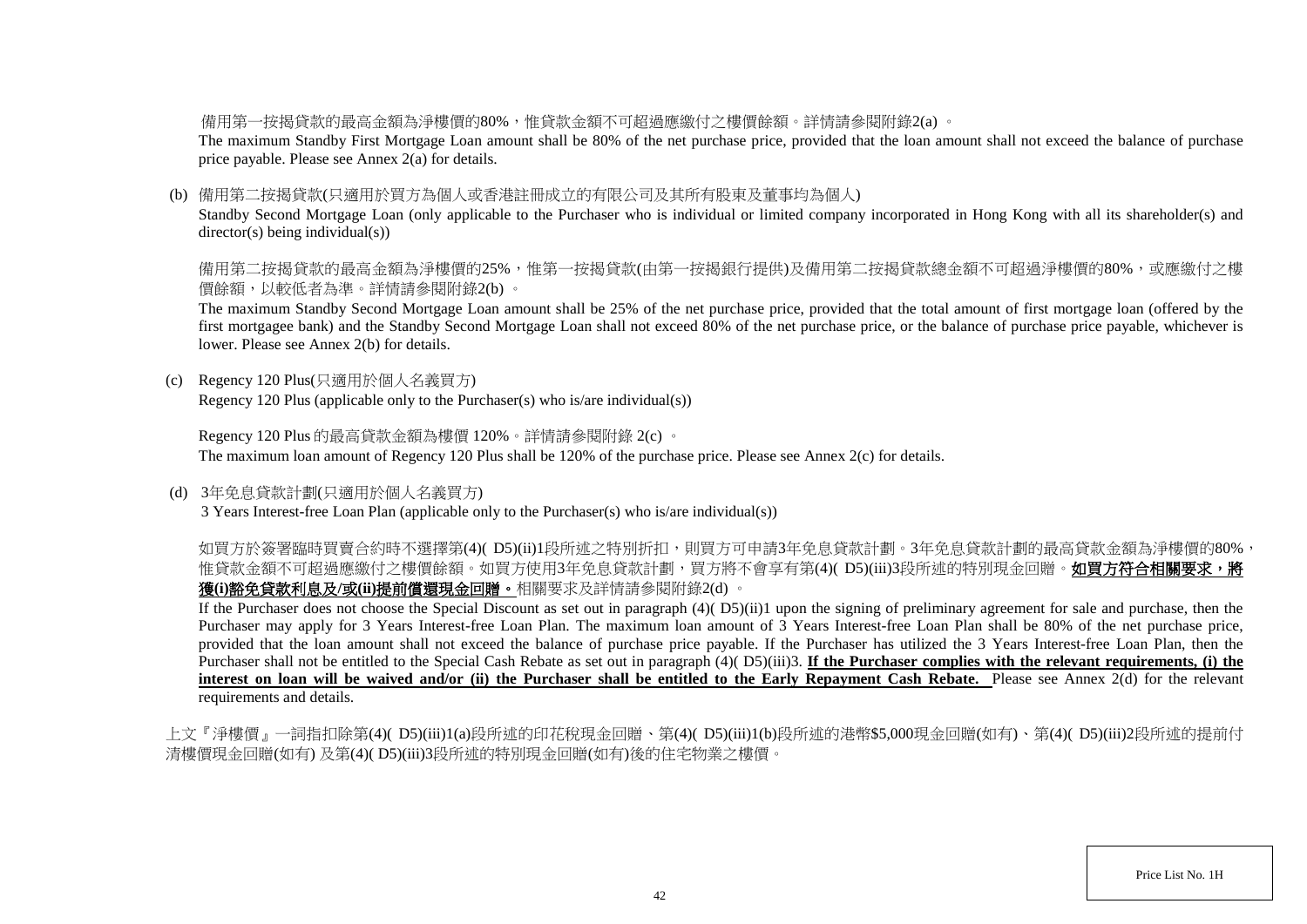備用第一按揭貸款的最高金額為淨樓價的80%，惟貸款金額不可超過應繳付之樓價餘額。詳情請參閱附錄2(a) 。

The maximum Standby First Mortgage Loan amount shall be 80% of the net purchase price, provided that the loan amount shall not exceed the balance of purchase price payable. Please see Annex 2(a) for details.

(b) 備用第二按揭貸款(只適用於買方為個人或香港註冊成立的有限公司及其所有股東及董事均為個人)

Standby Second Mortgage Loan (only applicable to the Purchaser who is individual or limited company incorporated in Hong Kong with all its shareholder(s) and director(s) being individual(s))

備用第二按揭貸款的最高金額為淨樓價的25%，惟第一按揭貸款(由第一按揭銀行提供)及備用第二按揭貸款總金額不可超過淨樓價的80%，或應繳付之樓價餘額，以較低者為準。詳情請參閱附錄2(b) 。

The maximum Standby Second Mortgage Loan amount shall be 25% of the net purchase price, provided that the total amount of first mortgage loan (offered by the first mortgagee bank) and the Standby Second Mortgage Loan shall not exceed 80% of the net purchase price, or the balance of purchase price payable, whichever is lower. Please see Annex 2(b) for details.

(c) Regency 120 Plus(只適用於個人名義買方)

Regency 120 Plus (applicable only to the Purchaser(s) who is/are individual(s))

Regency 120 Plus 的最高貸款金額為樓價 120%。詳情請參閱附錄 2(c) 。

The maximum loan amount of Regency 120 Plus shall be 120% of the purchase price. Please see Annex 2(c) for details.

(d) 3年免息貸款計劃(只適用於個人名義買方)

3 Years Interest-free Loan Plan (applicable only to the Purchaser(s) who is/are individual(s))

如買方於簽署臨時買賣合約時不選擇第(4)( D5)(ii)1段所述之特別折扣，則買方可申請3年免息貸款計劃。3年免息貸款計劃的最高貸款金額為淨樓價的80%，惟貸款金額不可超過應繳付之樓價餘額。如買方使用3年免息貸款計劃，買方將不會享有第(4)( D5)(iii)3段所述的特別現金回贈。**如買方符合相關要求，將獲(i)豁免貸款利息及/或(ii)提前償還現金回贈。**相關要求及詳情請參閱附錄2(d) 。

If the Purchaser does not choose the Special Discount as set out in paragraph (4)( D5)(ii)1 upon the signing of preliminary agreement for sale and purchase, then the Purchaser may apply for 3 Years Interest-free Loan Plan. The maximum loan amount of 3 Years Interest-free Loan Plan shall be 80% of the net purchase price, provided that the loan amount shall not exceed the balance of purchase price payable. If the Purchaser has utilized the 3 Years Interest-free Loan Plan, then the Purchaser shall not be entitled to the Special Cash Rebate as set out in paragraph (4)( D5)(iii)3. **If the Purchaser complies with the relevant requirements, (i) the interest on loan will be waived and/or (ii) the Purchaser shall be entitled to the Early Repayment Cash Rebate.** Please see Annex 2(d) for the relevant requirements and details.

上文『淨樓價』一詞指扣除第(4)( D5)(iii)1(a)段所述的印花稅現金回贈、第(4)( D5)(iii)1(b)段所述的港幣$5,000現金回贈(如有)、第(4)( D5)(iii)2段所述的提前付清樓價現金回贈(如有) 及第(4)( D5)(iii)3段所述的特別現金回贈(如有)後的住宅物業之樓價。

Price List No. 1H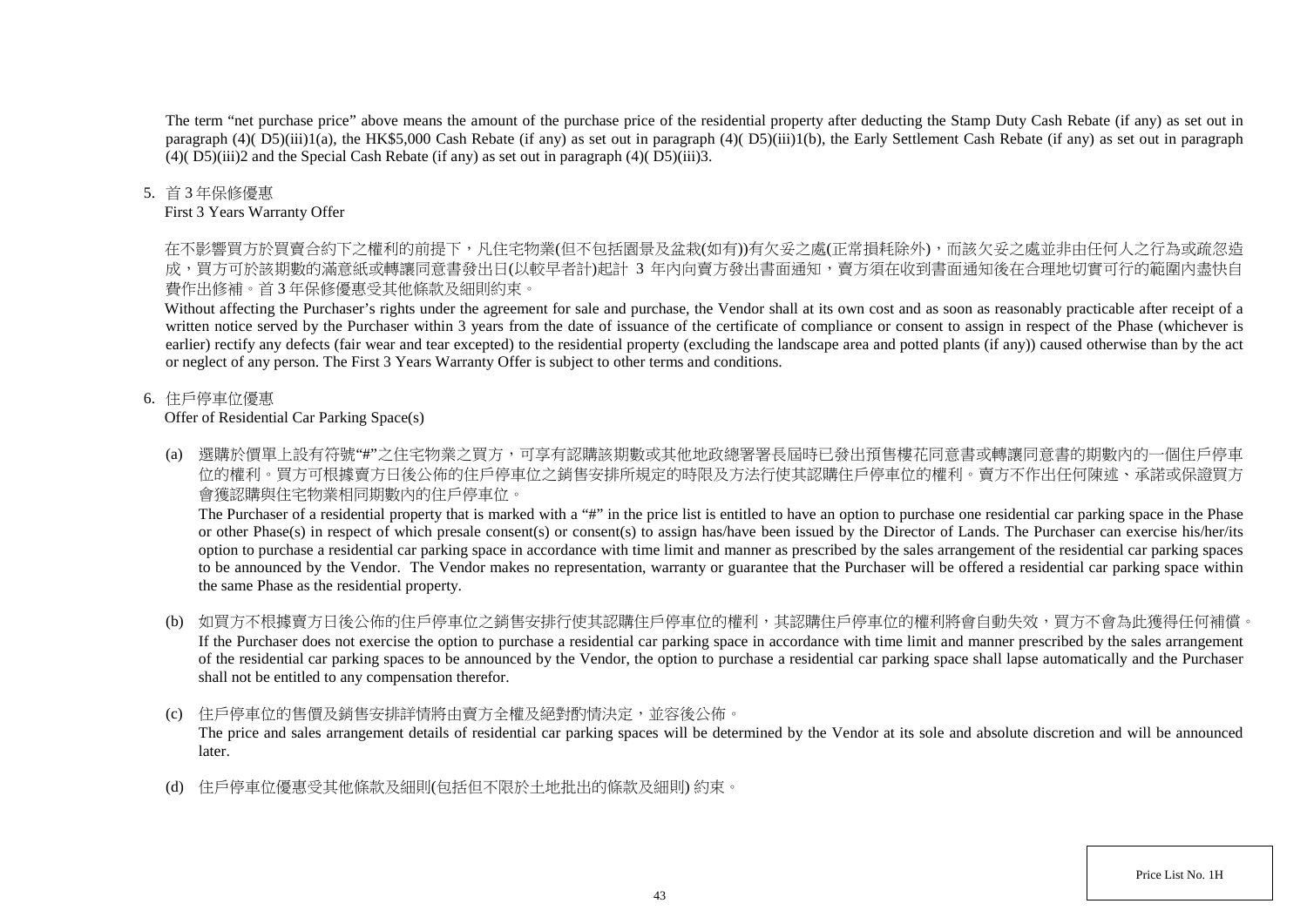The term "net purchase price" above means the amount of the purchase price of the residential property after deducting the Stamp Duty Cash Rebate (if any) as set out in paragraph (4)( D5)(iii)1(a), the HK$5,000 Cash Rebate (if any) as set out in paragraph (4)( D5)(iii)1(b), the Early Settlement Cash Rebate (if any) as set out in paragraph (4)( D5)(iii)2 and the Special Cash Rebate (if any) as set out in paragraph (4)( D5)(iii)3.

5. 首 3 年保修優惠
   First 3 Years Warranty Offer

   在不影響買方於買賣合約下之權利的前提下，凡住宅物業(但不包括園景及盆栽(如有))有欠妥之處(正常損耗除外)，而該欠妥之處並非由任何人之行為或疏忽造成，買方可於該期數的滿意紙或轉讓同意書發出日(以較早者計)起計 3 年內向賣方發出書面通知，賣方須在收到書面通知後在合理地切實可行的範圍內盡快自費作出修補。首 3 年保修優惠受其他條款及細則約束。

   Without affecting the Purchaser's rights under the agreement for sale and purchase, the Vendor shall at its own cost and as soon as reasonably practicable after receipt of a written notice served by the Purchaser within 3 years from the date of issuance of the certificate of compliance or consent to assign in respect of the Phase (whichever is earlier) rectify any defects (fair wear and tear excepted) to the residential property (excluding the landscape area and potted plants (if any)) caused otherwise than by the act or neglect of any person. The First 3 Years Warranty Offer is subject to other terms and conditions.

6. 住戶停車位優惠
   Offer of Residential Car Parking Space(s)

   (a) 選購於價單上設有符號"#"之住宅物業之買方，可享有認購該期數或其他地政總署署長屆時已發出預售樓花同意書或轉讓同意書的期數內的一個住戶停車位的權利。買方可根據賣方日後公佈的住戶停車位之銷售安排所規定的時限及方法行使其認購住戶停車位的權利。賣方不作出任何陳述、承諾或保證買方會獲認購與住宅物業相同期數內的住戶停車位。

   The Purchaser of a residential property that is marked with a "#" in the price list is entitled to have an option to purchase one residential car parking space in the Phase or other Phase(s) in respect of which presale consent(s) or consent(s) to assign has/have been issued by the Director of Lands. The Purchaser can exercise his/her/its option to purchase a residential car parking space in accordance with time limit and manner as prescribed by the sales arrangement of the residential car parking spaces to be announced by the Vendor. The Vendor makes no representation, warranty or guarantee that the Purchaser will be offered a residential car parking space within the same Phase as the residential property.

   (b) 如買方不根據賣方日後公佈的住戶停車位之銷售安排行使其認購住戶停車位的權利，其認購住戶停車位的權利將會自動失效，買方不會為此獲得任何補償。
   If the Purchaser does not exercise the option to purchase a residential car parking space in accordance with time limit and manner prescribed by the sales arrangement of the residential car parking spaces to be announced by the Vendor, the option to purchase a residential car parking space shall lapse automatically and the Purchaser shall not be entitled to any compensation therefor.

   (c) 住戶停車位的售價及銷售安排詳情將由賣方全權及絕對酌情決定，並容後公佈。
   The price and sales arrangement details of residential car parking spaces will be determined by the Vendor at its sole and absolute discretion and will be announced later.

   (d) 住戶停車位優惠受其他條款及細則(包括但不限於土地批出的條款及細則) 約束。

Price List No. 1H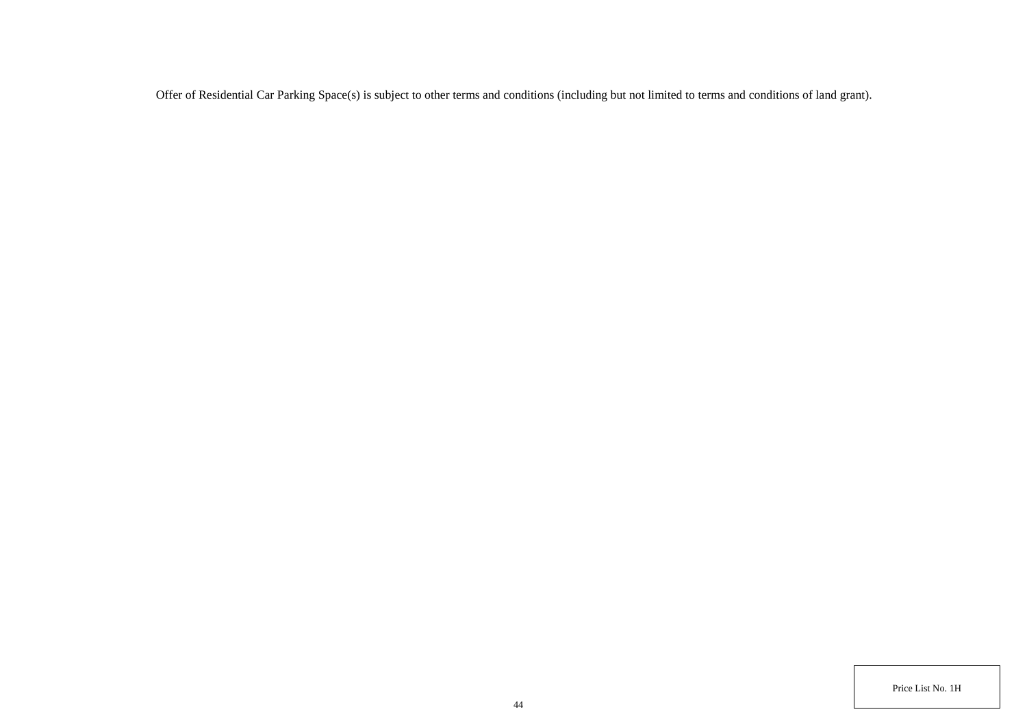Offer of Residential Car Parking Space(s) is subject to other terms and conditions (including but not limited to terms and conditions of land grant).

Price List No. 1H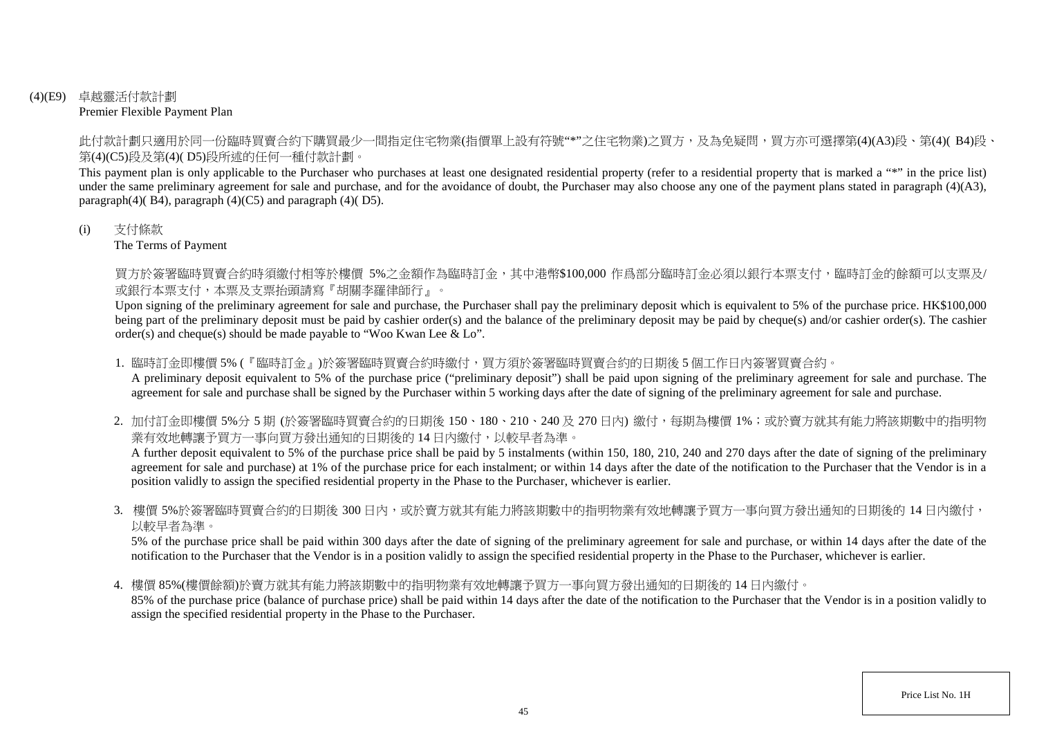(4)(E9) 卓越靈活付款計劃
Premier Flexible Payment Plan

此付款計劃只適用於同一份臨時買賣合約下購買最少一間指定住宅物業(指價單上設有符號"*"之住宅物業)之買方，及為免疑問，買方亦可選擇第(4)(A3)段、第(4)( B4)段、第(4)(C5)段及第(4)( D5)段所述的任何一種付款計劃。

This payment plan is only applicable to the Purchaser who purchases at least one designated residential property (refer to a residential property that is marked a "*" in the price list) under the same preliminary agreement for sale and purchase, and for the avoidance of doubt, the Purchaser may also choose any one of the payment plans stated in paragraph (4)(A3), paragraph(4)( B4), paragraph (4)(C5) and paragraph (4)( D5).

(i) 支付條款
The Terms of Payment

買方於簽署臨時買賣合約時須繳付相等於樓價 5%之金額作為臨時訂金，其中港幣$100,000 作爲部分臨時訂金必須以銀行本票支付，臨時訂金的餘額可以支票及/或銀行本票支付，本票及支票抬頭請寫『胡關李羅律師行』。

Upon signing of the preliminary agreement for sale and purchase, the Purchaser shall pay the preliminary deposit which is equivalent to 5% of the purchase price. HK$100,000 being part of the preliminary deposit must be paid by cashier order(s) and the balance of the preliminary deposit may be paid by cheque(s) and/or cashier order(s). The cashier order(s) and cheque(s) should be made payable to "Woo Kwan Lee & Lo".

1. 臨時訂金即樓價 5% (『臨時訂金』)於簽署臨時買賣合約時繳付，買方須於簽署臨時買賣合約的日期後 5 個工作日內簽署買賣合約。
   A preliminary deposit equivalent to 5% of the purchase price ("preliminary deposit") shall be paid upon signing of the preliminary agreement for sale and purchase. The agreement for sale and purchase shall be signed by the Purchaser within 5 working days after the date of signing of the preliminary agreement for sale and purchase.

2. 加付訂金即樓價 5%分 5 期 (於簽署臨時買賣合約的日期後 150、180、210、240 及 270 日內) 繳付，每期為樓價 1%；或於賣方就其有能力將該期數中的指明物業有效地轉讓予買方一事向買方發出通知的日期後的 14 日內繳付，以較早者為準。
   A further deposit equivalent to 5% of the purchase price shall be paid by 5 instalments (within 150, 180, 210, 240 and 270 days after the date of signing of the preliminary agreement for sale and purchase) at 1% of the purchase price for each instalment; or within 14 days after the date of the notification to the Purchaser that the Vendor is in a position validly to assign the specified residential property in the Phase to the Purchaser, whichever is earlier.

3. 樓價 5%於簽署臨時買賣合約的日期後 300 日內，或於賣方就其有能力將該期數中的指明物業有效地轉讓予買方一事向買方發出通知的日期後的 14 日內繳付，以較早者為準。
   5% of the purchase price shall be paid within 300 days after the date of signing of the preliminary agreement for sale and purchase, or within 14 days after the date of the notification to the Purchaser that the Vendor is in a position validly to assign the specified residential property in the Phase to the Purchaser, whichever is earlier.

4. 樓價 85%(樓價餘額)於賣方就其有能力將該期數中的指明物業有效地轉讓予買方一事向買方發出通知的日期後的 14 日內繳付。
   85% of the purchase price (balance of purchase price) shall be paid within 14 days after the date of the notification to the Purchaser that the Vendor is in a position validly to assign the specified residential property in the Phase to the Purchaser.

Price List No. 1H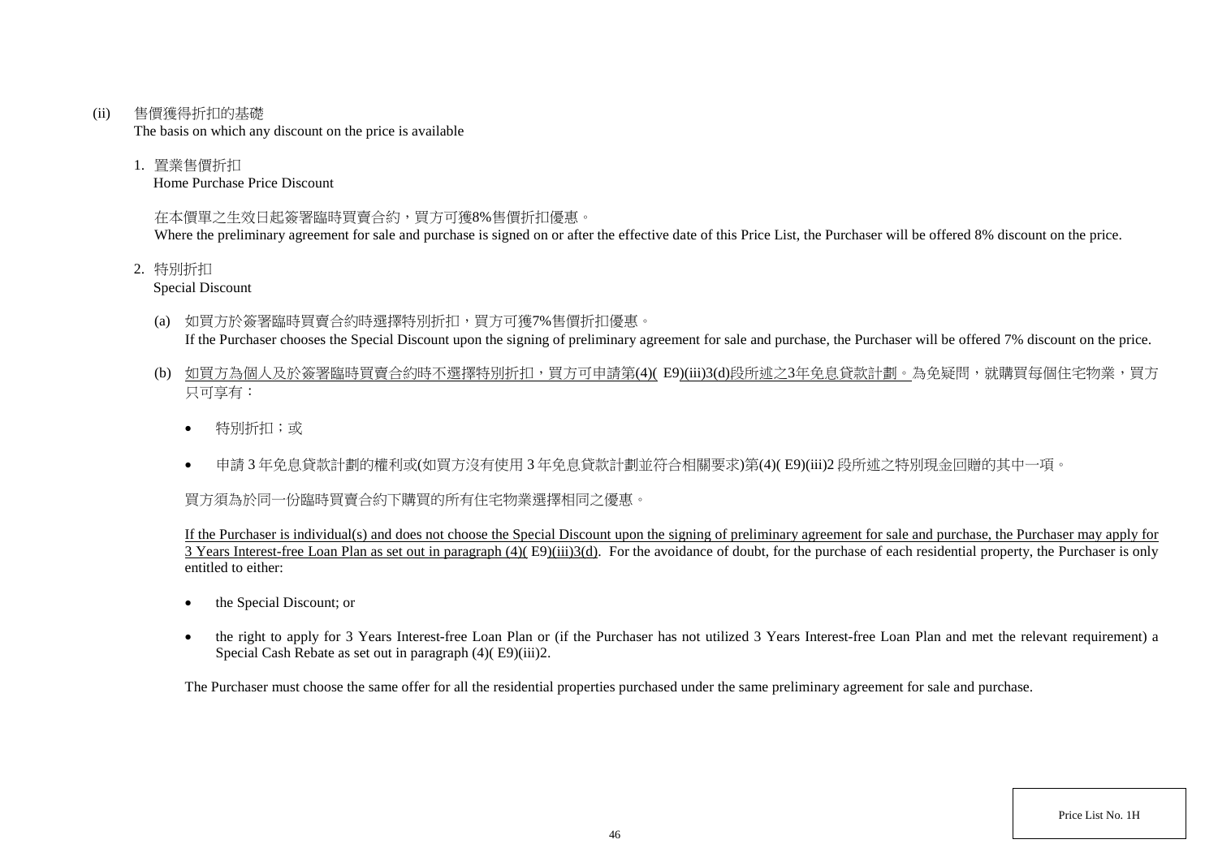(ii) 售價獲得折扣的基礎
The basis on which any discount on the price is available

1. 置業售價折扣
Home Purchase Price Discount

在本價單之生效日起簽署臨時買賣合約，買方可獲8%售價折扣優惠。
Where the preliminary agreement for sale and purchase is signed on or after the effective date of this Price List, the Purchaser will be offered 8% discount on the price.

2. 特別折扣
Special Discount

(a) 如買方於簽署臨時買賣合約時選擇特別折扣，買方可獲7%售價折扣優惠。
If the Purchaser chooses the Special Discount upon the signing of preliminary agreement for sale and purchase, the Purchaser will be offered 7% discount on the price.

(b) 如買方為個人及於簽署臨時買賣合約時不選擇特別折扣，買方可申請第(4)( E9)(iii)3(d)段所述之3年免息貸款計劃。為免疑問，就購買每個住宅物業，買方只可享有：

- 特別折扣；或
- 申請 3 年免息貸款計劃的權利或(如買方沒有使用 3 年免息貸款計劃並符合相關要求)第(4)( E9)(iii)2 段所述之特別現金回贈的其中一項。

買方須為於同一份臨時買賣合約下購買的所有住宅物業選擇相同之優惠。

If the Purchaser is individual(s) and does not choose the Special Discount upon the signing of preliminary agreement for sale and purchase, the Purchaser may apply for 3 Years Interest-free Loan Plan as set out in paragraph (4)( E9)(iii)3(d). For the avoidance of doubt, for the purchase of each residential property, the Purchaser is only entitled to either:

- the Special Discount; or
- the right to apply for 3 Years Interest-free Loan Plan or (if the Purchaser has not utilized 3 Years Interest-free Loan Plan and met the relevant requirement) a Special Cash Rebate as set out in paragraph (4)( E9)(iii)2.

The Purchaser must choose the same offer for all the residential properties purchased under the same preliminary agreement for sale and purchase.

Price List No. 1H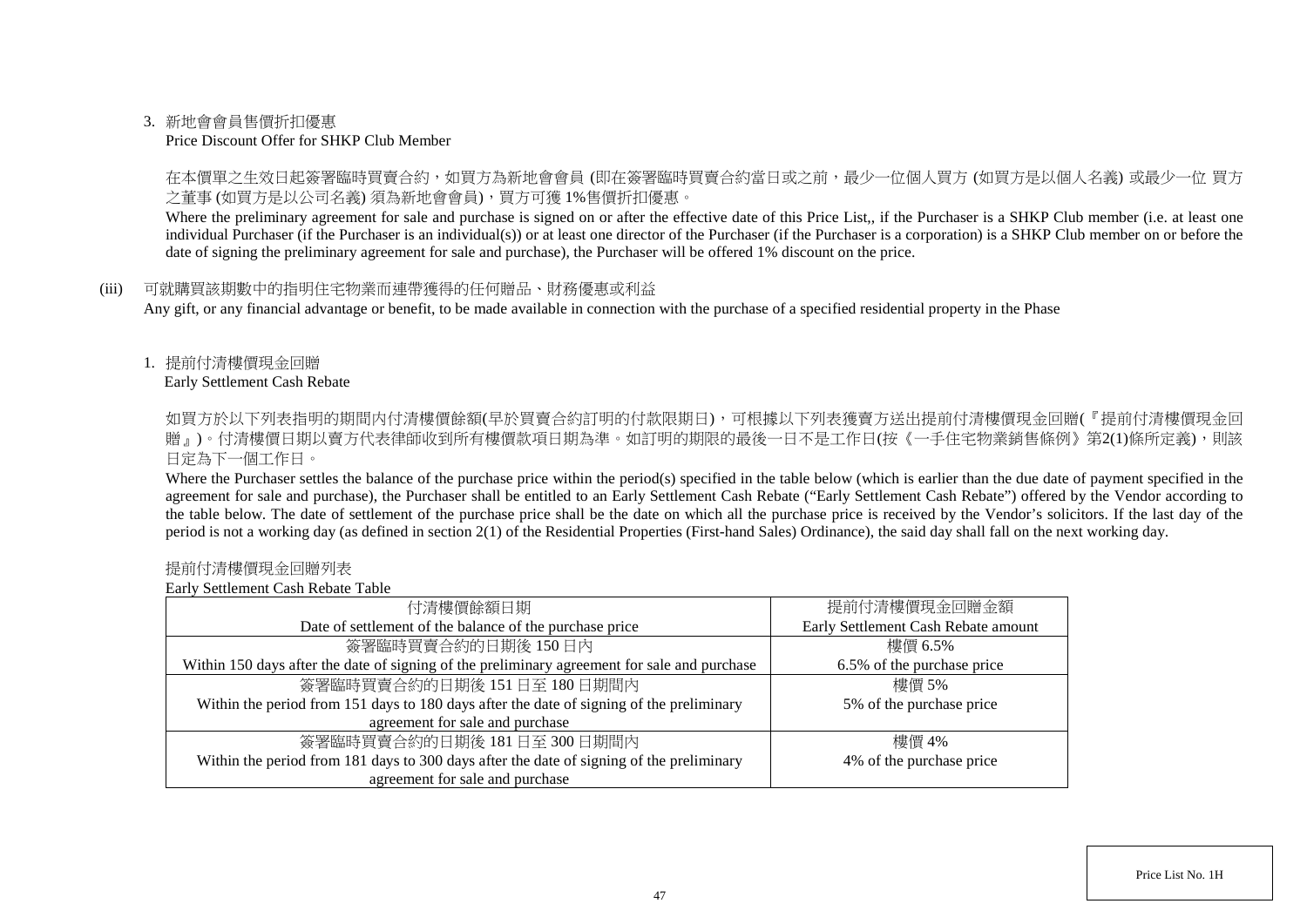3. 新地會會員售價折扣優惠
Price Discount Offer for SHKP Club Member

在本價單之生效日起簽署臨時買賣合約，如買方為新地會會員 (即在簽署臨時買賣合約當日或之前，最少一位個人買方 (如買方是以個人名義) 或最少一位 買方之董事 (如買方是以公司名義) 須為新地會會員)，買方可獲 1%售價折扣優惠。

Where the preliminary agreement for sale and purchase is signed on or after the effective date of this Price List,, if the Purchaser is a SHKP Club member (i.e. at least one individual Purchaser (if the Purchaser is an individual(s)) or at least one director of the Purchaser (if the Purchaser is a corporation) is a SHKP Club member on or before the date of signing the preliminary agreement for sale and purchase), the Purchaser will be offered 1% discount on the price.

(iii) 可就購買該期數中的指明住宅物業而連帶獲得的任何贈品、財務優惠或利益
Any gift, or any financial advantage or benefit, to be made available in connection with the purchase of a specified residential property in the Phase

1. 提前付清樓價現金回贈
Early Settlement Cash Rebate

如買方於以下列表指明的期間內付清樓價餘額(早於買賣合約訂明的付款限期日)，可根據以下列表獲賣方送出提前付清樓價現金回贈(『提前付清樓價現金回贈』)。付清樓價日期以賣方代表律師收到所有樓價款項日期為準。如訂明的期限的最後一日不是工作日(按《一手住宅物業銷售條例》第2(1)條所定義)，則該日定為下一個工作日。

Where the Purchaser settles the balance of the purchase price within the period(s) specified in the table below (which is earlier than the due date of payment specified in the agreement for sale and purchase), the Purchaser shall be entitled to an Early Settlement Cash Rebate ("Early Settlement Cash Rebate") offered by the Vendor according to the table below. The date of settlement of the purchase price shall be the date on which all the purchase price is received by the Vendor's solicitors. If the last day of the period is not a working day (as defined in section 2(1) of the Residential Properties (First-hand Sales) Ordinance), the said day shall fall on the next working day.

提前付清樓價現金回贈列表
Early Settlement Cash Rebate Table

| 付清樓價餘額日期<br>Date of settlement of the balance of the purchase price | 提前付清樓價現金回贈金額<br>Early Settlement Cash Rebate amount |
|---|---|
| 簽署臨時買賣合約的日期後 150 日內<br>Within 150 days after the date of signing of the preliminary agreement for sale and purchase | 樓價 6.5%<br>6.5% of the purchase price |
| 簽署臨時買賣合約的日期後 151 日至 180 日期間內<br>Within the period from 151 days to 180 days after the date of signing of the preliminary agreement for sale and purchase | 樓價 5%<br>5% of the purchase price |
| 簽署臨時買賣合約的日期後 181 日至 300 日期間內<br>Within the period from 181 days to 300 days after the date of signing of the preliminary agreement for sale and purchase | 樓價 4%<br>4% of the purchase price |

Price List No. 1H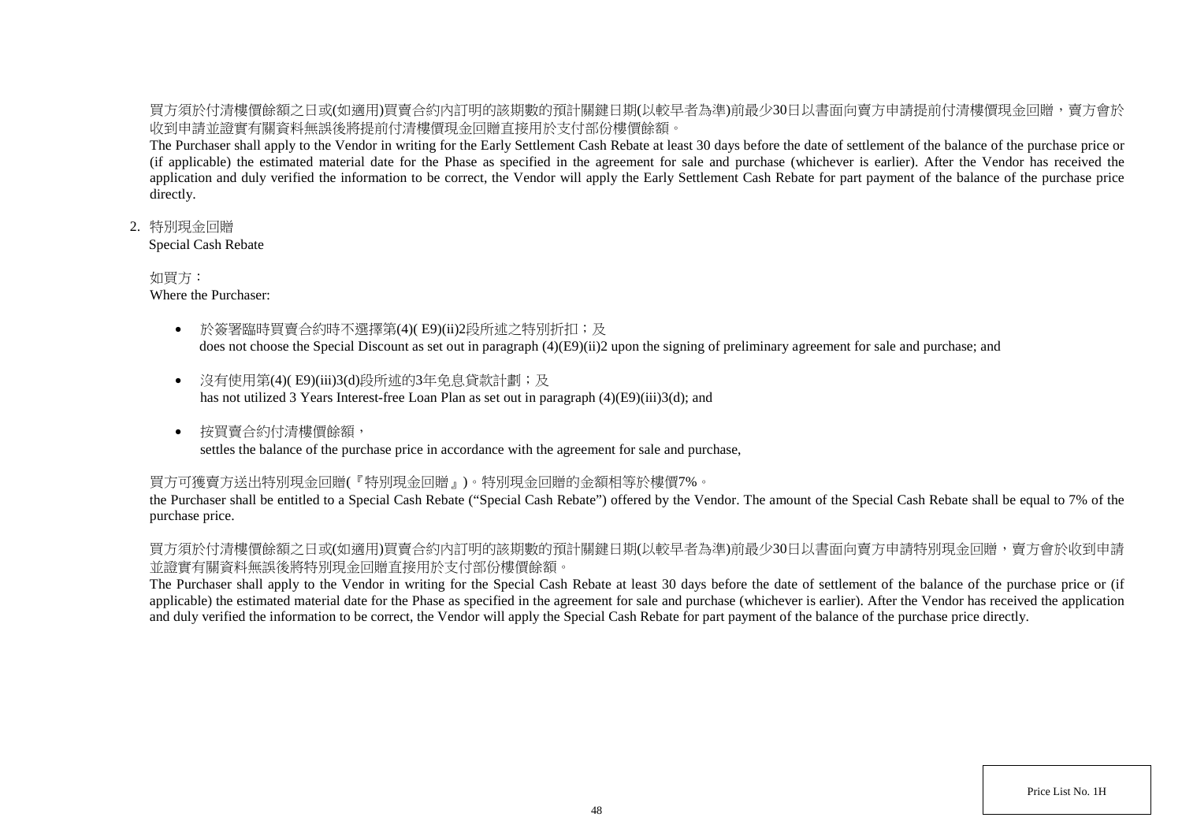買方須於付清樓價餘額之日或(如適用)買賣合約內訂明的該期數的預計關鍵日期(以較早者為準)前最少30日以書面向賣方申請提前付清樓價現金回贈，賣方會於收到申請並證實有關資料無誤後將提前付清樓價現金回贈直接用於支付部份樓價餘額。

The Purchaser shall apply to the Vendor in writing for the Early Settlement Cash Rebate at least 30 days before the date of settlement of the balance of the purchase price or (if applicable) the estimated material date for the Phase as specified in the agreement for sale and purchase (whichever is earlier). After the Vendor has received the application and duly verified the information to be correct, the Vendor will apply the Early Settlement Cash Rebate for part payment of the balance of the purchase price directly.

2. 特別現金回贈
   Special Cash Rebate

如買方：
Where the Purchaser:

- 於簽署臨時買賣合約時不選擇第(4)( E9)(ii)2段所述之特別折扣；及
  does not choose the Special Discount as set out in paragraph (4)(E9)(ii)2 upon the signing of preliminary agreement for sale and purchase; and

- 沒有使用第(4)( E9)(iii)3(d)段所述的3年免息貸款計劃；及
  has not utilized 3 Years Interest-free Loan Plan as set out in paragraph (4)(E9)(iii)3(d); and

- 按買賣合約付清樓價餘額，
  settles the balance of the purchase price in accordance with the agreement for sale and purchase,

買方可獲賣方送出特別現金回贈(『特別現金回贈』)。特別現金回贈的金額相等於樓價7%。

the Purchaser shall be entitled to a Special Cash Rebate ("Special Cash Rebate") offered by the Vendor. The amount of the Special Cash Rebate shall be equal to 7% of the purchase price.

買方須於付清樓價餘額之日或(如適用)買賣合約內訂明的該期數的預計關鍵日期(以較早者為準)前最少30日以書面向賣方申請特別現金回贈，賣方會於收到申請並證實有關資料無誤後將特別現金回贈直接用於支付部份樓價餘額。

The Purchaser shall apply to the Vendor in writing for the Special Cash Rebate at least 30 days before the date of settlement of the balance of the purchase price or (if applicable) the estimated material date for the Phase as specified in the agreement for sale and purchase (whichever is earlier). After the Vendor has received the application and duly verified the information to be correct, the Vendor will apply the Special Cash Rebate for part payment of the balance of the purchase price directly.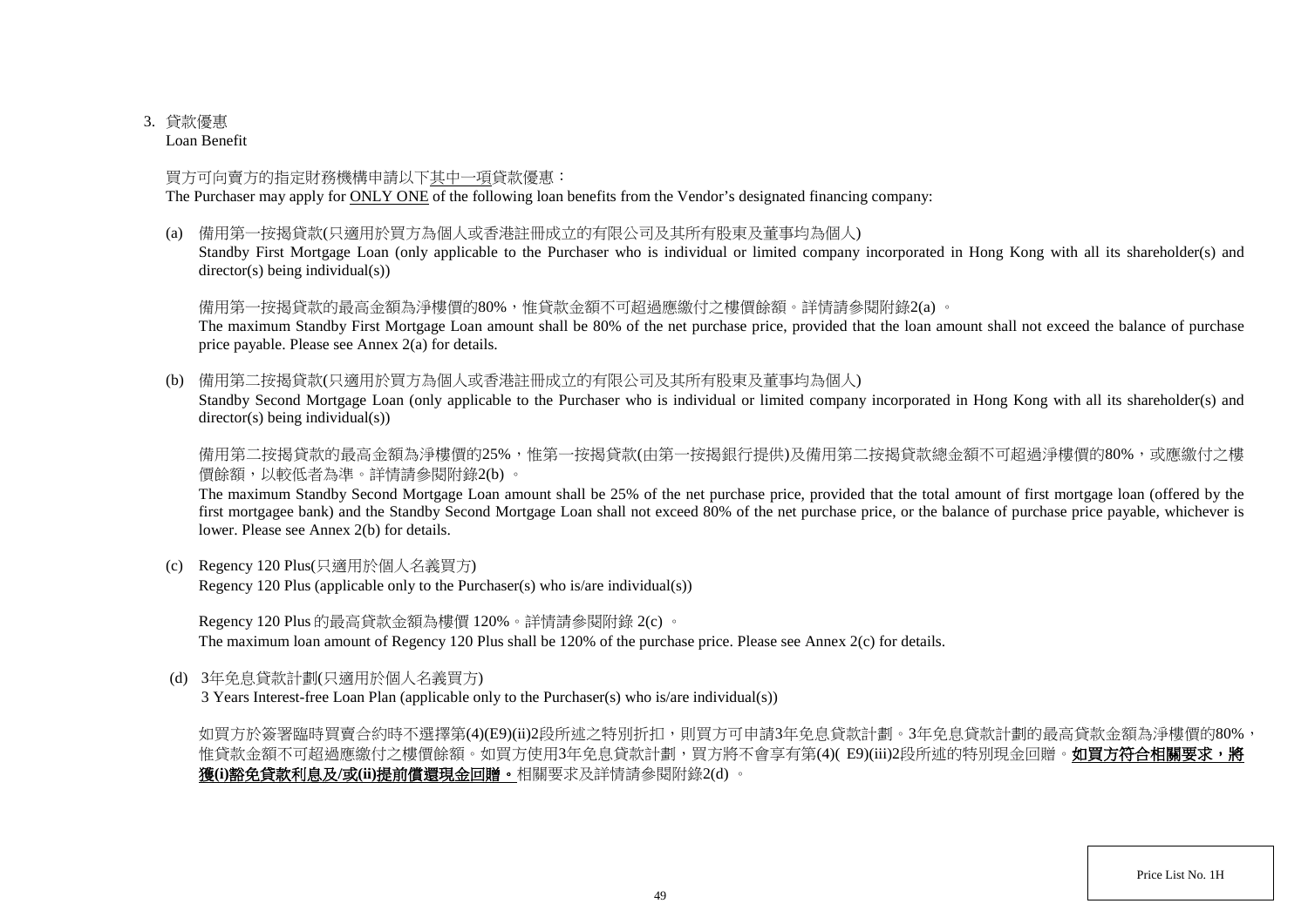3. 貸款優惠
Loan Benefit

買方可向賣方的指定財務機構申請以下其中一項貸款優惠：
The Purchaser may apply for ONLY ONE of the following loan benefits from the Vendor's designated financing company:

(a) 備用第一按揭貸款(只適用於買方為個人或香港註冊成立的有限公司及其所有股東及董事均為個人)
Standby First Mortgage Loan (only applicable to the Purchaser who is individual or limited company incorporated in Hong Kong with all its shareholder(s) and director(s) being individual(s))

備用第一按揭貸款的最高金額為淨樓價的80%，惟貸款金額不可超過應繳付之樓價餘額。詳情請參閱附錄2(a) 。
The maximum Standby First Mortgage Loan amount shall be 80% of the net purchase price, provided that the loan amount shall not exceed the balance of purchase price payable. Please see Annex 2(a) for details.

(b) 備用第二按揭貸款(只適用於買方為個人或香港註冊成立的有限公司及其所有股東及董事均為個人)
Standby Second Mortgage Loan (only applicable to the Purchaser who is individual or limited company incorporated in Hong Kong with all its shareholder(s) and director(s) being individual(s))

備用第二按揭貸款的最高金額為淨樓價的25%，惟第一按揭貸款(由第一按揭銀行提供)及備用第二按揭貸款總金額不可超過淨樓價的80%，或應繳付之樓價餘額，以較低者為準。詳情請參閱附錄2(b) 。
The maximum Standby Second Mortgage Loan amount shall be 25% of the net purchase price, provided that the total amount of first mortgage loan (offered by the first mortgagee bank) and the Standby Second Mortgage Loan shall not exceed 80% of the net purchase price, or the balance of purchase price payable, whichever is lower. Please see Annex 2(b) for details.

(c) Regency 120 Plus(只適用於個人名義買方)
Regency 120 Plus (applicable only to the Purchaser(s) who is/are individual(s))

Regency 120 Plus 的最高貸款金額為樓價 120%。詳情請參閱附錄 2(c) 。
The maximum loan amount of Regency 120 Plus shall be 120% of the purchase price. Please see Annex 2(c) for details.

(d) 3年免息貸款計劃(只適用於個人名義買方)
3 Years Interest-free Loan Plan (applicable only to the Purchaser(s) who is/are individual(s))

如買方於簽署臨時買賣合約時不選擇第(4)(E9)(ii)2段所述之特別折扣，則買方可申請3年免息貸款計劃。3年免息貸款計劃的最高貸款金額為淨樓價的80%，惟貸款金額不可超過應繳付之樓價餘額。如買方使用3年免息貸款計劃，買方將不會享有第(4)( E9)(iii)2段所述的特別現金回贈。**如買方符合相關要求，將獲(i)豁免貸款利息及/或(ii)提前償還現金回贈。**相關要求及詳情請參閱附錄2(d) 。

Price List No. 1H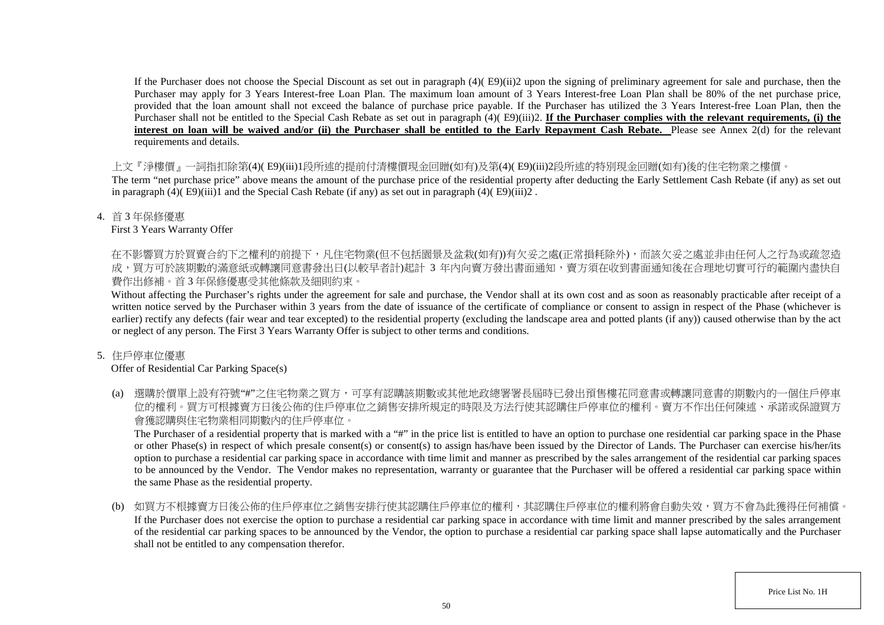If the Purchaser does not choose the Special Discount as set out in paragraph (4)( E9)(ii)2 upon the signing of preliminary agreement for sale and purchase, then the Purchaser may apply for 3 Years Interest-free Loan Plan. The maximum loan amount of 3 Years Interest-free Loan Plan shall be 80% of the net purchase price, provided that the loan amount shall not exceed the balance of purchase price payable. If the Purchaser has utilized the 3 Years Interest-free Loan Plan, then the Purchaser shall not be entitled to the Special Cash Rebate as set out in paragraph (4)( E9)(iii)2. **If the Purchaser complies with the relevant requirements, (i) the interest on loan will be waived and/or (ii) the Purchaser shall be entitled to the Early Repayment Cash Rebate.** Please see Annex 2(d) for the relevant requirements and details.

上文『淨樓價』一詞指扣除第(4)( E9)(iii)1段所述的提前付清樓價現金回贈(如有)及第(4)( E9)(iii)2段所述的特別現金回贈(如有)後的住宅物業之樓價。

The term "net purchase price" above means the amount of the purchase price of the residential property after deducting the Early Settlement Cash Rebate (if any) as set out in paragraph (4)( E9)(iii)1 and the Special Cash Rebate (if any) as set out in paragraph (4)( E9)(iii)2 .

4. 首 3 年保修優惠
First 3 Years Warranty Offer

在不影響買方於買賣合約下之權利的前提下，凡住宅物業(但不包括園景及盆栽(如有))有欠妥之處(正常損耗除外)，而該欠妥之處並非由任何人之行為或疏忽造成，買方可於該期數的滿意紙或轉讓同意書發出日(以較早者計)起計 3 年內向賣方發出書面通知，賣方須在收到書面通知後在合理地切實可行的範圍內盡快自費作出修補。首 3 年保修優惠受其他條款及細則約束。

Without affecting the Purchaser's rights under the agreement for sale and purchase, the Vendor shall at its own cost and as soon as reasonably practicable after receipt of a written notice served by the Purchaser within 3 years from the date of issuance of the certificate of compliance or consent to assign in respect of the Phase (whichever is earlier) rectify any defects (fair wear and tear excepted) to the residential property (excluding the landscape area and potted plants (if any)) caused otherwise than by the act or neglect of any person. The First 3 Years Warranty Offer is subject to other terms and conditions.

5. 住戶停車位優惠
Offer of Residential Car Parking Space(s)

(a) 選購於價單上設有符號"#"之住宅物業之買方，可享有認購該期數或其他地政總署署長屆時已發出預售樓花同意書或轉讓同意書的期數內的一個住戶停車位的權利。買方可根據賣方日後公佈的住戶停車位之銷售安排所規定的時限及方法行使其認購住戶停車位的權利。賣方不作出任何陳述、承諾或保證買方會獲認購與住宅物業相同期數內的住戶停車位。

The Purchaser of a residential property that is marked with a "#" in the price list is entitled to have an option to purchase one residential car parking space in the Phase or other Phase(s) in respect of which presale consent(s) or consent(s) to assign has/have been issued by the Director of Lands. The Purchaser can exercise his/her/its option to purchase a residential car parking space in accordance with time limit and manner as prescribed by the sales arrangement of the residential car parking spaces to be announced by the Vendor. The Vendor makes no representation, warranty or guarantee that the Purchaser will be offered a residential car parking space within the same Phase as the residential property.

(b) 如買方不根據賣方日後公佈的住戶停車位之銷售安排行使其認購住戶停車位的權利，其認購住戶停車位的權利將會自動失效，買方不會為此獲得任何補償。
If the Purchaser does not exercise the option to purchase a residential car parking space in accordance with time limit and manner prescribed by the sales arrangement of the residential car parking spaces to be announced by the Vendor, the option to purchase a residential car parking space shall lapse automatically and the Purchaser shall not be entitled to any compensation therefor.

Price List No. 1H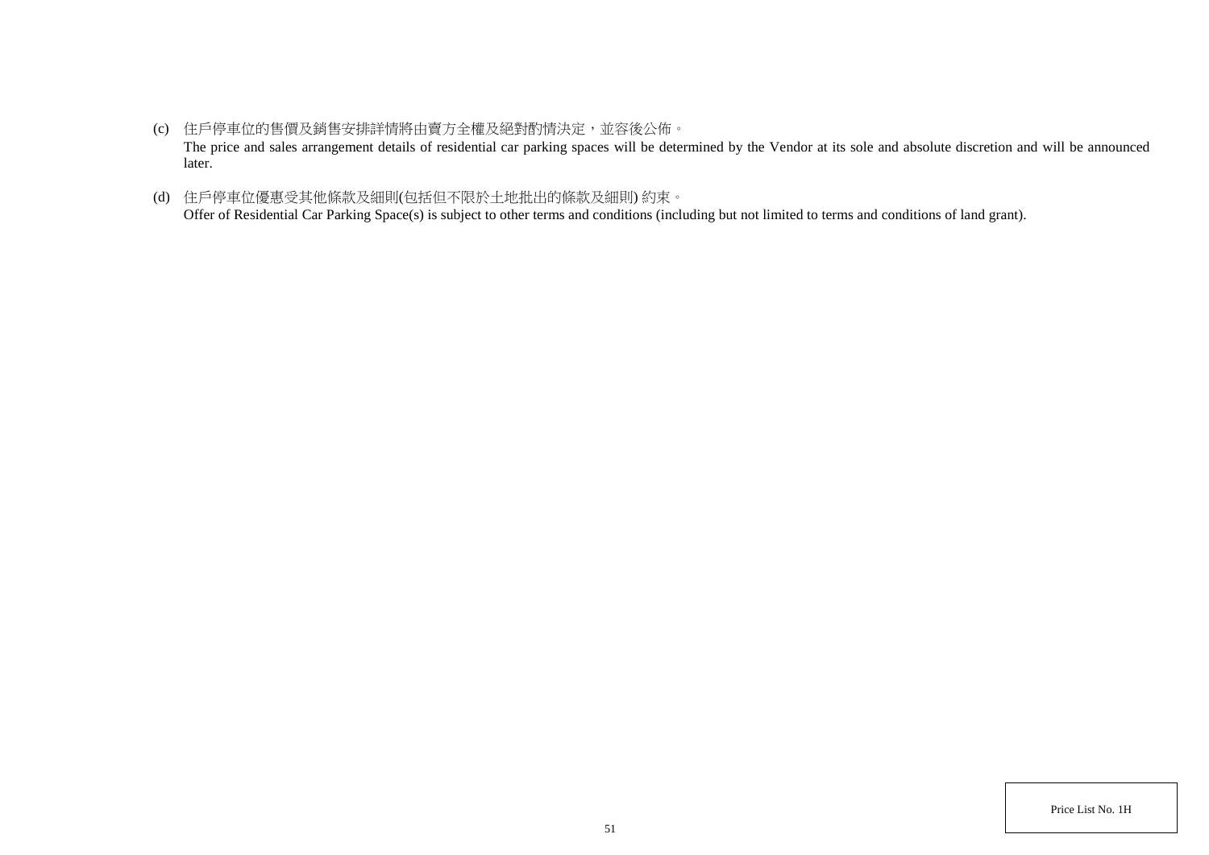(c) 住戶停車位的售價及銷售安排詳情將由賣方全權及絕對酌情決定，並容後公佈。
The price and sales arrangement details of residential car parking spaces will be determined by the Vendor at its sole and absolute discretion and will be announced later.

(d) 住戶停車位優惠受其他條款及細則(包括但不限於土地批出的條款及細則) 約束。
Offer of Residential Car Parking Space(s) is subject to other terms and conditions (including but not limited to terms and conditions of land grant).

Price List No. 1H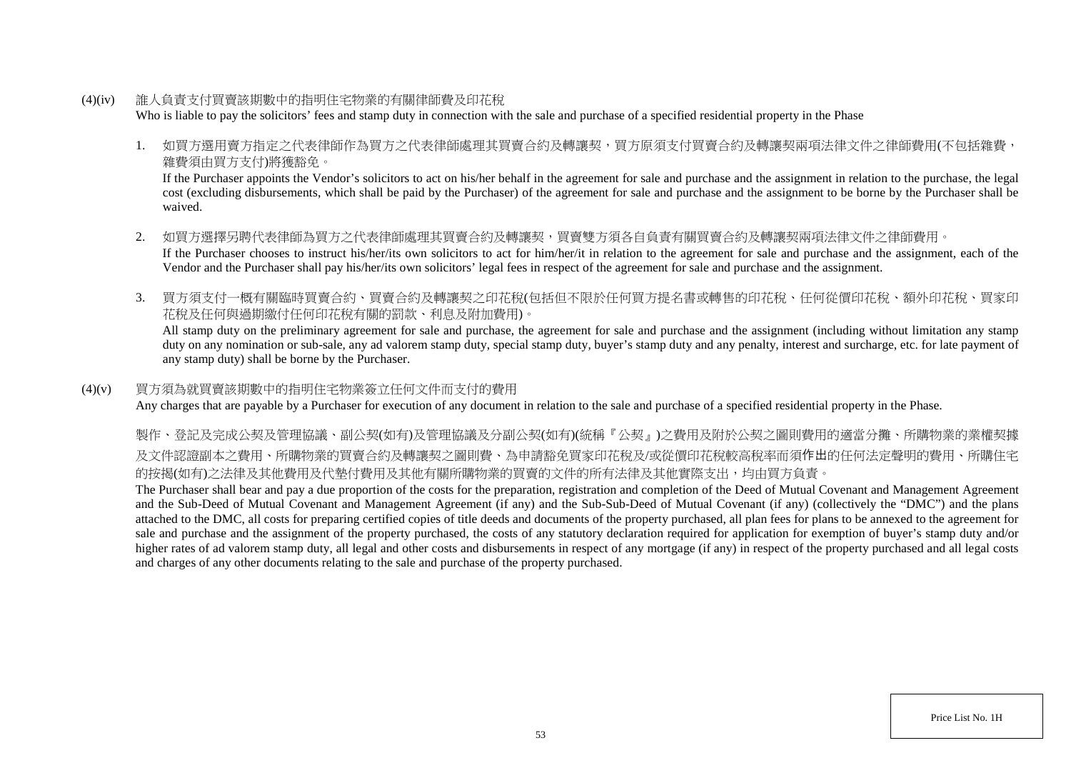(4)(iv) 誰人負責支付買賣該期數中的指明住宅物業的有關律師費及印花稅

Who is liable to pay the solicitors' fees and stamp duty in connection with the sale and purchase of a specified residential property in the Phase

1. 如買方選用賣方指定之代表律師作為買方之代表律師處理其買賣合約及轉讓契，買方原須支付買賣合約及轉讓契兩項法律文件之律師費用(不包括雜費，雜費須由買方支付)將獲豁免。

   If the Purchaser appoints the Vendor's solicitors to act on his/her behalf in the agreement for sale and purchase and the assignment in relation to the purchase, the legal cost (excluding disbursements, which shall be paid by the Purchaser) of the agreement for sale and purchase and the assignment to be borne by the Purchaser shall be waived.

2. 如買方選擇另聘代表律師為買方之代表律師處理其買賣合約及轉讓契，買賣雙方須各自負責有關買賣合約及轉讓契兩項法律文件之律師費用。

   If the Purchaser chooses to instruct his/her/its own solicitors to act for him/her/it in relation to the agreement for sale and purchase and the assignment, each of the Vendor and the Purchaser shall pay his/her/its own solicitors' legal fees in respect of the agreement for sale and purchase and the assignment.

3. 買方須支付一概有關臨時買賣合約、買賣合約及轉讓契之印花稅(包括但不限於任何買方提名書或轉售的印花稅、任何從價印花稅、額外印花稅、買家印花稅及任何與過期繳付任何印花稅有關的罰款、利息及附加費用)。

   All stamp duty on the preliminary agreement for sale and purchase, the agreement for sale and purchase and the assignment (including without limitation any stamp duty on any nomination or sub-sale, any ad valorem stamp duty, special stamp duty, buyer's stamp duty and any penalty, interest and surcharge, etc. for late payment of any stamp duty) shall be borne by the Purchaser.

(4)(v) 買方須為就買賣該期數中的指明住宅物業簽立任何文件而支付的費用

Any charges that are payable by a Purchaser for execution of any document in relation to the sale and purchase of a specified residential property in the Phase.

製作、登記及完成公契及管理協議、副公契(如有)及管理協議及分副公契(如有)(統稱『公契』)之費用及附於公契之圖則費用的適當分攤、所購物業的業權契據及文件認證副本之費用、所購物業的買賣合約及轉讓契之圖則費、為申請豁免買家印花稅及/或從價印花稅較高稅率而須作出的任何法定聲明的費用、所購住宅的按揭(如有)之法律及其他費用及代墊付費用及其他有關所購物業的買賣的文件的所有法律及其他實際支出，均由買方負責。

The Purchaser shall bear and pay a due proportion of the costs for the preparation, registration and completion of the Deed of Mutual Covenant and Management Agreement and the Sub-Deed of Mutual Covenant and Management Agreement (if any) and the Sub-Sub-Deed of Mutual Covenant (if any) (collectively the "DMC") and the plans attached to the DMC, all costs for preparing certified copies of title deeds and documents of the property purchased, all plan fees for plans to be annexed to the agreement for sale and purchase and the assignment of the property purchased, the costs of any statutory declaration required for application for exemption of buyer's stamp duty and/or higher rates of ad valorem stamp duty, all legal and other costs and disbursements in respect of any mortgage (if any) in respect of the property purchased and all legal costs and charges of any other documents relating to the sale and purchase of the property purchased.

Price List No. 1H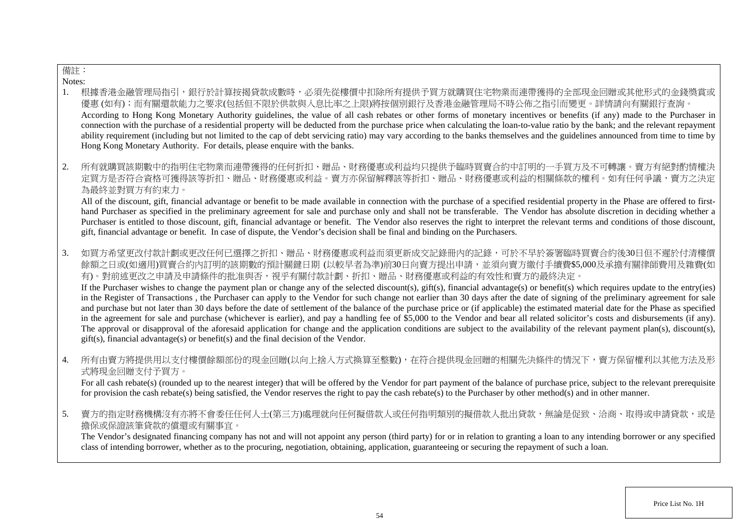備註：

Notes:

1. 根據香港金融管理局指引，銀行於計算按揭貸款成數時，必須先從樓價中扣除所有提供予買方就購買住宅物業而連帶獲得的全部現金回贈或其他形式的金錢獎賞或優惠 (如有)；而有關還款能力之要求(包括但不限於供款與入息比率之上限)將按個別銀行及香港金融管理局不時公佈之指引而變更。詳情請向有關銀行查詢。
   According to Hong Kong Monetary Authority guidelines, the value of all cash rebates or other forms of monetary incentives or benefits (if any) made to the Purchaser in connection with the purchase of a residential property will be deducted from the purchase price when calculating the loan-to-value ratio by the bank; and the relevant repayment ability requirement (including but not limited to the cap of debt servicing ratio) may vary according to the banks themselves and the guidelines announced from time to time by Hong Kong Monetary Authority. For details, please enquire with the banks.

2. 所有就購買該期數中的指明住宅物業而連帶獲得的任何折扣、贈品、財務優惠或利益均只提供予臨時買賣合約中訂明的一手買方及不可轉讓。賣方有絕對酌情權決定買方是否符合資格可獲得該等折扣、贈品、財務優惠或利益。賣方亦保留解釋該等折扣、贈品、財務優惠或利益的相關條款的權利。如有任何爭議，賣方之決定為最終並對買方有約束力。
   All of the discount, gift, financial advantage or benefit to be made available in connection with the purchase of a specified residential property in the Phase are offered to first-hand Purchaser as specified in the preliminary agreement for sale and purchase only and shall not be transferable. The Vendor has absolute discretion in deciding whether a Purchaser is entitled to those discount, gift, financial advantage or benefit. The Vendor also reserves the right to interpret the relevant terms and conditions of those discount, gift, financial advantage or benefit. In case of dispute, the Vendor's decision shall be final and binding on the Purchasers.

3. 如買方希望更改付款計劃或更改任何已選擇之折扣、贈品、財務優惠或利益而須更新成交記錄冊內的記錄，可於不早於簽署臨時買賣合約後30日但不遲於付清樓價餘額之日或(如適用)買賣合約內訂明的該期數的預計關鍵日期 (以較早者為準)前30日向賣方提出申請，並須向賣方繳付手續費$5,000及承擔有關律師費用及雜費(如有)。對前述更改之申請及申請條件的批准與否，視乎有關付款計劃、折扣、贈品、財務優惠或利益的有效性和賣方的最終決定。
   If the Purchaser wishes to change the payment plan or change any of the selected discount(s), gift(s), financial advantage(s) or benefit(s) which requires update to the entry(ies) in the Register of Transactions , the Purchaser can apply to the Vendor for such change not earlier than 30 days after the date of signing of the preliminary agreement for sale and purchase but not later than 30 days before the date of settlement of the balance of the purchase price or (if applicable) the estimated material date for the Phase as specified in the agreement for sale and purchase (whichever is earlier), and pay a handling fee of $5,000 to the Vendor and bear all related solicitor's costs and disbursements (if any). The approval or disapproval of the aforesaid application for change and the application conditions are subject to the availability of the relevant payment plan(s), discount(s), gift(s), financial advantage(s) or benefit(s) and the final decision of the Vendor.

4. 所有由賣方將提供用以支付樓價餘額部份的現金回贈(以向上捨入方式換算至整數)，在符合提供現金回贈的相關先決條件的情況下，賣方保留權利以其他方法及形式將現金回贈支付予買方。
   For all cash rebate(s) (rounded up to the nearest integer) that will be offered by the Vendor for part payment of the balance of purchase price, subject to the relevant prerequisite for provision the cash rebate(s) being satisfied, the Vendor reserves the right to pay the cash rebate(s) to the Purchaser by other method(s) and in other manner.

5. 賣方的指定財務機構沒有亦將不會委任任何人士(第三方)處理就向任何擬借款人或任何指明類別的擬借款人批出貸款，無論是促致、洽商、取得或申請貸款，或是擔保或保證該筆貸款的償還或有關事宜。
   The Vendor's designated financing company has not and will not appoint any person (third party) for or in relation to granting a loan to any intending borrower or any specified class of intending borrower, whether as to the procuring, negotiation, obtaining, application, guaranteeing or securing the repayment of such a loan.

Price List No. 1H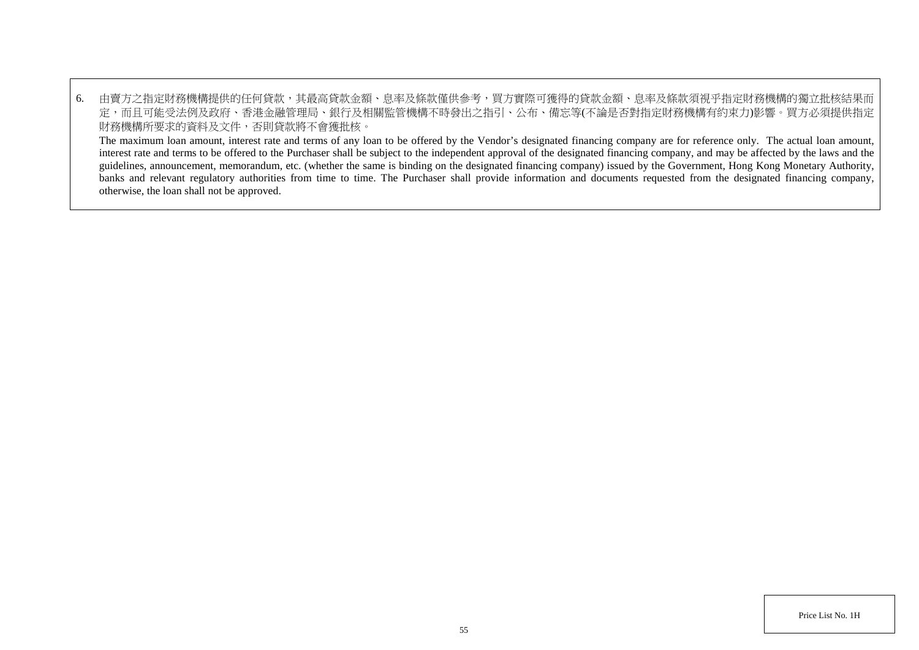6. 由賣方之指定財務機構提供的任何貸款，其最高貸款金額、息率及條款僅供參考，買方實際可獲得的貸款金額、息率及條款須視乎指定財務機構的獨立批核結果而定，而且可能受法例及政府、香港金融管理局、銀行及相關監管機構不時發出之指引、公布、備忘等(不論是否對指定財務機構有約束力)影響。買方必須提供指定財務機構所要求的資料及文件，否則貸款將不會獲批核。

   The maximum loan amount, interest rate and terms of any loan to be offered by the Vendor's designated financing company are for reference only. The actual loan amount, interest rate and terms to be offered to the Purchaser shall be subject to the independent approval of the designated financing company, and may be affected by the laws and the guidelines, announcement, memorandum, etc. (whether the same is binding on the designated financing company) issued by the Government, Hong Kong Monetary Authority, banks and relevant regulatory authorities from time to time. The Purchaser shall provide information and documents requested from the designated financing company, otherwise, the loan shall not be approved.

Price List No. 1H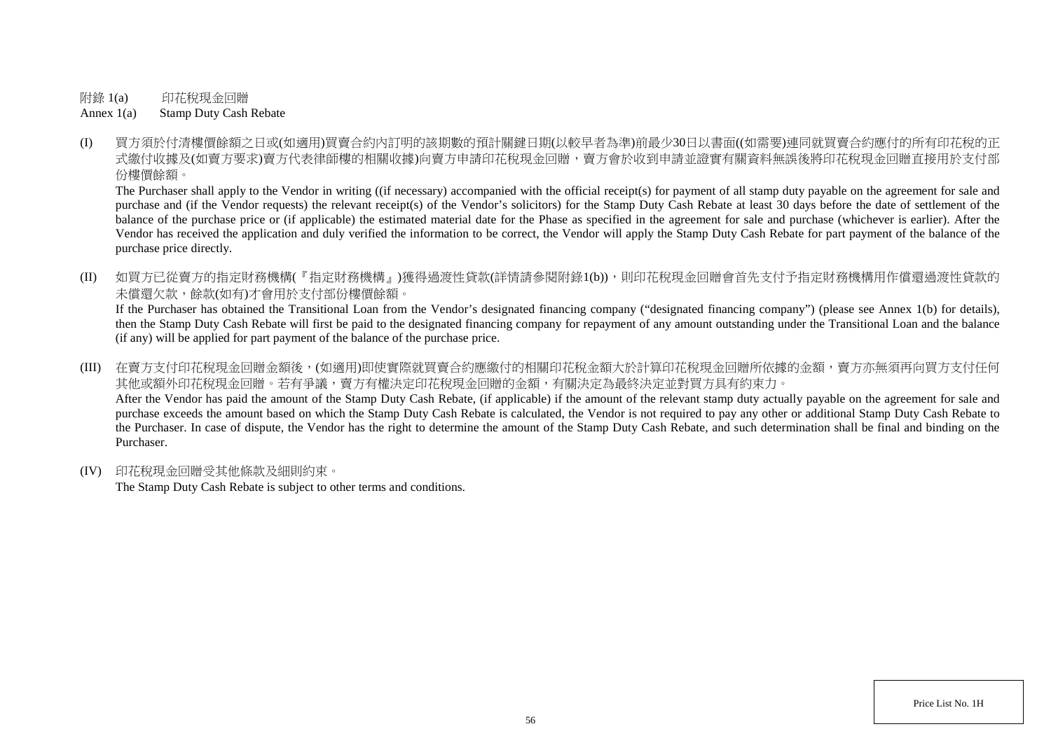附錄 1(a)　　印花稅現金回贈

Annex 1(a)　　Stamp Duty Cash Rebate

(I) 買方須於付清樓價餘額之日或(如適用)買賣合約內訂明的該期數的預計關鍵日期(以較早者為準)前最少30日以書面((如需要)連同就買賣合約應付的所有印花稅的正式繳付收據及(如賣方要求)賣方代表律師樓的相關收據)向賣方申請印花稅現金回贈，賣方會於收到申請並證實有關資料無誤後將印花稅現金回贈直接用於支付部份樓價餘額。

The Purchaser shall apply to the Vendor in writing ((if necessary) accompanied with the official receipt(s) for payment of all stamp duty payable on the agreement for sale and purchase and (if the Vendor requests) the relevant receipt(s) of the Vendor's solicitors) for the Stamp Duty Cash Rebate at least 30 days before the date of settlement of the balance of the purchase price or (if applicable) the estimated material date for the Phase as specified in the agreement for sale and purchase (whichever is earlier). After the Vendor has received the application and duly verified the information to be correct, the Vendor will apply the Stamp Duty Cash Rebate for part payment of the balance of the purchase price directly.

(II) 如買方已從賣方的指定財務機構(『指定財務機構』)獲得過渡性貸款(詳情請參閱附錄1(b))，則印花稅現金回贈會首先支付予指定財務機構用作償還過渡性貸款的未償還欠款，餘款(如有)才會用於支付部份樓價餘額。

If the Purchaser has obtained the Transitional Loan from the Vendor's designated financing company ("designated financing company") (please see Annex 1(b) for details), then the Stamp Duty Cash Rebate will first be paid to the designated financing company for repayment of any amount outstanding under the Transitional Loan and the balance (if any) will be applied for part payment of the balance of the purchase price.

(III) 在賣方支付印花稅現金回贈金額後，(如適用)即使實際就買賣合約應繳付的相關印花稅金額大於計算印花稅現金回贈所依據的金額，賣方亦無須再向買方支付任何其他或額外印花稅現金回贈。若有爭議，賣方有權決定印花稅現金回贈的金額，有關決定為最終決定並對買方具有約束力。

After the Vendor has paid the amount of the Stamp Duty Cash Rebate, (if applicable) if the amount of the relevant stamp duty actually payable on the agreement for sale and purchase exceeds the amount based on which the Stamp Duty Cash Rebate is calculated, the Vendor is not required to pay any other or additional Stamp Duty Cash Rebate to the Purchaser. In case of dispute, the Vendor has the right to determine the amount of the Stamp Duty Cash Rebate, and such determination shall be final and binding on the Purchaser.

(IV) 印花稅現金回贈受其他條款及細則約束。

The Stamp Duty Cash Rebate is subject to other terms and conditions.

Price List No. 1H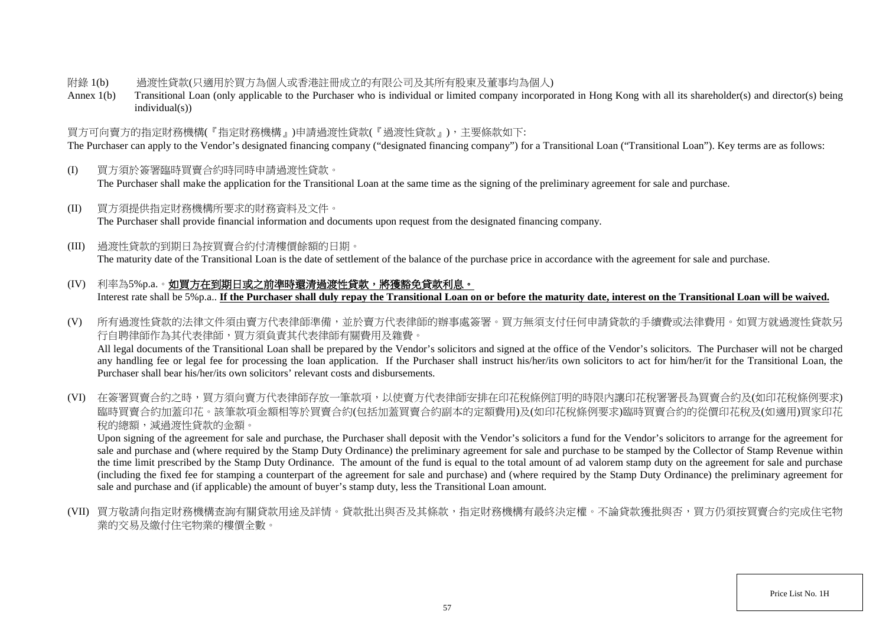附錄 1(b)　過渡性貸款(只適用於買方為個人或香港註冊成立的有限公司及其所有股東及董事均為個人)

Annex 1(b)　Transitional Loan (only applicable to the Purchaser who is individual or limited company incorporated in Hong Kong with all its shareholder(s) and director(s) being individual(s))

買方可向賣方的指定財務機構(『指定財務機構』)申請過渡性貸款(『過渡性貸款』)，主要條款如下:

The Purchaser can apply to the Vendor's designated financing company ("designated financing company") for a Transitional Loan ("Transitional Loan"). Key terms are as follows:

(I) 買方須於簽署臨時買賣合約時同時申請過渡性貸款。
The Purchaser shall make the application for the Transitional Loan at the same time as the signing of the preliminary agreement for sale and purchase.

(II) 買方須提供指定財務機構所要求的財務資料及文件。
The Purchaser shall provide financial information and documents upon request from the designated financing company.

(III) 過渡性貸款的到期日為按買賣合約付清樓價餘額的日期。
The maturity date of the Transitional Loan is the date of settlement of the balance of the purchase price in accordance with the agreement for sale and purchase.

(IV) 利率為5%p.a.。**如買方在到期日或之前準時還清過渡性貸款，將獲豁免貸款利息。**
Interest rate shall be 5%p.a.. **If the Purchaser shall duly repay the Transitional Loan on or before the maturity date, interest on the Transitional Loan will be waived.**

(V) 所有過渡性貸款的法律文件須由賣方代表律師準備，並於賣方代表律師的辦事處簽署。買方無須支付任何申請貸款的手續費或法律費用。如買方就過渡性貸款另行自聘律師作為其代表律師，買方須負責其代表律師有關費用及雜費。
All legal documents of the Transitional Loan shall be prepared by the Vendor's solicitors and signed at the office of the Vendor's solicitors. The Purchaser will not be charged any handling fee or legal fee for processing the loan application. If the Purchaser shall instruct his/her/its own solicitors to act for him/her/it for the Transitional Loan, the Purchaser shall bear his/her/its own solicitors' relevant costs and disbursements.

(VI) 在簽署買賣合約之時，買方須向賣方代表律師存放一筆款項，以使賣方代表律師安排在印花稅條例訂明的時限內讓印花稅署署長為買賣合約及(如印花稅條例要求)臨時買賣合約加蓋印花。該筆款項金額相等於買賣合約(包括加蓋買賣合約副本的定額費用)及(如印花稅條例要求)臨時買賣合約的從價印花稅及(如適用)買家印花稅的總額，減過渡性貸款的金額。
Upon signing of the agreement for sale and purchase, the Purchaser shall deposit with the Vendor's solicitors a fund for the Vendor's solicitors to arrange for the agreement for sale and purchase and (where required by the Stamp Duty Ordinance) the preliminary agreement for sale and purchase to be stamped by the Collector of Stamp Revenue within the time limit prescribed by the Stamp Duty Ordinance. The amount of the fund is equal to the total amount of ad valorem stamp duty on the agreement for sale and purchase (including the fixed fee for stamping a counterpart of the agreement for sale and purchase) and (where required by the Stamp Duty Ordinance) the preliminary agreement for sale and purchase and (if applicable) the amount of buyer's stamp duty, less the Transitional Loan amount.

(VII) 買方敬請向指定財務機構查詢有關貸款用途及詳情。貸款批出與否及其條款，指定財務機構有最終決定權。不論貸款獲批與否，買方仍須按買賣合約完成住宅物業的交易及繳付住宅物業的樓價全數。

Price List No. 1H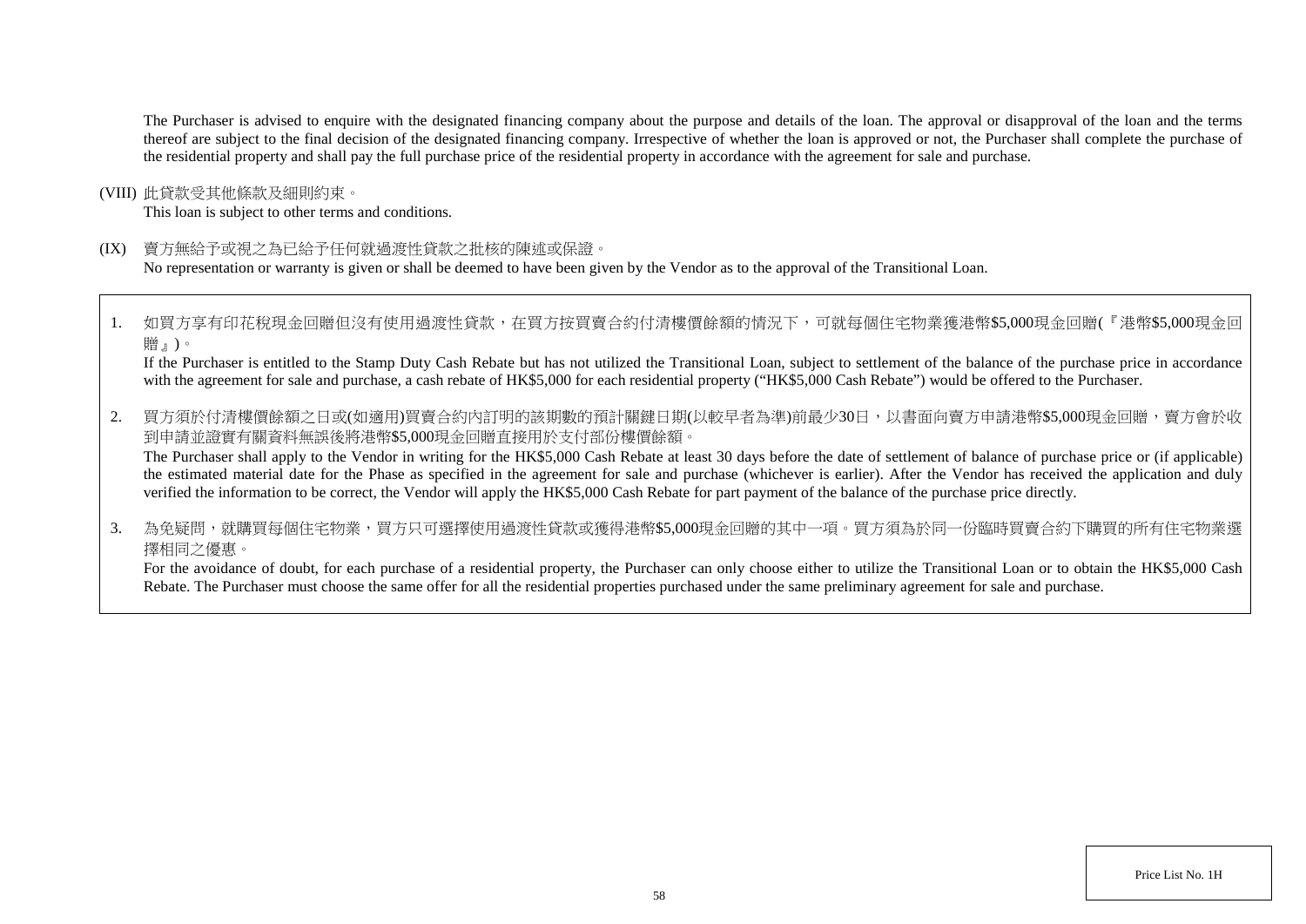The Purchaser is advised to enquire with the designated financing company about the purpose and details of the loan. The approval or disapproval of the loan and the terms thereof are subject to the final decision of the designated financing company. Irrespective of whether the loan is approved or not, the Purchaser shall complete the purchase of the residential property and shall pay the full purchase price of the residential property in accordance with the agreement for sale and purchase.

(VIII) 此貸款受其他條款及細則約束。
This loan is subject to other terms and conditions.

(IX) 賣方無給予或視之為已給予任何就過渡性貸款之批核的陳述或保證。
No representation or warranty is given or shall be deemed to have been given by the Vendor as to the approval of the Transitional Loan.

1. 如買方享有印花稅現金回贈但沒有使用過渡性貸款，在買方按買賣合約付清樓價餘額的情況下，可就每個住宅物業獲港幣$5,000現金回贈(『港幣$5,000現金回贈』)。
If the Purchaser is entitled to the Stamp Duty Cash Rebate but has not utilized the Transitional Loan, subject to settlement of the balance of the purchase price in accordance with the agreement for sale and purchase, a cash rebate of HK$5,000 for each residential property ("HK$5,000 Cash Rebate") would be offered to the Purchaser.

2. 買方須於付清樓價餘額之日或(如適用)買賣合約內訂明的該期數的預計關鍵日期(以較早者為準)前最少30日，以書面向賣方申請港幣$5,000現金回贈，賣方會於收到申請並證實有關資料無誤後將港幣$5,000現金回贈直接用於支付部份樓價餘額。
The Purchaser shall apply to the Vendor in writing for the HK$5,000 Cash Rebate at least 30 days before the date of settlement of balance of purchase price or (if applicable) the estimated material date for the Phase as specified in the agreement for sale and purchase (whichever is earlier). After the Vendor has received the application and duly verified the information to be correct, the Vendor will apply the HK$5,000 Cash Rebate for part payment of the balance of the purchase price directly.

3. 為免疑問，就購買每個住宅物業，買方只可選擇使用過渡性貸款或獲得港幣$5,000現金回贈的其中一項。買方須為於同一份臨時買賣合約下購買的所有住宅物業選擇相同之優惠。
For the avoidance of doubt, for each purchase of a residential property, the Purchaser can only choose either to utilize the Transitional Loan or to obtain the HK$5,000 Cash Rebate. The Purchaser must choose the same offer for all the residential properties purchased under the same preliminary agreement for sale and purchase.

Price List No. 1H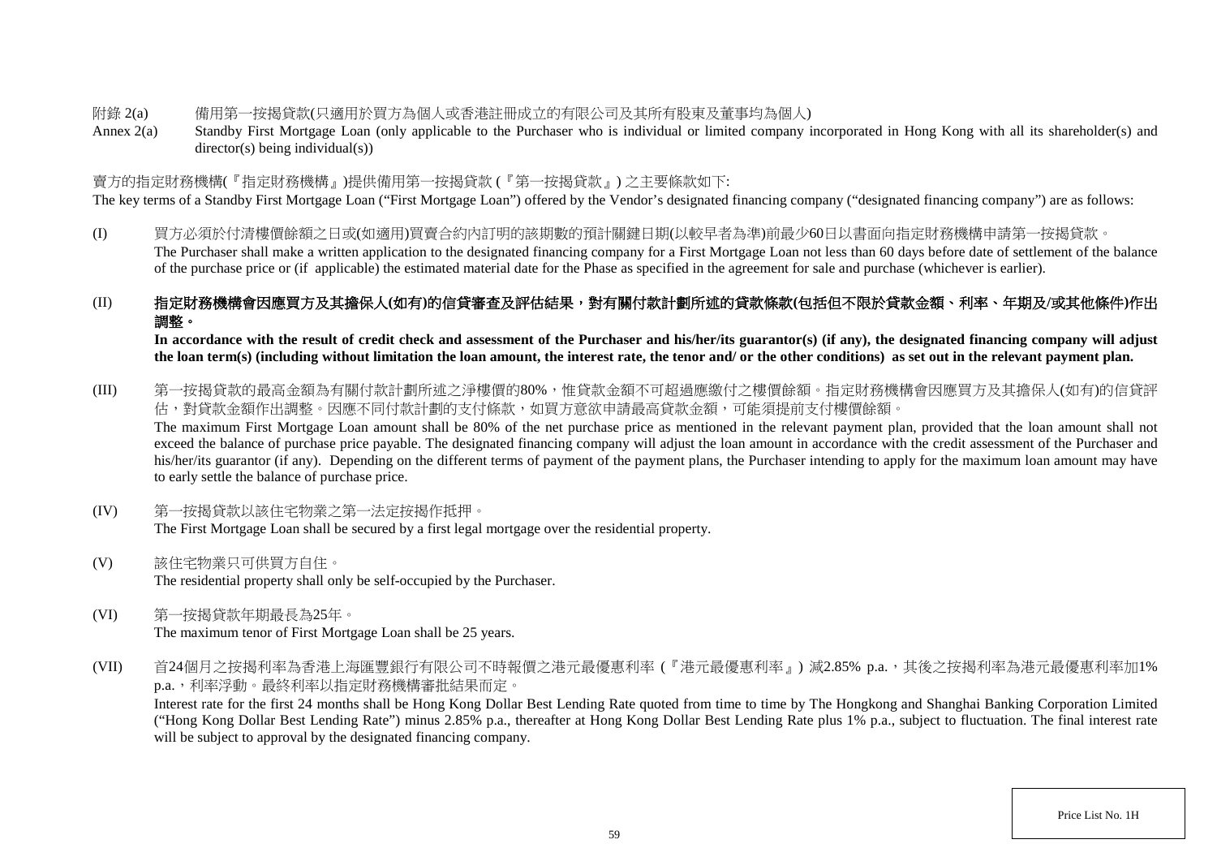附錄 2(a) 備用第一按揭貸款(只適用於買方為個人或香港註冊成立的有限公司及其所有股東及董事均為個人)

Annex 2(a) Standby First Mortgage Loan (only applicable to the Purchaser who is individual or limited company incorporated in Hong Kong with all its shareholder(s) and director(s) being individual(s))

賣方的指定財務機構(『指定財務機構』)提供備用第一按揭貸款 (『第一按揭貸款』) 之主要條款如下:

The key terms of a Standby First Mortgage Loan ("First Mortgage Loan") offered by the Vendor's designated financing company ("designated financing company") are as follows:

(I) 買方必須於付清樓價餘額之日或(如適用)買賣合約內訂明的該期數的預計關鍵日期(以較早者為準)前最少60日以書面向指定財務機構申請第一按揭貸款。
The Purchaser shall make a written application to the designated financing company for a First Mortgage Loan not less than 60 days before date of settlement of the balance of the purchase price or (if applicable) the estimated material date for the Phase as specified in the agreement for sale and purchase (whichever is earlier).

(II) **指定財務機構會因應買方及其擔保人(如有)的信貸審查及評估結果，對有關付款計劃所述的貸款條款(包括但不限於貸款金額、利率、年期及/或其他條件)作出調整。**
**In accordance with the result of credit check and assessment of the Purchaser and his/her/its guarantor(s) (if any), the designated financing company will adjust the loan term(s) (including without limitation the loan amount, the interest rate, the tenor and/ or the other conditions) as set out in the relevant payment plan.**

(III) 第一按揭貸款的最高金額為有關付款計劃所述之淨樓價的80%，惟貸款金額不可超過應繳付之樓價餘額。指定財務機構會因應買方及其擔保人(如有)的信貸評估，對貸款金額作出調整。因應不同付款計劃的支付條款，如買方意欲申請最高貸款金額，可能須提前支付樓價餘額。
The maximum First Mortgage Loan amount shall be 80% of the net purchase price as mentioned in the relevant payment plan, provided that the loan amount shall not exceed the balance of purchase price payable. The designated financing company will adjust the loan amount in accordance with the credit assessment of the Purchaser and his/her/its guarantor (if any). Depending on the different terms of payment of the payment plans, the Purchaser intending to apply for the maximum loan amount may have to early settle the balance of purchase price.

(IV) 第一按揭貸款以該住宅物業之第一法定按揭作抵押。
The First Mortgage Loan shall be secured by a first legal mortgage over the residential property.

(V) 該住宅物業只可供買方自住。
The residential property shall only be self-occupied by the Purchaser.

(VI) 第一按揭貸款年期最長為25年。
The maximum tenor of First Mortgage Loan shall be 25 years.

(VII) 首24個月之按揭利率為香港上海滙豐銀行有限公司不時報價之港元最優惠利率 (『港元最優惠利率』) 減2.85% p.a.，其後之按揭利率為港元最優惠利率加1% p.a.，利率浮動。最終利率以指定財務機構審批結果而定。
Interest rate for the first 24 months shall be Hong Kong Dollar Best Lending Rate quoted from time to time by The Hongkong and Shanghai Banking Corporation Limited ("Hong Kong Dollar Best Lending Rate") minus 2.85% p.a., thereafter at Hong Kong Dollar Best Lending Rate plus 1% p.a., subject to fluctuation. The final interest rate will be subject to approval by the designated financing company.

Price List No. 1H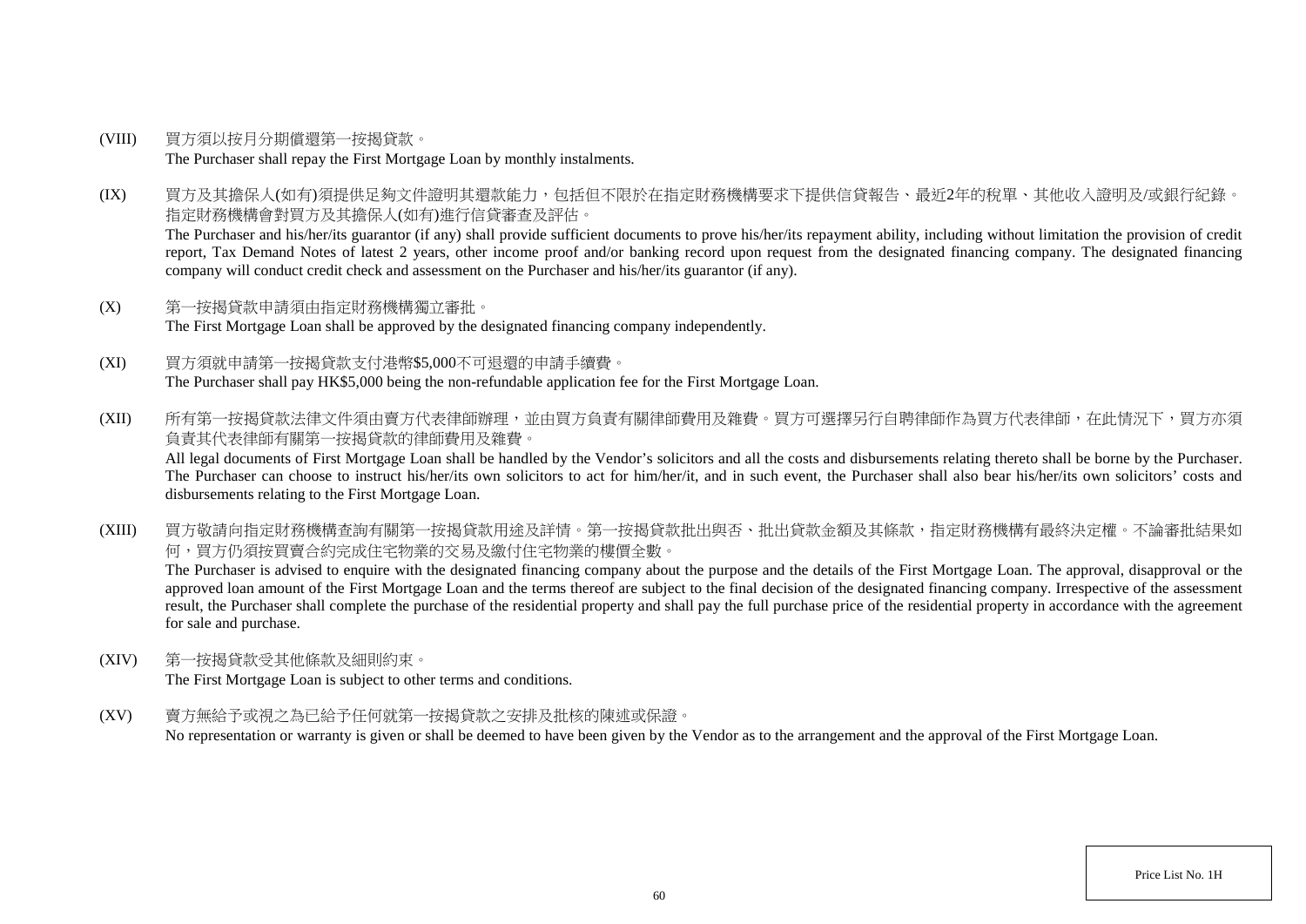(VIII) 買方須以按月分期償還第一按揭貸款。
The Purchaser shall repay the First Mortgage Loan by monthly instalments.

(IX) 買方及其擔保人(如有)須提供足夠文件證明其還款能力，包括但不限於在指定財務機構要求下提供信貸報告、最近2年的稅單、其他收入證明及/或銀行紀錄。指定財務機構會對買方及其擔保人(如有)進行信貸審查及評估。
The Purchaser and his/her/its guarantor (if any) shall provide sufficient documents to prove his/her/its repayment ability, including without limitation the provision of credit report, Tax Demand Notes of latest 2 years, other income proof and/or banking record upon request from the designated financing company. The designated financing company will conduct credit check and assessment on the Purchaser and his/her/its guarantor (if any).

(X) 第一按揭貸款申請須由指定財務機構獨立審批。
The First Mortgage Loan shall be approved by the designated financing company independently.

(XI) 買方須就申請第一按揭貸款支付港幣$5,000不可退還的申請手續費。
The Purchaser shall pay HK$5,000 being the non-refundable application fee for the First Mortgage Loan.

(XII) 所有第一按揭貸款法律文件須由賣方代表律師辦理，並由買方負責有關律師費用及雜費。買方可選擇另行自聘律師作為買方代表律師，在此情況下，買方亦須負責其代表律師有關第一按揭貸款的律師費用及雜費。
All legal documents of First Mortgage Loan shall be handled by the Vendor's solicitors and all the costs and disbursements relating thereto shall be borne by the Purchaser. The Purchaser can choose to instruct his/her/its own solicitors to act for him/her/it, and in such event, the Purchaser shall also bear his/her/its own solicitors' costs and disbursements relating to the First Mortgage Loan.

(XIII) 買方敬請向指定財務機構查詢有關第一按揭貸款用途及詳情。第一按揭貸款批出與否、批出貸款金額及其條款，指定財務機構有最終決定權。不論審批結果如何，買方仍須按買賣合約完成住宅物業的交易及繳付住宅物業的樓價全數。
The Purchaser is advised to enquire with the designated financing company about the purpose and the details of the First Mortgage Loan. The approval, disapproval or the approved loan amount of the First Mortgage Loan and the terms thereof are subject to the final decision of the designated financing company. Irrespective of the assessment result, the Purchaser shall complete the purchase of the residential property and shall pay the full purchase price of the residential property in accordance with the agreement for sale and purchase.

(XIV) 第一按揭貸款受其他條款及細則約束。
The First Mortgage Loan is subject to other terms and conditions.

(XV) 賣方無給予或視之為已給予任何就第一按揭貸款之安排及批核的陳述或保證。
No representation or warranty is given or shall be deemed to have been given by the Vendor as to the arrangement and the approval of the First Mortgage Loan.

Price List No. 1H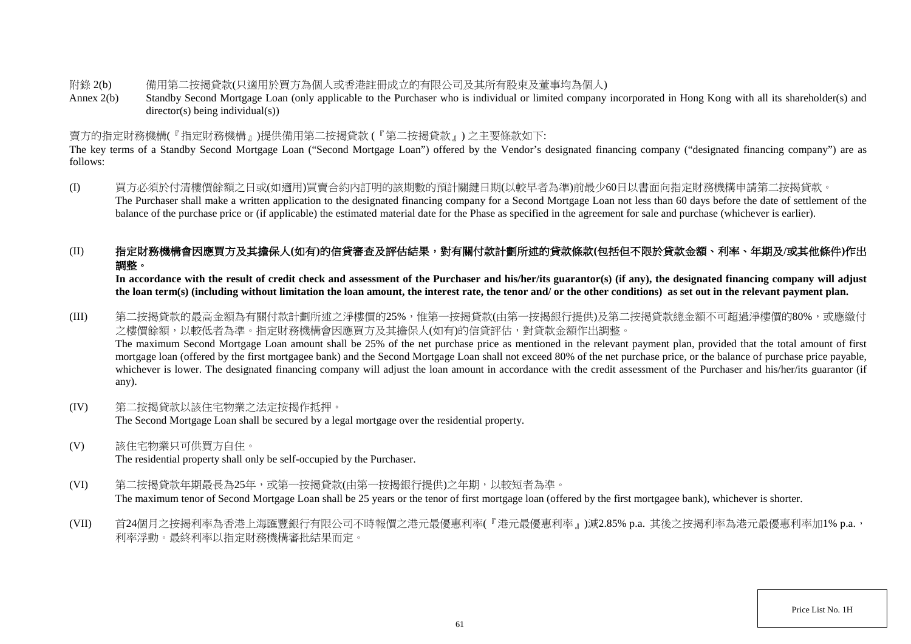附錄 2(b)　　備用第二按揭貸款(只適用於買方為個人或香港註冊成立的有限公司及其所有股東及董事均為個人)

Annex 2(b)　　Standby Second Mortgage Loan (only applicable to the Purchaser who is individual or limited company incorporated in Hong Kong with all its shareholder(s) and director(s) being individual(s))

賣方的指定財務機構(『指定財務機構』)提供備用第二按揭貸款 (『第二按揭貸款』) 之主要條款如下:

The key terms of a Standby Second Mortgage Loan ("Second Mortgage Loan") offered by the Vendor's designated financing company ("designated financing company") are as follows:

(I) 買方必須於付清樓價餘額之日或(如適用)買賣合約內訂明的該期數的預計關鍵日期(以較早者為準)前最少60日以書面向指定財務機構申請第二按揭貸款。
The Purchaser shall make a written application to the designated financing company for a Second Mortgage Loan not less than 60 days before the date of settlement of the balance of the purchase price or (if applicable) the estimated material date for the Phase as specified in the agreement for sale and purchase (whichever is earlier).

(II) **指定財務機構會因應買方及其擔保人(如有)的信貸審查及評估結果，對有關付款計劃所述的貸款條款(包括但不限於貸款金額、利率、年期及/或其他條件)作出調整。**
**In accordance with the result of credit check and assessment of the Purchaser and his/her/its guarantor(s) (if any), the designated financing company will adjust the loan term(s) (including without limitation the loan amount, the interest rate, the tenor and/ or the other conditions) as set out in the relevant payment plan.**

(III) 第二按揭貸款的最高金額為有關付款計劃所述之淨樓價的25%，惟第一按揭貸款(由第一按揭銀行提供)及第二按揭貸款總金額不可超過淨樓價的80%，或應繳付之樓價餘額，以較低者為準。指定財務機構會因應買方及其擔保人(如有)的信貸評估，對貸款金額作出調整。
The maximum Second Mortgage Loan amount shall be 25% of the net purchase price as mentioned in the relevant payment plan, provided that the total amount of first mortgage loan (offered by the first mortgagee bank) and the Second Mortgage Loan shall not exceed 80% of the net purchase price, or the balance of purchase price payable, whichever is lower. The designated financing company will adjust the loan amount in accordance with the credit assessment of the Purchaser and his/her/its guarantor (if any).

(IV) 第二按揭貸款以該住宅物業之法定按揭作抵押。
The Second Mortgage Loan shall be secured by a legal mortgage over the residential property.

(V) 該住宅物業只可供買方自住。
The residential property shall only be self-occupied by the Purchaser.

(VI) 第二按揭貸款年期最長為25年，或第一按揭貸款(由第一按揭銀行提供)之年期，以較短者為準。
The maximum tenor of Second Mortgage Loan shall be 25 years or the tenor of first mortgage loan (offered by the first mortgagee bank), whichever is shorter.

(VII) 首24個月之按揭利率為香港上海匯豐銀行有限公司不時報價之港元最優惠利率(『港元最優惠利率』)減2.85% p.a. 其後之按揭利率為港元最優惠利率加1% p.a.，利率浮動。最終利率以指定財務機構審批結果而定。

Price List No. 1H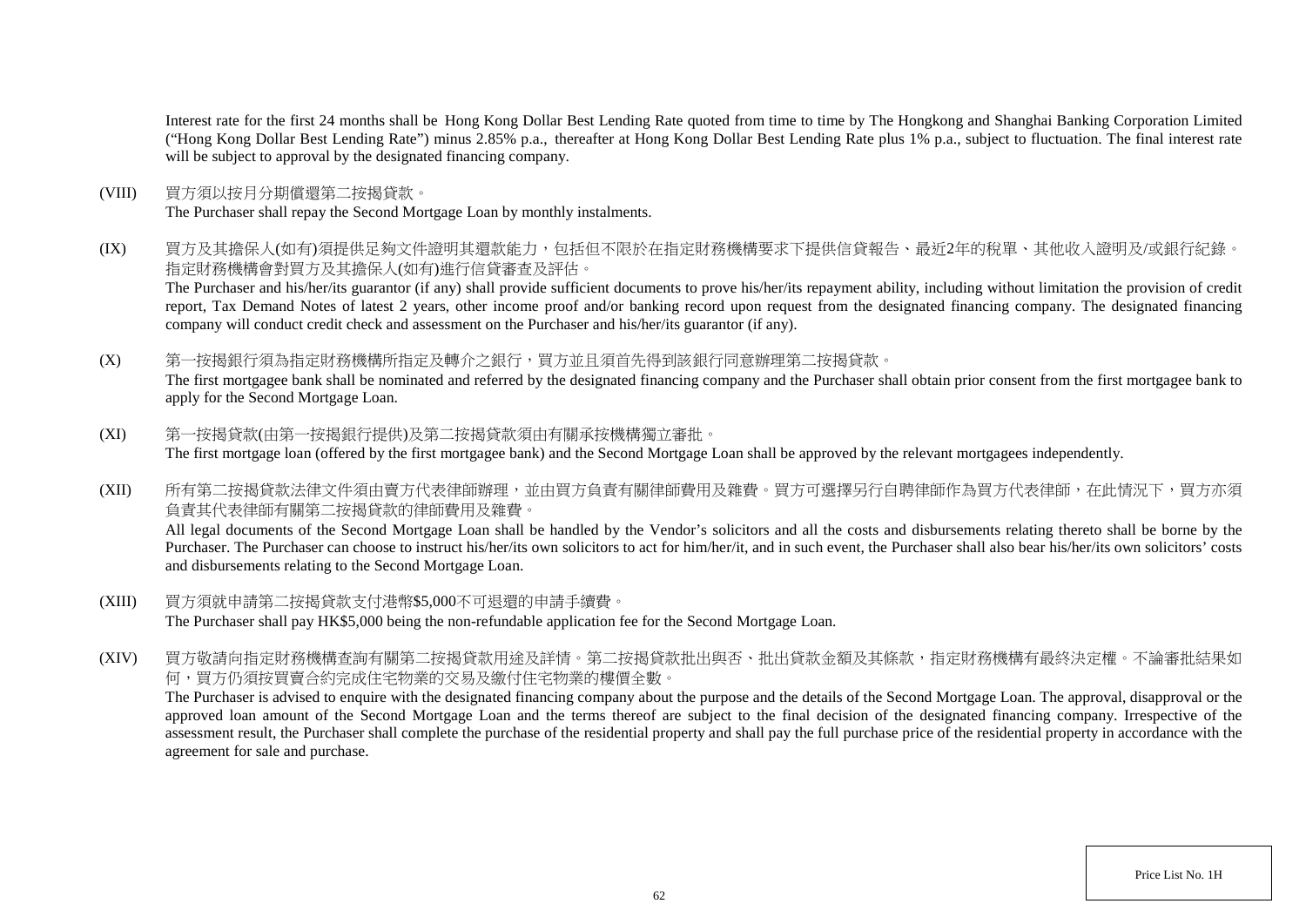Interest rate for the first 24 months shall be Hong Kong Dollar Best Lending Rate quoted from time to time by The Hongkong and Shanghai Banking Corporation Limited ("Hong Kong Dollar Best Lending Rate") minus 2.85% p.a., thereafter at Hong Kong Dollar Best Lending Rate plus 1% p.a., subject to fluctuation. The final interest rate will be subject to approval by the designated financing company.

(VIII) 買方須以按月分期償還第二按揭貸款。
The Purchaser shall repay the Second Mortgage Loan by monthly instalments.

(IX) 買方及其擔保人(如有)須提供足夠文件證明其還款能力，包括但不限於在指定財務機構要求下提供信貸報告、最近2年的稅單、其他收入證明及/或銀行紀錄。指定財務機構會對買方及其擔保人(如有)進行信貸審查及評估。
The Purchaser and his/her/its guarantor (if any) shall provide sufficient documents to prove his/her/its repayment ability, including without limitation the provision of credit report, Tax Demand Notes of latest 2 years, other income proof and/or banking record upon request from the designated financing company. The designated financing company will conduct credit check and assessment on the Purchaser and his/her/its guarantor (if any).

(X) 第一按揭銀行須為指定財務機構所指定及轉介之銀行，買方並且須首先得到該銀行同意辦理第二按揭貸款。
The first mortgagee bank shall be nominated and referred by the designated financing company and the Purchaser shall obtain prior consent from the first mortgagee bank to apply for the Second Mortgage Loan.

(XI) 第一按揭貸款(由第一按揭銀行提供)及第二按揭貸款須由有關承按機構獨立審批。
The first mortgage loan (offered by the first mortgagee bank) and the Second Mortgage Loan shall be approved by the relevant mortgagees independently.

(XII) 所有第二按揭貸款法律文件須由賣方代表律師辦理，並由買方負責有關律師費用及雜費。買方可選擇另行自聘律師作為買方代表律師，在此情況下，買方亦須負責其代表律師有關第二按揭貸款的律師費用及雜費。
All legal documents of the Second Mortgage Loan shall be handled by the Vendor's solicitors and all the costs and disbursements relating thereto shall be borne by the Purchaser. The Purchaser can choose to instruct his/her/its own solicitors to act for him/her/it, and in such event, the Purchaser shall also bear his/her/its own solicitors' costs and disbursements relating to the Second Mortgage Loan.

(XIII) 買方須就申請第二按揭貸款支付港幣$5,000不可退還的申請手續費。
The Purchaser shall pay HK$5,000 being the non-refundable application fee for the Second Mortgage Loan.

(XIV) 買方敬請向指定財務機構查詢有關第二按揭貸款用途及詳情。第二按揭貸款批出與否、批出貸款金額及其條款，指定財務機構有最終決定權。不論審批結果如何，買方仍須按買賣合約完成住宅物業的交易及繳付住宅物業的樓價全數。
The Purchaser is advised to enquire with the designated financing company about the purpose and the details of the Second Mortgage Loan. The approval, disapproval or the approved loan amount of the Second Mortgage Loan and the terms thereof are subject to the final decision of the designated financing company. Irrespective of the assessment result, the Purchaser shall complete the purchase of the residential property and shall pay the full purchase price of the residential property in accordance with the agreement for sale and purchase.

Price List No. 1H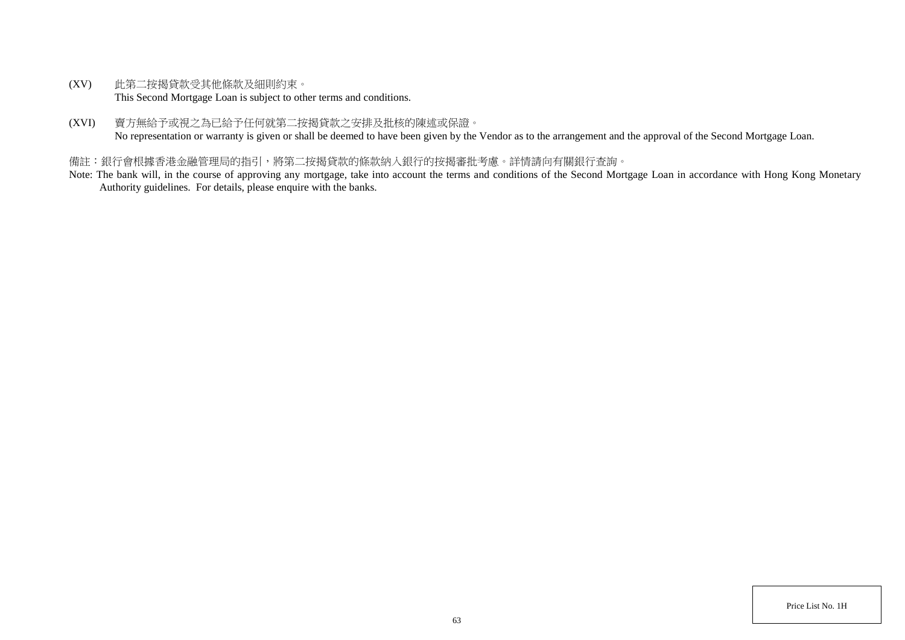(XV) 此第二按揭貸款受其他條款及細則約束。
This Second Mortgage Loan is subject to other terms and conditions.

(XVI) 賣方無給予或視之為已給予任何就第二按揭貸款之安排及批核的陳述或保證。
No representation or warranty is given or shall be deemed to have been given by the Vendor as to the arrangement and the approval of the Second Mortgage Loan.

備註：銀行會根據香港金融管理局的指引，將第二按揭貸款的條款納入銀行的按揭審批考慮。詳情請向有關銀行查詢。

Note: The bank will, in the course of approving any mortgage, take into account the terms and conditions of the Second Mortgage Loan in accordance with Hong Kong Monetary Authority guidelines. For details, please enquire with the banks.

Price List No. 1H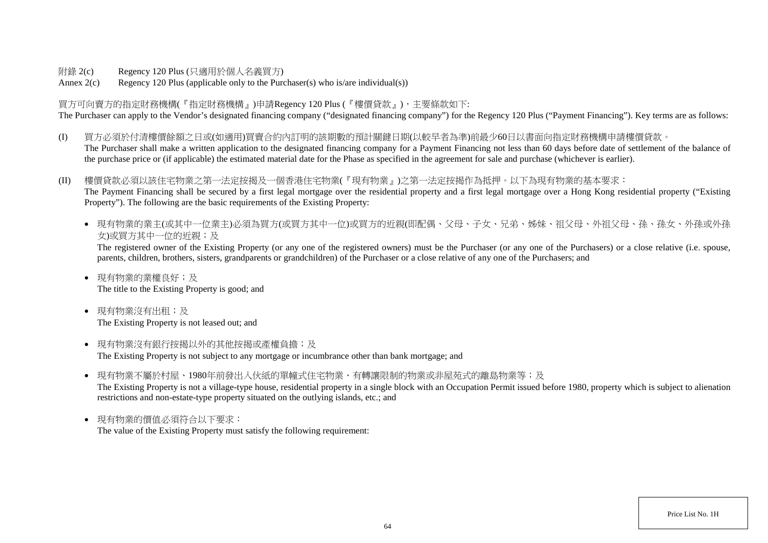附錄 2(c)　　Regency 120 Plus (只適用於個人名義買方)

Annex 2(c)　　Regency 120 Plus (applicable only to the Purchaser(s) who is/are individual(s))

買方可向賣方的指定財務機構(『指定財務機構』)申請Regency 120 Plus (『樓價貸款』)，主要條款如下:

The Purchaser can apply to the Vendor's designated financing company ("designated financing company") for the Regency 120 Plus ("Payment Financing"). Key terms are as follows:

(I) 買方必須於付清樓價餘額之日或(如適用)買賣合約內訂明的該期數的預計關鍵日期(以較早者為準)前最少60日以書面向指定財務機構申請樓價貸款。
The Purchaser shall make a written application to the designated financing company for a Payment Financing not less than 60 days before date of settlement of the balance of the purchase price or (if applicable) the estimated material date for the Phase as specified in the agreement for sale and purchase (whichever is earlier).

(II) 樓價貸款必須以該住宅物業之第一法定按揭及一個香港住宅物業(『現有物業』)之第一法定按揭作為抵押。以下為現有物業的基本要求：
The Payment Financing shall be secured by a first legal mortgage over the residential property and a first legal mortgage over a Hong Kong residential property ("Existing Property"). The following are the basic requirements of the Existing Property:

- 現有物業的業主(或其中一位業主)必須為買方(或買方其中一位)或買方的近親(即配偶、父母、子女、兄弟、姊妹、祖父母、外祖父母、孫、孫女、外孫或外孫女)或買方其中一位的近親；及
The registered owner of the Existing Property (or any one of the registered owners) must be the Purchaser (or any one of the Purchasers) or a close relative (i.e. spouse, parents, children, brothers, sisters, grandparents or grandchildren) of the Purchaser or a close relative of any one of the Purchasers; and

- 現有物業的業權良好；及
The title to the Existing Property is good; and

- 現有物業沒有出租；及
The Existing Property is not leased out; and

- 現有物業沒有銀行按揭以外的其他按揭或產權負擔；及
The Existing Property is not subject to any mortgage or incumbrance other than bank mortgage; and

- 現有物業不屬於村屋、1980年前發出入伙紙的單幢式住宅物業、有轉讓限制的物業或非屋苑式的離島物業等；及
The Existing Property is not a village-type house, residential property in a single block with an Occupation Permit issued before 1980, property which is subject to alienation restrictions and non-estate-type property situated on the outlying islands, etc.; and

- 現有物業的價值必須符合以下要求：
The value of the Existing Property must satisfy the following requirement:

Price List No. 1H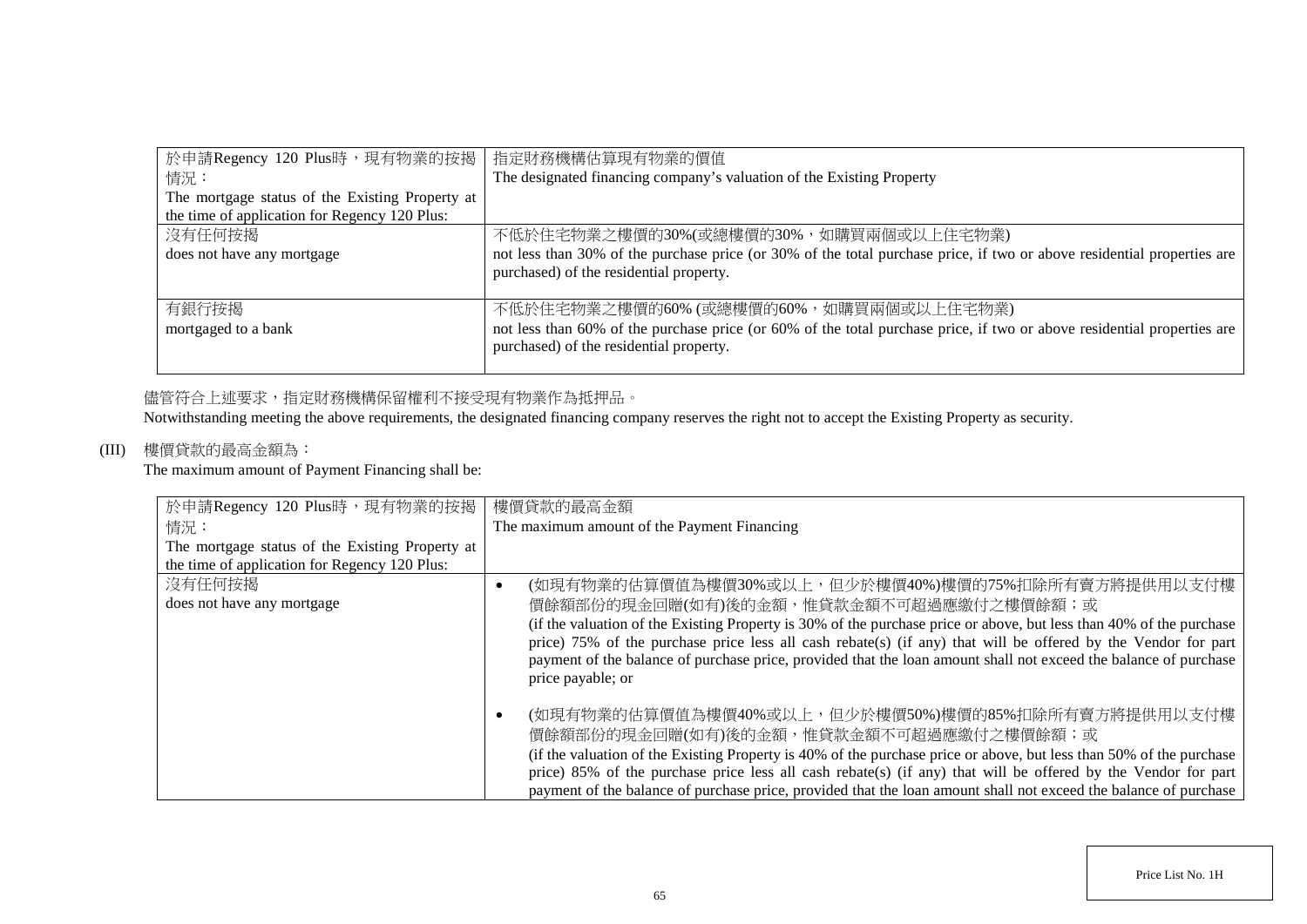| 於申請Regency 120 Plus時，現有物業的按揭情況：<br>The mortgage status of the Existing Property at the time of application for Regency 120 Plus: | 指定財務機構估算現有物業的價值<br>The designated financing company's valuation of the Existing Property |
|---|---|
| 沒有任何按揭<br>does not have any mortgage | 不低於住宅物業之樓價的30%(或總樓價的30%，如購買兩個或以上住宅物業)<br>not less than 30% of the purchase price (or 30% of the total purchase price, if two or above residential properties are purchased) of the residential property. |
| 有銀行按揭<br>mortgaged to a bank | 不低於住宅物業之樓價的60% (或總樓價的60%，如購買兩個或以上住宅物業)<br>not less than 60% of the purchase price (or 60% of the total purchase price, if two or above residential properties are purchased) of the residential property. |

儘管符合上述要求，指定財務機構保留權利不接受現有物業作為抵押品。
Notwithstanding meeting the above requirements, the designated financing company reserves the right not to accept the Existing Property as security.

(III) 樓價貸款的最高金額為：
The maximum amount of Payment Financing shall be:

| 於申請Regency 120 Plus時，現有物業的按揭情況：<br>The mortgage status of the Existing Property at the time of application for Regency 120 Plus: | 樓價貸款的最高金額<br>The maximum amount of the Payment Financing |
|---|---|
| 沒有任何按揭<br>does not have any mortgage | • (如現有物業的估算價值為樓價30%或以上，但少於樓價40%)樓價的75%扣除所有賣方將提供用以支付樓價餘額部份的現金回贈(如有)後的金額，惟貸款金額不可超過應繳付之樓價餘額；或<br>(if the valuation of the Existing Property is 30% of the purchase price or above, but less than 40% of the purchase price) 75% of the purchase price less all cash rebate(s) (if any) that will be offered by the Vendor for part payment of the balance of purchase price, provided that the loan amount shall not exceed the balance of purchase price payable; or<br><br>• (如現有物業的估算價值為樓價40%或以上，但少於樓價50%)樓價的85%扣除所有賣方將提供用以支付樓價餘額部份的現金回贈(如有)後的金額，惟貸款金額不可超過應繳付之樓價餘額；或<br>(if the valuation of the Existing Property is 40% of the purchase price or above, but less than 50% of the purchase price) 85% of the purchase price less all cash rebate(s) (if any) that will be offered by the Vendor for part payment of the balance of purchase price, provided that the loan amount shall not exceed the balance of purchase |

Price List No. 1H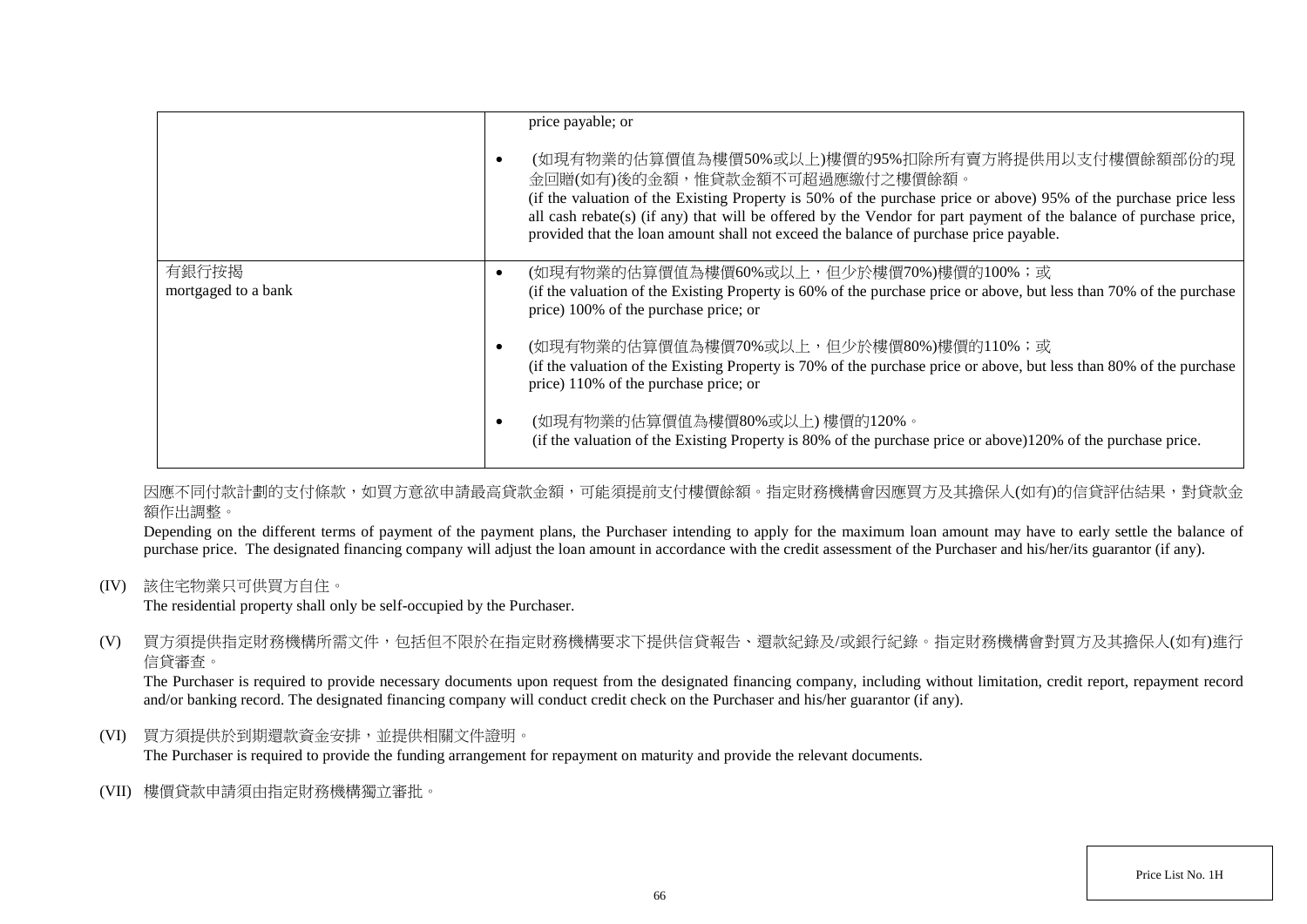| | |
|---|---|
| | price payable; or<br><br>• (如現有物業的估算價值為樓價50%或以上)樓價的95%扣除所有賣方將提供用以支付樓價餘額部份的現金回贈(如有)後的金額，惟貸款金額不可超過應繳付之樓價餘額。<br>(if the valuation of the Existing Property is 50% of the purchase price or above) 95% of the purchase price less all cash rebate(s) (if any) that will be offered by the Vendor for part payment of the balance of purchase price, provided that the loan amount shall not exceed the balance of purchase price payable. |
| 有銀行按揭<br>mortgaged to a bank | • (如現有物業的估算價值為樓價60%或以上，但少於樓價70%)樓價的100%；或<br>(if the valuation of the Existing Property is 60% of the purchase price or above, but less than 70% of the purchase price) 100% of the purchase price; or<br><br>• (如現有物業的估算價值為樓價70%或以上，但少於樓價80%)樓價的110%；或<br>(if the valuation of the Existing Property is 70% of the purchase price or above, but less than 80% of the purchase price) 110% of the purchase price; or<br><br>• (如現有物業的估算價值為樓價80%或以上) 樓價的120%。<br>(if the valuation of the Existing Property is 80% of the purchase price or above)120% of the purchase price. |

因應不同付款計劃的支付條款，如買方意欲申請最高貸款金額，可能須提前支付樓價餘額。指定財務機構會因應買方及其擔保人(如有)的信貸評估結果，對貸款金額作出調整。

Depending on the different terms of payment of the payment plans, the Purchaser intending to apply for the maximum loan amount may have to early settle the balance of purchase price. The designated financing company will adjust the loan amount in accordance with the credit assessment of the Purchaser and his/her/its guarantor (if any).

(IV) 該住宅物業只可供買方自住。
The residential property shall only be self-occupied by the Purchaser.

(V) 買方須提供指定財務機構所需文件，包括但不限於在指定財務機構要求下提供信貸報告、還款紀錄及/或銀行紀錄。指定財務機構會對買方及其擔保人(如有)進行信貸審查。
The Purchaser is required to provide necessary documents upon request from the designated financing company, including without limitation, credit report, repayment record and/or banking record. The designated financing company will conduct credit check on the Purchaser and his/her guarantor (if any).

(VI) 買方須提供於到期還款資金安排，並提供相關文件證明。
The Purchaser is required to provide the funding arrangement for repayment on maturity and provide the relevant documents.

(VII) 樓價貸款申請須由指定財務機構獨立審批。

Price List No. 1H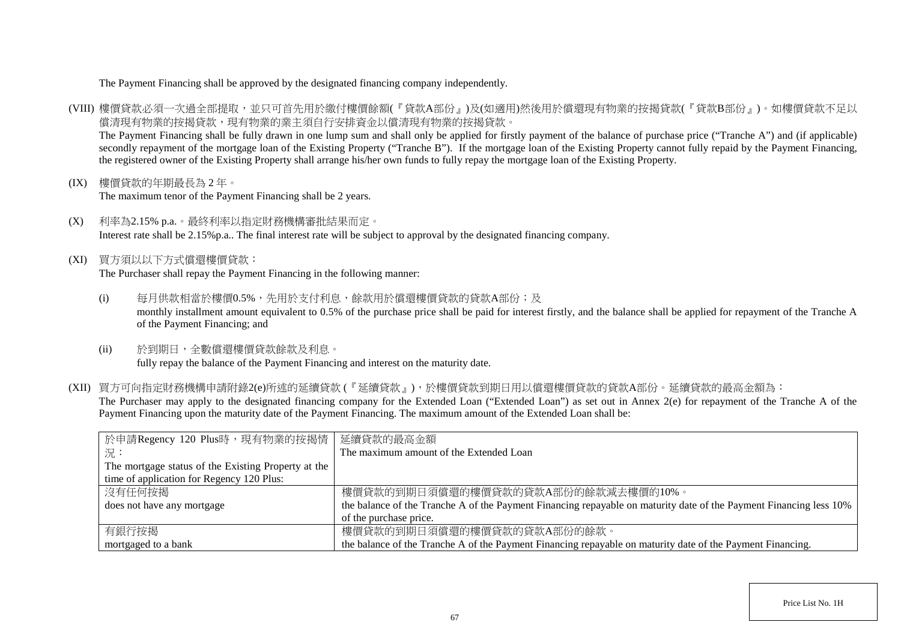The Payment Financing shall be approved by the designated financing company independently.

(VIII) 樓價貸款必須一次過全部提取，並只可首先用於繳付樓價餘額(『貸款A部份』)及(如適用)然後用於償還現有物業的按揭貸款(『貸款B部份』)。如樓價貸款不足以償清現有物業的按揭貸款，現有物業的業主須自行安排資金以償清現有物業的按揭貸款。
The Payment Financing shall be fully drawn in one lump sum and shall only be applied for firstly payment of the balance of purchase price ("Tranche A") and (if applicable) secondly repayment of the mortgage loan of the Existing Property ("Tranche B"). If the mortgage loan of the Existing Property cannot fully repaid by the Payment Financing, the registered owner of the Existing Property shall arrange his/her own funds to fully repay the mortgage loan of the Existing Property.

(IX) 樓價貸款的年期最長為 2 年。
The maximum tenor of the Payment Financing shall be 2 years.

(X) 利率為2.15% p.a.。最終利率以指定財務機構審批結果而定。
Interest rate shall be 2.15%p.a.. The final interest rate will be subject to approval by the designated financing company.

(XI) 買方須以以下方式償還樓價貸款：
The Purchaser shall repay the Payment Financing in the following manner:

(i) 每月供款相當於樓價0.5%，先用於支付利息，餘款用於償還樓價貸款的貸款A部份；及
monthly installment amount equivalent to 0.5% of the purchase price shall be paid for interest firstly, and the balance shall be applied for repayment of the Tranche A of the Payment Financing; and

(ii) 於到期日，全數償還樓價貸款餘款及利息。
fully repay the balance of the Payment Financing and interest on the maturity date.

(XII) 買方可向指定財務機構申請附錄2(e)所述的延續貸款 (『延續貸款』)，於樓價貸款到期日用以償還樓價貸款的貸款A部份。延續貸款的最高金額為：
The Purchaser may apply to the designated financing company for the Extended Loan ("Extended Loan") as set out in Annex 2(e) for repayment of the Tranche A of the Payment Financing upon the maturity date of the Payment Financing. The maximum amount of the Extended Loan shall be:

| 於申請Regency 120 Plus時，現有物業的按揭情況：<br>The mortgage status of the Existing Property at the time of application for Regency 120 Plus: | 延續貸款的最高金額<br>The maximum amount of the Extended Loan |
|---|---|
| 沒有任何按揭<br>does not have any mortgage | 樓價貸款的到期日須償還的樓價貸款的貸款A部份的餘款減去樓價的10%。<br>the balance of the Tranche A of the Payment Financing repayable on maturity date of the Payment Financing less 10% of the purchase price. |
| 有銀行按揭<br>mortgaged to a bank | 樓價貸款的到期日須償還的樓價貸款的貸款A部份的餘款。<br>the balance of the Tranche A of the Payment Financing repayable on maturity date of the Payment Financing. |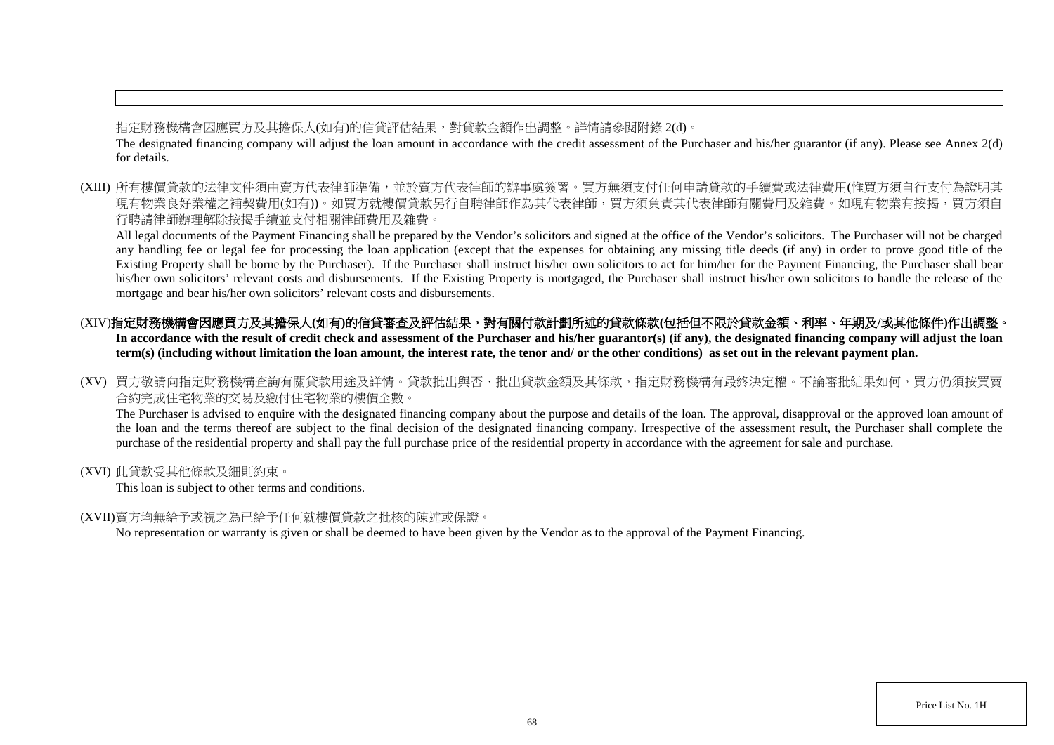| | |
|---|---|

指定財務機構會因應買方及其擔保人(如有)的信貸評估結果，對貸款金額作出調整。詳情請參閱附錄 2(d)。

The designated financing company will adjust the loan amount in accordance with the credit assessment of the Purchaser and his/her guarantor (if any). Please see Annex 2(d) for details.

(XIII) 所有樓價貸款的法律文件須由賣方代表律師準備，並於賣方代表律師的辦事處簽署。買方無須支付任何申請貸款的手續費或法律費用(惟買方須自行支付為證明其現有物業良好業權之補契費用(如有))。如買方就樓價貸款另行自聘律師作為其代表律師，買方須負責其代表律師有關費用及雜費。如現有物業有按揭，買方須自行聘請律師辦理解除按揭手續並支付相關律師費用及雜費。

All legal documents of the Payment Financing shall be prepared by the Vendor's solicitors and signed at the office of the Vendor's solicitors. The Purchaser will not be charged any handling fee or legal fee for processing the loan application (except that the expenses for obtaining any missing title deeds (if any) in order to prove good title of the Existing Property shall be borne by the Purchaser). If the Purchaser shall instruct his/her own solicitors to act for him/her for the Payment Financing, the Purchaser shall bear his/her own solicitors' relevant costs and disbursements. If the Existing Property is mortgaged, the Purchaser shall instruct his/her own solicitors to handle the release of the mortgage and bear his/her own solicitors' relevant costs and disbursements.

(XIV) **指定財務機構會因應買方及其擔保人(如有)的信貸審查及評估結果，對有關付款計劃所述的貸款條款(包括但不限於貸款金額、利率、年期及/或其他條件)作出調整。**

**In accordance with the result of credit check and assessment of the Purchaser and his/her guarantor(s) (if any), the designated financing company will adjust the loan term(s) (including without limitation the loan amount, the interest rate, the tenor and/ or the other conditions) as set out in the relevant payment plan.**

(XV) 買方敬請向指定財務機構查詢有關貸款用途及詳情。貸款批出與否、批出貸款金額及其條款，指定財務機構有最終決定權。不論審批結果如何，買方仍須按買賣合約完成住宅物業的交易及繳付住宅物業的樓價全數。

The Purchaser is advised to enquire with the designated financing company about the purpose and details of the loan. The approval, disapproval or the approved loan amount of the loan and the terms thereof are subject to the final decision of the designated financing company. Irrespective of the assessment result, the Purchaser shall complete the purchase of the residential property and shall pay the full purchase price of the residential property in accordance with the agreement for sale and purchase.

(XVI) 此貸款受其他條款及細則約束。

This loan is subject to other terms and conditions.

(XVII) 賣方均無給予或視之為已給予任何就樓價貸款之批核的陳述或保證。

No representation or warranty is given or shall be deemed to have been given by the Vendor as to the approval of the Payment Financing.

Price List No. 1H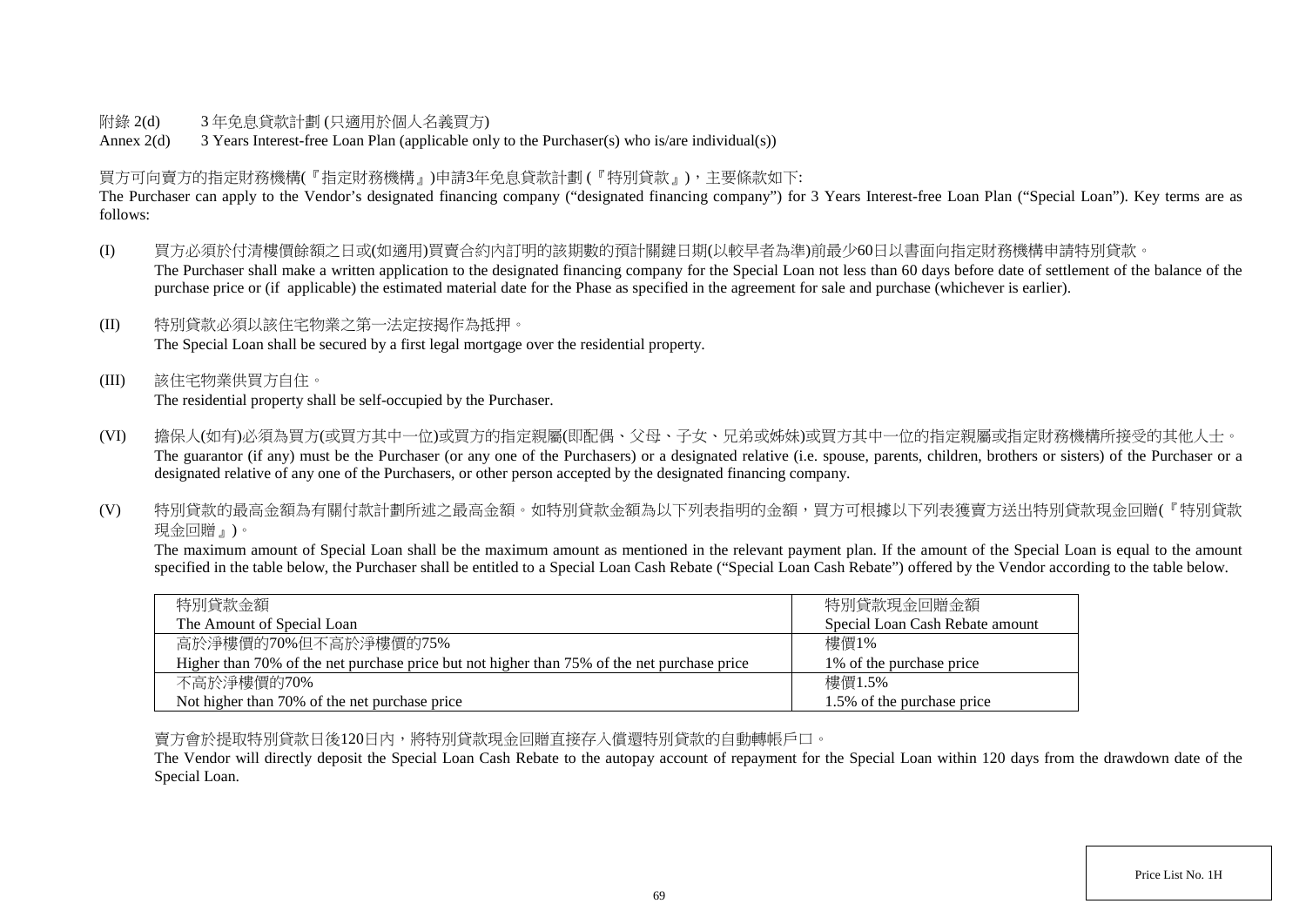附錄 2(d)　　3 年免息貸款計劃 (只適用於個人名義買方)

Annex 2(d)　　3 Years Interest-free Loan Plan (applicable only to the Purchaser(s) who is/are individual(s))

買方可向賣方的指定財務機構(『指定財務機構』)申請3年免息貸款計劃 (『特別貸款』)，主要條款如下:

The Purchaser can apply to the Vendor's designated financing company ("designated financing company") for 3 Years Interest-free Loan Plan ("Special Loan"). Key terms are as follows:

(I) 買方必須於付清樓價餘額之日或(如適用)買賣合約內訂明的該期數的預計關鍵日期(以較早者為準)前最少60日以書面向指定財務機構申請特別貸款。
The Purchaser shall make a written application to the designated financing company for the Special Loan not less than 60 days before date of settlement of the balance of the purchase price or (if applicable) the estimated material date for the Phase as specified in the agreement for sale and purchase (whichever is earlier).

(II) 特別貸款必須以該住宅物業之第一法定按揭作為抵押。
The Special Loan shall be secured by a first legal mortgage over the residential property.

(III) 該住宅物業供買方自住。
The residential property shall be self-occupied by the Purchaser.

(VI) 擔保人(如有)必須為買方(或買方其中一位)或買方的指定親屬(即配偶、父母、子女、兄弟或姊妹)或買方其中一位的指定親屬或指定財務機構所接受的其他人士。
The guarantor (if any) must be the Purchaser (or any one of the Purchasers) or a designated relative (i.e. spouse, parents, children, brothers or sisters) of the Purchaser or a designated relative of any one of the Purchasers, or other person accepted by the designated financing company.

(V) 特別貸款的最高金額為有關付款計劃所述之最高金額。如特別貸款金額為以下列表指明的金額，買方可根據以下列表獲賣方送出特別貸款現金回贈(『特別貸款現金回贈』)。
The maximum amount of Special Loan shall be the maximum amount as mentioned in the relevant payment plan. If the amount of the Special Loan is equal to the amount specified in the table below, the Purchaser shall be entitled to a Special Loan Cash Rebate ("Special Loan Cash Rebate") offered by the Vendor according to the table below.

| 特別貸款金額<br>The Amount of Special Loan | 特別貸款現金回贈金額<br>Special Loan Cash Rebate amount |
|---|---|
| 高於淨樓價的70%但不高於淨樓價的75%<br>Higher than 70% of the net purchase price but not higher than 75% of the net purchase price | 樓價1%<br>1% of the purchase price |
| 不高於淨樓價的70%<br>Not higher than 70% of the net purchase price | 樓價1.5%<br>1.5% of the purchase price |

賣方會於提取特別貸款日後120日內，將特別貸款現金回贈直接存入償還特別貸款的自動轉帳戶口。

The Vendor will directly deposit the Special Loan Cash Rebate to the autopay account of repayment for the Special Loan within 120 days from the drawdown date of the Special Loan.

Price List No. 1H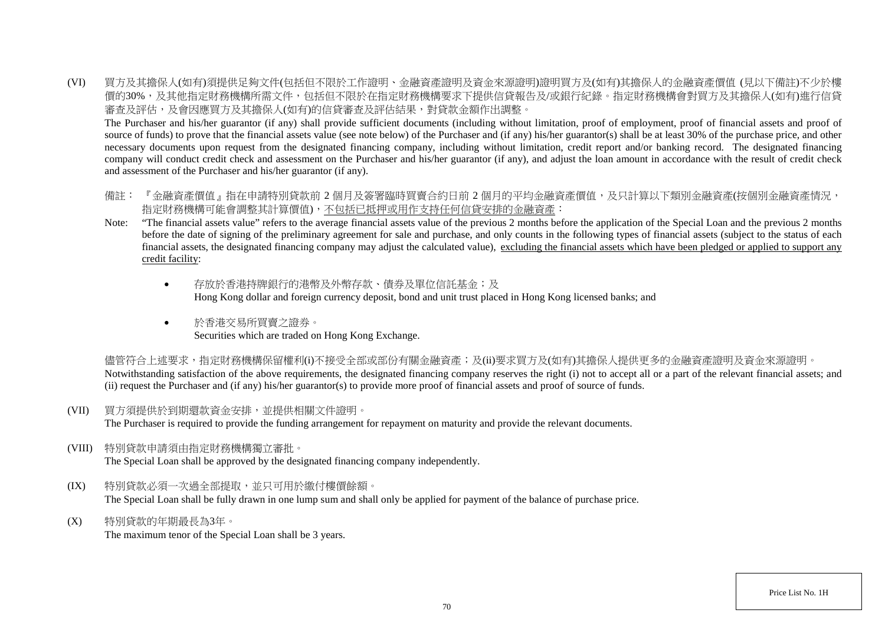(VI) 買方及其擔保人(如有)須提供足夠文件(包括但不限於工作證明、金融資產證明及資金來源證明)證明買方及(如有)其擔保人的金融資產價值 (見以下備註)不少於樓價的30%，及其他指定財務機構所需文件，包括但不限於在指定財務機構要求下提供信貸報告及/或銀行紀錄。指定財務機構會對買方及其擔保人(如有)進行信貸審查及評估，及會因應買方及其擔保人(如有)的信貸審查及評估結果，對貸款金額作出調整。

The Purchaser and his/her guarantor (if any) shall provide sufficient documents (including without limitation, proof of employment, proof of financial assets and proof of source of funds) to prove that the financial assets value (see note below) of the Purchaser and (if any) his/her guarantor(s) shall be at least 30% of the purchase price, and other necessary documents upon request from the designated financing company, including without limitation, credit report and/or banking record. The designated financing company will conduct credit check and assessment on the Purchaser and his/her guarantor (if any), and adjust the loan amount in accordance with the result of credit check and assessment of the Purchaser and his/her guarantor (if any).

備註： 『金融資產價值』指在申請特別貸款前 2 個月及簽署臨時買賣合約日前 2 個月的平均金融資產價值，及只計算以下類別金融資產(按個別金融資產情況，指定財務機構可能會調整其計算價值)，<u>不包括已抵押或用作支持任何信貸安排的金融資產</u>：

Note: "The financial assets value" refers to the average financial assets value of the previous 2 months before the application of the Special Loan and the previous 2 months before the date of signing of the preliminary agreement for sale and purchase, and only counts in the following types of financial assets (subject to the status of each financial assets, the designated financing company may adjust the calculated value), <u>excluding the financial assets which have been pledged or applied to support any credit facility</u>:

- 存放於香港持牌銀行的港幣及外幣存款、債券及單位信託基金；及
  Hong Kong dollar and foreign currency deposit, bond and unit trust placed in Hong Kong licensed banks; and

- 於香港交易所買賣之證券。
  Securities which are traded on Hong Kong Exchange.

儘管符合上述要求，指定財務機構保留權利(i)不接受全部或部份有關金融資產；及(ii)要求買方及(如有)其擔保人提供更多的金融資產證明及資金來源證明。

Notwithstanding satisfaction of the above requirements, the designated financing company reserves the right (i) not to accept all or a part of the relevant financial assets; and (ii) request the Purchaser and (if any) his/her guarantor(s) to provide more proof of financial assets and proof of source of funds.

(VII) 買方須提供於到期還款資金安排，並提供相關文件證明。

The Purchaser is required to provide the funding arrangement for repayment on maturity and provide the relevant documents.

(VIII) 特別貸款申請須由指定財務機構獨立審批。

The Special Loan shall be approved by the designated financing company independently.

(IX) 特別貸款必須一次過全部提取，並只可用於繳付樓價餘額。

The Special Loan shall be fully drawn in one lump sum and shall only be applied for payment of the balance of purchase price.

(X) 特別貸款的年期最長為3年。

The maximum tenor of the Special Loan shall be 3 years.

Price List No. 1H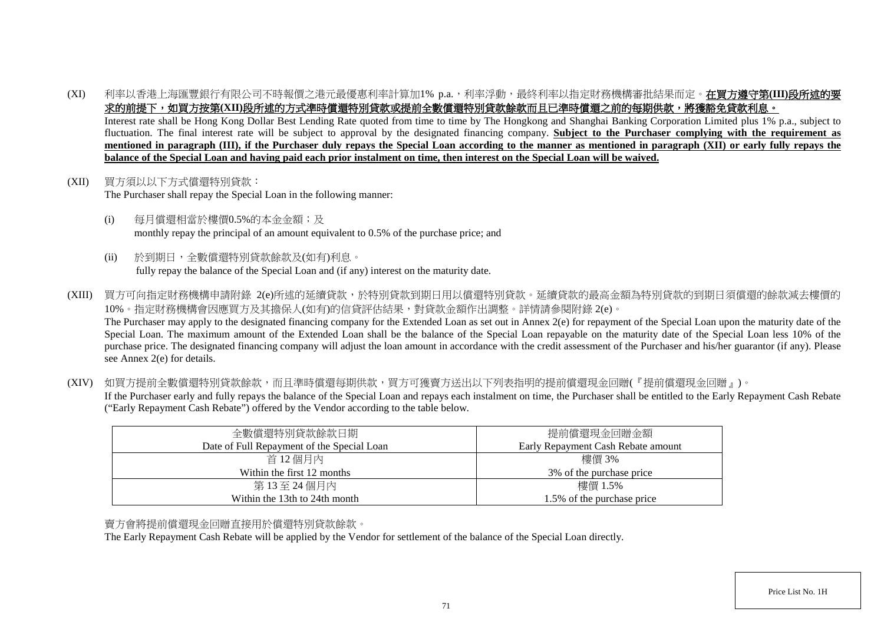(XI) 利率以香港上海匯豐銀行有限公司不時報價之港元最優惠利率計算加1% p.a.，利率浮動，最終利率以指定財務機構審批結果而定。**在買方遵守第(III)段所述的要求的前提下，如買方按第(XII)段所述的方式準時償還特別貸款或提前全數償還特別貸款餘款而且已準時償還之前的每期供款，將獲豁免貸款利息。**

Interest rate shall be Hong Kong Dollar Best Lending Rate quoted from time to time by The Hongkong and Shanghai Banking Corporation Limited plus 1% p.a., subject to fluctuation. The final interest rate will be subject to approval by the designated financing company. **Subject to the Purchaser complying with the requirement as mentioned in paragraph (III), if the Purchaser duly repays the Special Loan according to the manner as mentioned in paragraph (XII) or early fully repays the balance of the Special Loan and having paid each prior instalment on time, then interest on the Special Loan will be waived.**

(XII) 買方須以以下方式償還特別貸款：

The Purchaser shall repay the Special Loan in the following manner:

(i) 每月償還相當於樓價0.5%的本金金額；及
monthly repay the principal of an amount equivalent to 0.5% of the purchase price; and

(ii) 於到期日，全數償還特別貸款餘款及(如有)利息。
fully repay the balance of the Special Loan and (if any) interest on the maturity date.

(XIII) 買方可向指定財務機構申請附錄 2(e)所述的延續貸款，於特別貸款到期日用以償還特別貸款。延續貸款的最高金額為特別貸款的到期日須償還的餘款減去樓價的10%。指定財務機構會因應買方及其擔保人(如有)的信貸評估結果，對貸款金額作出調整。詳情請參閱附錄 2(e)。

The Purchaser may apply to the designated financing company for the Extended Loan as set out in Annex 2(e) for repayment of the Special Loan upon the maturity date of the Special Loan. The maximum amount of the Extended Loan shall be the balance of the Special Loan repayable on the maturity date of the Special Loan less 10% of the purchase price. The designated financing company will adjust the loan amount in accordance with the credit assessment of the Purchaser and his/her guarantor (if any). Please see Annex 2(e) for details.

(XIV) 如買方提前全數償還特別貸款餘款，而且準時償還每期供款，買方可獲賣方送出以下列表指明的提前償還現金回贈(『提前償還現金回贈』)。

If the Purchaser early and fully repays the balance of the Special Loan and repays each instalment on time, the Purchaser shall be entitled to the Early Repayment Cash Rebate ("Early Repayment Cash Rebate") offered by the Vendor according to the table below.

| 全數償還特別貸款餘款日期<br>Date of Full Repayment of the Special Loan | 提前償還現金回贈金額<br>Early Repayment Cash Rebate amount |
|---|---|
| 首 12 個月內<br>Within the first 12 months | 樓價 3%<br>3% of the purchase price |
| 第 13 至 24 個月內<br>Within the 13th to 24th month | 樓價 1.5%<br>1.5% of the purchase price |

賣方會將提前償還現金回贈直接用於償還特別貸款餘款。

The Early Repayment Cash Rebate will be applied by the Vendor for settlement of the balance of the Special Loan directly.

Price List No. 1H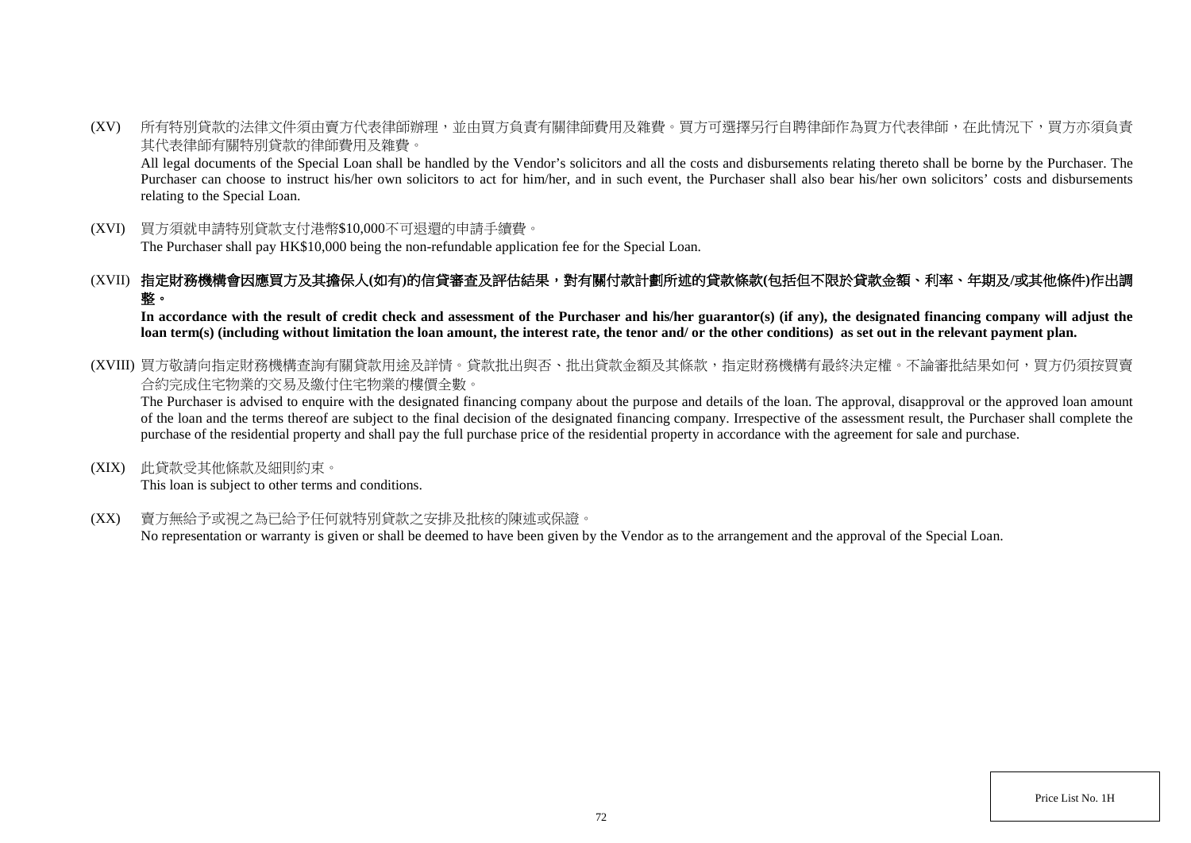(XV) 所有特別貸款的法律文件須由賣方代表律師辦理，並由買方負責有關律師費用及雜費。買方可選擇另行自聘律師作為買方代表律師，在此情況下，買方亦須負責其代表律師有關特別貸款的律師費用及雜費。

All legal documents of the Special Loan shall be handled by the Vendor's solicitors and all the costs and disbursements relating thereto shall be borne by the Purchaser. The Purchaser can choose to instruct his/her own solicitors to act for him/her, and in such event, the Purchaser shall also bear his/her own solicitors' costs and disbursements relating to the Special Loan.

(XVI) 買方須就申請特別貸款支付港幣$10,000不可退還的申請手續費。

The Purchaser shall pay HK$10,000 being the non-refundable application fee for the Special Loan.

(XVII) **指定財務機構會因應買方及其擔保人(如有)的信貸審查及評估結果，對有關付款計劃所述的貸款條款(包括但不限於貸款金額、利率、年期及/或其他條件)作出調整。**

**In accordance with the result of credit check and assessment of the Purchaser and his/her guarantor(s) (if any), the designated financing company will adjust the loan term(s) (including without limitation the loan amount, the interest rate, the tenor and/ or the other conditions) as set out in the relevant payment plan.**

(XVIII) 買方敬請向指定財務機構查詢有關貸款用途及詳情。貸款批出與否、批出貸款金額及其條款，指定財務機構有最終決定權。不論審批結果如何，買方仍須按買賣合約完成住宅物業的交易及繳付住宅物業的樓價全數。

The Purchaser is advised to enquire with the designated financing company about the purpose and details of the loan. The approval, disapproval or the approved loan amount of the loan and the terms thereof are subject to the final decision of the designated financing company. Irrespective of the assessment result, the Purchaser shall complete the purchase of the residential property and shall pay the full purchase price of the residential property in accordance with the agreement for sale and purchase.

(XIX) 此貸款受其他條款及細則約束。

This loan is subject to other terms and conditions.

(XX) 賣方無給予或視之為已給予任何就特別貸款之安排及批核的陳述或保證。

No representation or warranty is given or shall be deemed to have been given by the Vendor as to the arrangement and the approval of the Special Loan.

Price List No. 1H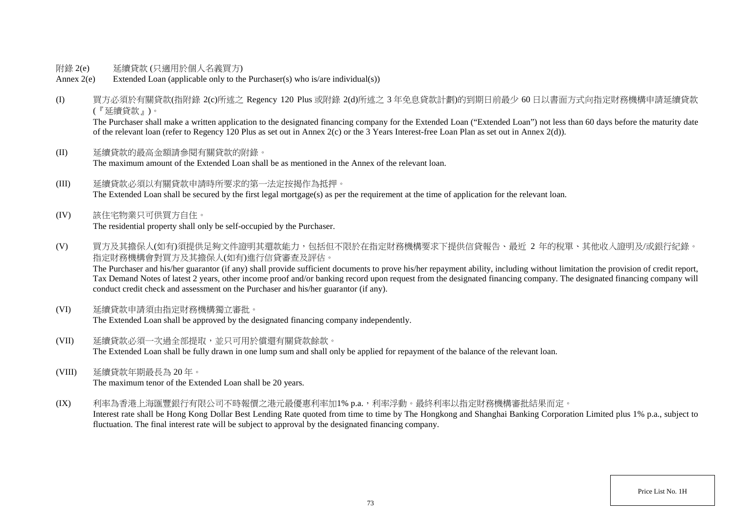附錄 2(e) 延續貸款 (只適用於個人名義買方)

Annex 2(e) Extended Loan (applicable only to the Purchaser(s) who is/are individual(s))

(I) 買方必須於有關貸款(指附錄 2(c)所述之 Regency 120 Plus 或附錄 2(d)所述之 3 年免息貸款計劃)的到期日前最少 60 日以書面方式向指定財務機構申請延續貸款(『延續貸款』)。

The Purchaser shall make a written application to the designated financing company for the Extended Loan ("Extended Loan") not less than 60 days before the maturity date of the relevant loan (refer to Regency 120 Plus as set out in Annex 2(c) or the 3 Years Interest-free Loan Plan as set out in Annex 2(d)).

(II) 延續貸款的最高金額請參閱有關貸款的附錄。

The maximum amount of the Extended Loan shall be as mentioned in the Annex of the relevant loan.

(III) 延續貸款必須以有關貸款申請時所要求的第一法定按揭作為抵押。

The Extended Loan shall be secured by the first legal mortgage(s) as per the requirement at the time of application for the relevant loan.

(IV) 該住宅物業只可供買方自住。

The residential property shall only be self-occupied by the Purchaser.

(V) 買方及其擔保人(如有)須提供足夠文件證明其還款能力，包括但不限於在指定財務機構要求下提供信貸報告、最近 2 年的稅單、其他收入證明及/或銀行紀錄。指定財務機構會對買方及其擔保人(如有)進行信貸審查及評估。

The Purchaser and his/her guarantor (if any) shall provide sufficient documents to prove his/her repayment ability, including without limitation the provision of credit report, Tax Demand Notes of latest 2 years, other income proof and/or banking record upon request from the designated financing company. The designated financing company will conduct credit check and assessment on the Purchaser and his/her guarantor (if any).

(VI) 延續貸款申請須由指定財務機構獨立審批。

The Extended Loan shall be approved by the designated financing company independently.

(VII) 延續貸款必須一次過全部提取，並只可用於償還有關貸款餘款。

The Extended Loan shall be fully drawn in one lump sum and shall only be applied for repayment of the balance of the relevant loan.

(VIII) 延續貸款年期最長為 20 年。

The maximum tenor of the Extended Loan shall be 20 years.

(IX) 利率為香港上海匯豐銀行有限公司不時報價之港元最優惠利率加1% p.a.，利率浮動。最終利率以指定財務機構審批結果而定。

Interest rate shall be Hong Kong Dollar Best Lending Rate quoted from time to time by The Hongkong and Shanghai Banking Corporation Limited plus 1% p.a., subject to fluctuation. The final interest rate will be subject to approval by the designated financing company.

Price List No. 1H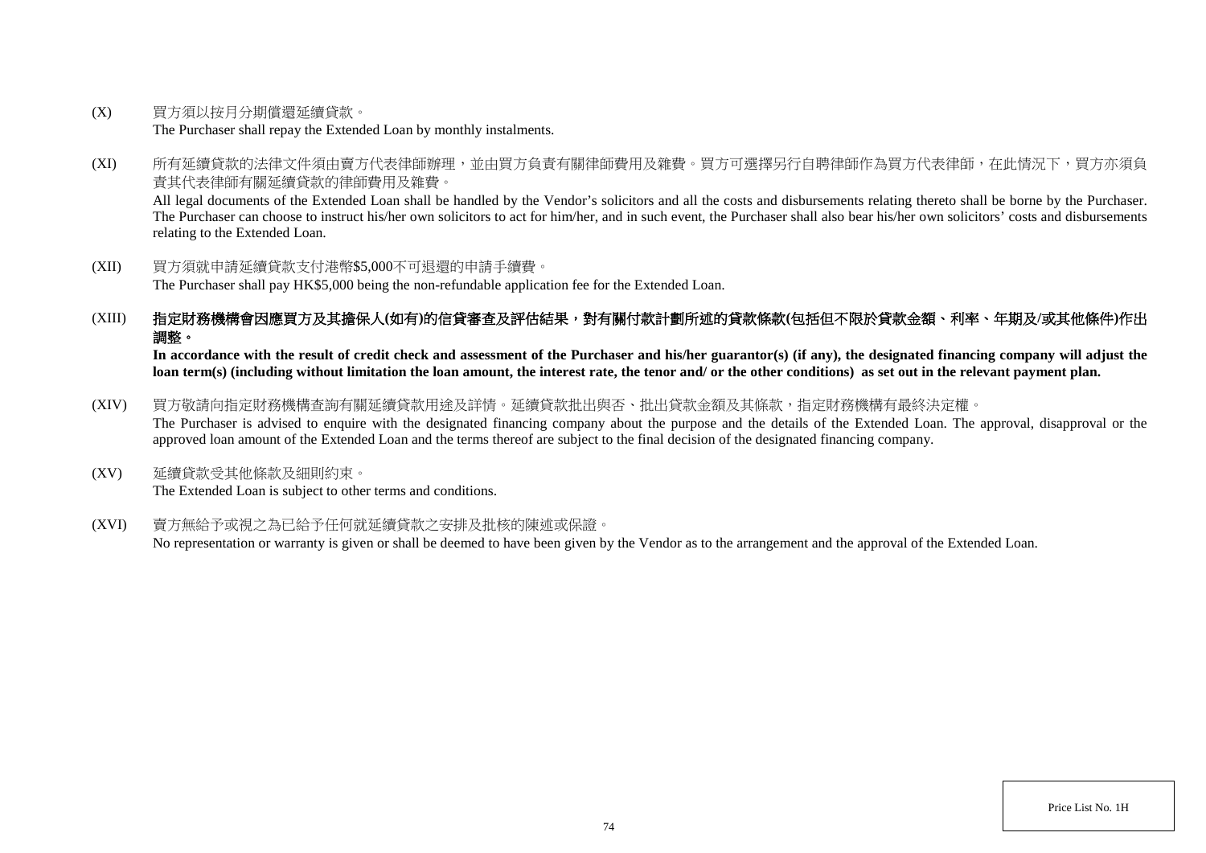(X) 買方須以按月分期償還延續貸款。
The Purchaser shall repay the Extended Loan by monthly instalments.

(XI) 所有延續貸款的法律文件須由賣方代表律師辦理，並由買方負責有關律師費用及雜費。買方可選擇另行自聘律師作為買方代表律師，在此情況下，買方亦須負責其代表律師有關延續貸款的律師費用及雜費。
All legal documents of the Extended Loan shall be handled by the Vendor's solicitors and all the costs and disbursements relating thereto shall be borne by the Purchaser. The Purchaser can choose to instruct his/her own solicitors to act for him/her, and in such event, the Purchaser shall also bear his/her own solicitors' costs and disbursements relating to the Extended Loan.

(XII) 買方須就申請延續貸款支付港幣$5,000不可退還的申請手續費。
The Purchaser shall pay HK$5,000 being the non-refundable application fee for the Extended Loan.

(XIII) **指定財務機構會因應買方及其擔保人(如有)的信貸審查及評估結果，對有關付款計劃所述的貸款條款(包括但不限於貸款金額、利率、年期及/或其他條件)作出調整。**
**In accordance with the result of credit check and assessment of the Purchaser and his/her guarantor(s) (if any), the designated financing company will adjust the loan term(s) (including without limitation the loan amount, the interest rate, the tenor and/ or the other conditions) as set out in the relevant payment plan.**

(XIV) 買方敬請向指定財務機構查詢有關延續貸款用途及詳情。延續貸款批出與否、批出貸款金額及其條款，指定財務機構有最終決定權。
The Purchaser is advised to enquire with the designated financing company about the purpose and the details of the Extended Loan. The approval, disapproval or the approved loan amount of the Extended Loan and the terms thereof are subject to the final decision of the designated financing company.

(XV) 延續貸款受其他條款及細則約束。
The Extended Loan is subject to other terms and conditions.

(XVI) 賣方無給予或視之為已給予任何就延續貸款之安排及批核的陳述或保證。
No representation or warranty is given or shall be deemed to have been given by the Vendor as to the arrangement and the approval of the Extended Loan.

Price List No. 1H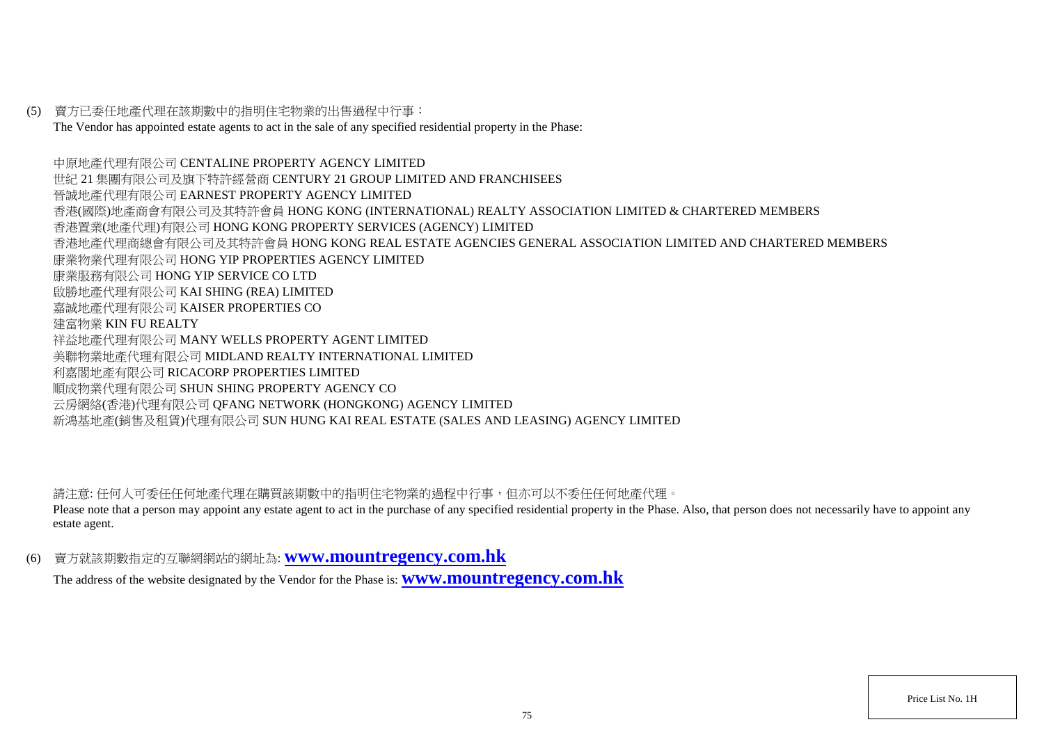(5) 賣方已委任地產代理在該期數中的指明住宅物業的出售過程中行事：
The Vendor has appointed estate agents to act in the sale of any specified residential property in the Phase:

中原地產代理有限公司 CENTALINE PROPERTY AGENCY LIMITED
世紀 21 集團有限公司及旗下特許經營商 CENTURY 21 GROUP LIMITED AND FRANCHISEES
晉誠地產代理有限公司 EARNEST PROPERTY AGENCY LIMITED
香港(國際)地產商會有限公司及其特許會員 HONG KONG (INTERNATIONAL) REALTY ASSOCIATION LIMITED & CHARTERED MEMBERS
香港置業(地產代理)有限公司 HONG KONG PROPERTY SERVICES (AGENCY) LIMITED
香港地產代理商總會有限公司及其特許會員 HONG KONG REAL ESTATE AGENCIES GENERAL ASSOCIATION LIMITED AND CHARTERED MEMBERS
康業物業代理有限公司 HONG YIP PROPERTIES AGENCY LIMITED
康業服務有限公司 HONG YIP SERVICE CO LTD
啟勝地產代理有限公司 KAI SHING (REA) LIMITED
嘉誠地產代理有限公司 KAISER PROPERTIES CO
建富物業 KIN FU REALTY
祥益地產代理有限公司 MANY WELLS PROPERTY AGENT LIMITED
美聯物業地產代理有限公司 MIDLAND REALTY INTERNATIONAL LIMITED
利嘉閣地產有限公司 RICACORP PROPERTIES LIMITED
順成物業代理有限公司 SHUN SHING PROPERTY AGENCY CO
云房網絡(香港)代理有限公司 QFANG NETWORK (HONGKONG) AGENCY LIMITED
新鴻基地產(銷售及租賃)代理有限公司 SUN HUNG KAI REAL ESTATE (SALES AND LEASING) AGENCY LIMITED

請注意: 任何人可委任任何地產代理在購買該期數中的指明住宅物業的過程中行事，但亦可以不委任任何地產代理。
Please note that a person may appoint any estate agent to act in the purchase of any specified residential property in the Phase. Also, that person does not necessarily have to appoint any estate agent.

(6) 賣方就該期數指定的互聯網網站的網址為: **www.mountregency.com.hk**
The address of the website designated by the Vendor for the Phase is: **www.mountregency.com.hk**

Price List No. 1H